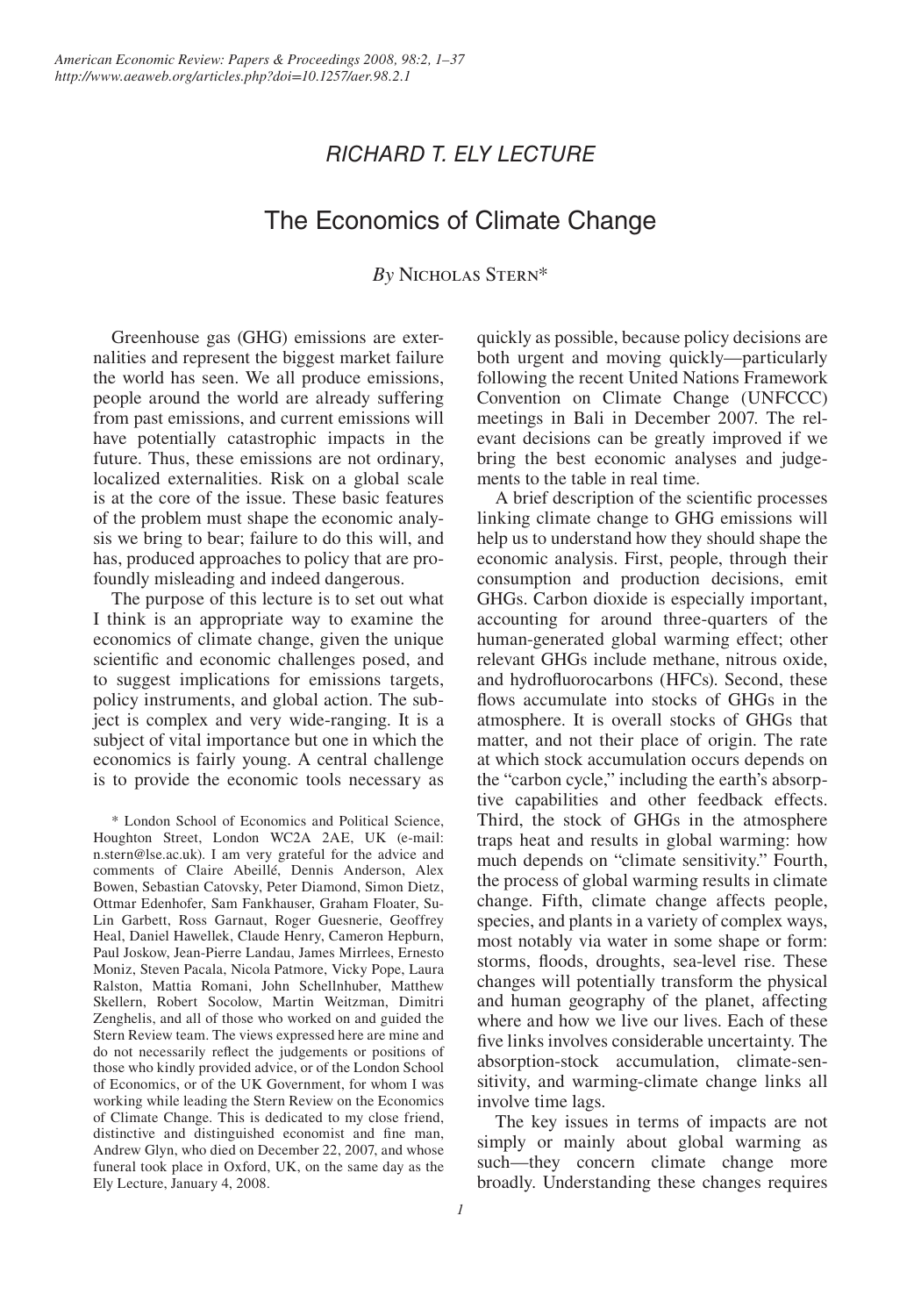## RICHARD T. ELY LECTURE

# The Economics of Climate Change

*By* NICHOLAS STERN*

Greenhouse gas (GHG) emissions are externalities and represent the biggest market failure the world has seen. We all produce emissions, people around the world are already suffering from past emissions, and current emissions will have potentially catastrophic impacts in the future. Thus, these emissions are not ordinary, localized externalities. Risk on a global scale is at the core of the issue. These basic features of the problem must shape the economic analysis we bring to bear; failure to do this will, and has, produced approaches to policy that are profoundly misleading and indeed dangerous.

The purpose of this lecture is to set out what I think is an appropriate way to examine the economics of climate change, given the unique scientific and economic challenges posed, and to suggest implications for emissions targets, policy instruments, and global action. The subject is complex and very wide-ranging. It is a subject of vital importance but one in which the economics is fairly young. A central challenge is to provide the economic tools necessary as quickly as possible, because policy decisions are both urgent and moving quickly—particularly following the recent United Nations Framework Convention on Climate Change (UNFCCC) meetings in Bali in December 2007. The relevant decisions can be greatly improved if we bring the best economic analyses and judgements to the table in real time.

A brief description of the scientific processes linking climate change to GHG emissions will help us to understand how they should shape the economic analysis. First, people, through their consumption and production decisions, emit GHGs. Carbon dioxide is especially important, accounting for around three-quarters of the human-generated global warming effect; other relevant GHGs include methane, nitrous oxide, and hydrofluorocarbons (HFCs). Second, these flows accumulate into stocks of GHGs in the atmosphere. It is overall stocks of GHGs that matter, and not their place of origin. The rate at which stock accumulation occurs depends on the "carbon cycle," including the earth's absorptive capabilities and other feedback effects. Third, the stock of GHGs in the atmosphere traps heat and results in global warming: how much depends on "climate sensitivity." Fourth, the process of global warming results in climate change. Fifth, climate change affects people, species, and plants in a variety of complex ways, most notably via water in some shape or form: storms, floods, droughts, sea-level rise. These changes will potentially transform the physical and human geography of the planet, affecting where and how we live our lives. Each of these five links involves considerable uncertainty. The absorption-stock accumulation, climate-sensitivity, and warming-climate change links all involve time lags.

The key issues in terms of impacts are not simply or mainly about global warming as such—they concern climate change more broadly. Understanding these changes requires

\* London School of Economics and Political Science, Houghton Street, London WC2A 2AE, UK (e-mail: n.stern@lse.ac.uk). I am very grateful for the advice and comments of Claire Abeillé, Dennis Anderson, Alex Bowen, Sebastian Catovsky, Peter Diamond, Simon Dietz, Ottmar Edenhofer, Sam Fankhauser, Graham Floater, Su-Lin Garbett, Ross Garnaut, Roger Guesnerie, Geoffrey Heal, Daniel Hawellek, Claude Henry, Cameron Hepburn, Paul Joskow, Jean-Pierre Landau, James Mirrlees, Ernesto Moniz, Steven Pacala, Nicola Patmore, Vicky Pope, Laura Ralston, Mattia Romani, John Schellnhuber, Matthew Skellern, Robert Socolow, Martin Weitzman, Dimitri Zenghelis, and all of those who worked on and guided the Stern Review team. The views expressed here are mine and do not necessarily reflect the judgements or positions of those who kindly provided advice, or of the London School of Economics, or of the UK Government, for whom I was working while leading the Stern Review on the Economics of Climate Change. This is dedicated to my close friend, distinctive and distinguished economist and fine man, Andrew Glyn, who died on December 22, 2007, and whose funeral took place in Oxford, UK, on the same day as the Ely Lecture, January 4, 2008.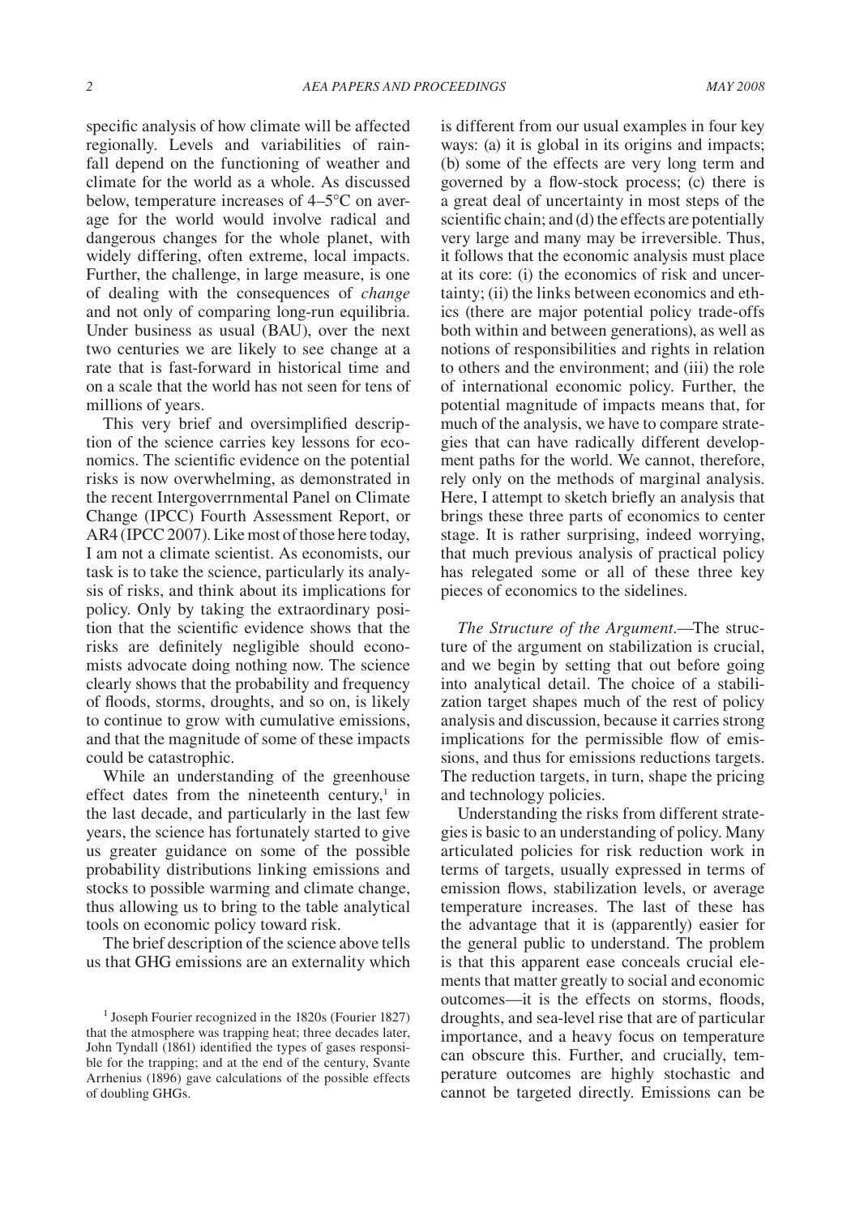specific analysis of how climate will be affected regionally. Levels and variabilities of rainfall depend on the functioning of weather and climate for the world as a whole. As discussed below, temperature increases of 4–5°C on average for the world would involve radical and dangerous changes for the whole planet, with widely differing, often extreme, local impacts. Further, the challenge, in large measure, is one of dealing with the consequences of *change* and not only of comparing long-run equilibria. Under business as usual (BAU), over the next two centuries we are likely to see change at a rate that is fast-forward in historical time and on a scale that the world has not seen for tens of millions of years.

This very brief and oversimplified description of the science carries key lessons for economics. The scientific evidence on the potential risks is now overwhelming, as demonstrated in the recent Intergoverrnmental Panel on Climate Change (IPCC) Fourth Assessment Report, or AR4 (IPCC 2007). Like most of those here today, I am not a climate scientist. As economists, our task is to take the science, particularly its analysis of risks, and think about its implications for policy. Only by taking the extraordinary position that the scientific evidence shows that the risks are definitely negligible should economists advocate doing nothing now. The science clearly shows that the probability and frequency of floods, storms, droughts, and so on, is likely to continue to grow with cumulative emissions, and that the magnitude of some of these impacts could be catastrophic.

While an understanding of the greenhouse effect dates from the nineteenth century,[1] in the last decade, and particularly in the last few years, the science has fortunately started to give us greater guidance on some of the possible probability distributions linking emissions and stocks to possible warming and climate change, thus allowing us to bring to the table analytical tools on economic policy toward risk.

The brief description of the science above tells us that GHG emissions are an externality which is different from our usual examples in four key ways: (a) it is global in its origins and impacts; (b) some of the effects are very long term and governed by a flow-stock process; (c) there is a great deal of uncertainty in most steps of the scientific chain; and (d) the effects are potentially very large and many may be irreversible. Thus, it follows that the economic analysis must place at its core: (i) the economics of risk and uncertainty; (ii) the links between economics and ethics (there are major potential policy trade-offs both within and between generations), as well as notions of responsibilities and rights in relation to others and the environment; and (iii) the role of international economic policy. Further, the potential magnitude of impacts means that, for much of the analysis, we have to compare strategies that can have radically different development paths for the world. We cannot, therefore, rely only on the methods of marginal analysis. Here, I attempt to sketch briefly an analysis that brings these three parts of economics to center stage. It is rather surprising, indeed worrying, that much previous analysis of practical policy has relegated some or all of these three key pieces of economics to the sidelines.

*The Structure of the Argument*.—The structure of the argument on stabilization is crucial, and we begin by setting that out before going into analytical detail. The choice of a stabilization target shapes much of the rest of policy analysis and discussion, because it carries strong implications for the permissible flow of emissions, and thus for emissions reductions targets. The reduction targets, in turn, shape the pricing and technology policies.

Understanding the risks from different strategies is basic to an understanding of policy. Many articulated policies for risk reduction work in terms of targets, usually expressed in terms of emission flows, stabilization levels, or average temperature increases. The last of these has the advantage that it is (apparently) easier for the general public to understand. The problem is that this apparent ease conceals crucial elements that matter greatly to social and economic outcomes—it is the effects on storms, floods, droughts, and sea-level rise that are of particular importance, and a heavy focus on temperature can obscure this. Further, and crucially, temperature outcomes are highly stochastic and cannot be targeted directly. Emissions can be

[1] Joseph Fourier recognized in the 1820s (Fourier 1827) that the atmosphere was trapping heat; three decades later, John Tyndall (1861) identified the types of gases responsible for the trapping; and at the end of the century, Svante Arrhenius (1896) gave calculations of the possible effects of doubling GHGs.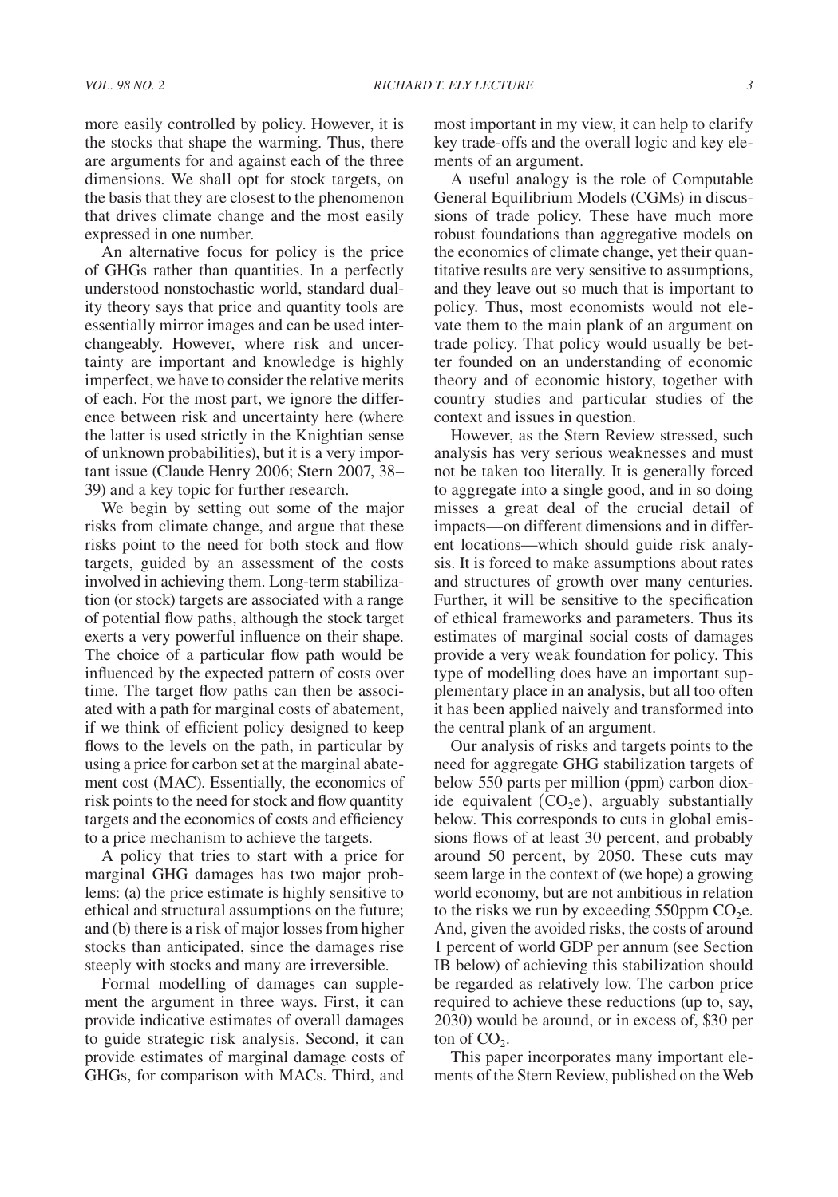more easily controlled by policy. However, it is the stocks that shape the warming. Thus, there are arguments for and against each of the three dimensions. We shall opt for stock targets, on the basis that they are closest to the phenomenon that drives climate change and the most easily expressed in one number.

An alternative focus for policy is the price of GHGs rather than quantities. In a perfectly understood nonstochastic world, standard duality theory says that price and quantity tools are essentially mirror images and can be used interchangeably. However, where risk and uncertainty are important and knowledge is highly imperfect, we have to consider the relative merits of each. For the most part, we ignore the difference between risk and uncertainty here (where the latter is used strictly in the Knightian sense of unknown probabilities), but it is a very important issue (Claude Henry 2006; Stern 2007, 38–39) and a key topic for further research.

We begin by setting out some of the major risks from climate change, and argue that these risks point to the need for both stock and flow targets, guided by an assessment of the costs involved in achieving them. Long-term stabilization (or stock) targets are associated with a range of potential flow paths, although the stock target exerts a very powerful influence on their shape. The choice of a particular flow path would be influenced by the expected pattern of costs over time. The target flow paths can then be associated with a path for marginal costs of abatement, if we think of efficient policy designed to keep flows to the levels on the path, in particular by using a price for carbon set at the marginal abatement cost (MAC). Essentially, the economics of risk points to the need for stock and flow quantity targets and the economics of costs and efficiency to a price mechanism to achieve the targets.

A policy that tries to start with a price for marginal GHG damages has two major problems: (a) the price estimate is highly sensitive to ethical and structural assumptions on the future; and (b) there is a risk of major losses from higher stocks than anticipated, since the damages rise steeply with stocks and many are irreversible.

Formal modelling of damages can supplement the argument in three ways. First, it can provide indicative estimates of overall damages to guide strategic risk analysis. Second, it can provide estimates of marginal damage costs of GHGs, for comparison with MACs. Third, and most important in my view, it can help to clarify key trade-offs and the overall logic and key elements of an argument.

A useful analogy is the role of Computable General Equilibrium Models (CGMs) in discussions of trade policy. These have much more robust foundations than aggregative models on the economics of climate change, yet their quantitative results are very sensitive to assumptions, and they leave out so much that is important to policy. Thus, most economists would not elevate them to the main plank of an argument on trade policy. That policy would usually be better founded on an understanding of economic theory and of economic history, together with country studies and particular studies of the context and issues in question.

However, as the Stern Review stressed, such analysis has very serious weaknesses and must not be taken too literally. It is generally forced to aggregate into a single good, and in so doing misses a great deal of the crucial detail of impacts—on different dimensions and in different locations—which should guide risk analysis. It is forced to make assumptions about rates and structures of growth over many centuries. Further, it will be sensitive to the specification of ethical frameworks and parameters. Thus its estimates of marginal social costs of damages provide a very weak foundation for policy. This type of modelling does have an important supplementary place in an analysis, but all too often it has been applied naively and transformed into the central plank of an argument.

Our analysis of risks and targets points to the need for aggregate GHG stabilization targets of below 550 parts per million (ppm) carbon dioxide equivalent ($CO_2e$), arguably substantially below. This corresponds to cuts in global emissions flows of at least 30 percent, and probably around 50 percent, by 2050. These cuts may seem large in the context of (we hope) a growing world economy, but are not ambitious in relation to the risks we run by exceeding 550ppm $CO_2e$. And, given the avoided risks, the costs of around 1 percent of world GDP per annum (see Section IB below) of achieving this stabilization should be regarded as relatively low. The carbon price required to achieve these reductions (up to, say, 2030) would be around, or in excess of, \$30 per ton of $CO_2$.

This paper incorporates many important elements of the Stern Review, published on the Web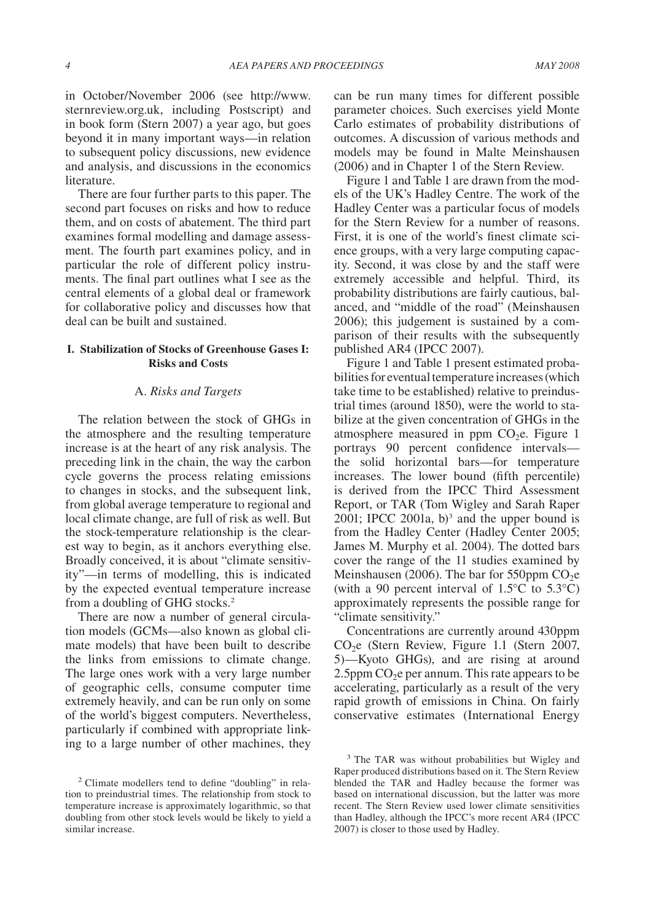in October/November 2006 (see http://www.sternreview.org.uk, including Postscript) and in book form (Stern 2007) a year ago, but goes beyond it in many important ways—in relation to subsequent policy discussions, new evidence and analysis, and discussions in the economics literature.

There are four further parts to this paper. The second part focuses on risks and how to reduce them, and on costs of abatement. The third part examines formal modelling and damage assessment. The fourth part examines policy, and in particular the role of different policy instruments. The final part outlines what I see as the central elements of a global deal or framework for collaborative policy and discusses how that deal can be built and sustained.

## I. Stabilization of Stocks of Greenhouse Gases I: Risks and Costs

### A. *Risks and Targets*

The relation between the stock of GHGs in the atmosphere and the resulting temperature increase is at the heart of any risk analysis. The preceding link in the chain, the way the carbon cycle governs the process relating emissions to changes in stocks, and the subsequent link, from global average temperature to regional and local climate change, are full of risk as well. But the stock-temperature relationship is the clearest way to begin, as it anchors everything else. Broadly conceived, it is about "climate sensitivity"—in terms of modelling, this is indicated by the expected eventual temperature increase from a doubling of GHG stocks.[2]

There are now a number of general circulation models (GCMs—also known as global climate models) that have been built to describe the links from emissions to climate change. The large ones work with a very large number of geographic cells, consume computer time extremely heavily, and can be run only on some of the world's biggest computers. Nevertheless, particularly if combined with appropriate linking to a large number of other machines, they can be run many times for different possible parameter choices. Such exercises yield Monte Carlo estimates of probability distributions of outcomes. A discussion of various methods and models may be found in Malte Meinshausen (2006) and in Chapter 1 of the Stern Review.

Figure 1 and Table 1 are drawn from the models of the UK's Hadley Centre. The work of the Hadley Center was a particular focus of models for the Stern Review for a number of reasons. First, it is one of the world's finest climate science groups, with a very large computing capacity. Second, it was close by and the staff were extremely accessible and helpful. Third, its probability distributions are fairly cautious, balanced, and "middle of the road" (Meinshausen 2006); this judgement is sustained by a comparison of their results with the subsequently published AR4 (IPCC 2007).

Figure 1 and Table 1 present estimated probabilities for eventual temperature increases (which take time to be established) relative to preindustrial times (around 1850), were the world to stabilize at the given concentration of GHGs in the atmosphere measured in ppm $CO_2$e. Figure 1 portrays 90 percent confidence intervals—the solid horizontal bars—for temperature increases. The lower bound (fifth percentile) is derived from the IPCC Third Assessment Report, or TAR (Tom Wigley and Sarah Raper 2001; IPCC 2001a, b)[3] and the upper bound is from the Hadley Center (Hadley Center 2005; James M. Murphy et al. 2004). The dotted bars cover the range of the 11 studies examined by Meinshausen (2006). The bar for 550ppm $CO_2$e (with a 90 percent interval of 1.5°C to 5.3°C) approximately represents the possible range for "climate sensitivity."

Concentrations are currently around 430ppm $CO_2$e (Stern Review, Figure 1.1 (Stern 2007, 5)—Kyoto GHGs), and are rising at around 2.5ppm $CO_2$e per annum. This rate appears to be accelerating, particularly as a result of the very rapid growth of emissions in China. On fairly conservative estimates (International Energy

[2] Climate modellers tend to define "doubling" in relation to preindustrial times. The relationship from stock to temperature increase is approximately logarithmic, so that doubling from other stock levels would be likely to yield a similar increase.

[3] The TAR was without probabilities but Wigley and Raper produced distributions based on it. The Stern Review blended the TAR and Hadley because the former was based on international discussion, but the latter was more recent. The Stern Review used lower climate sensitivities than Hadley, although the IPCC's more recent AR4 (IPCC 2007) is closer to those used by Hadley.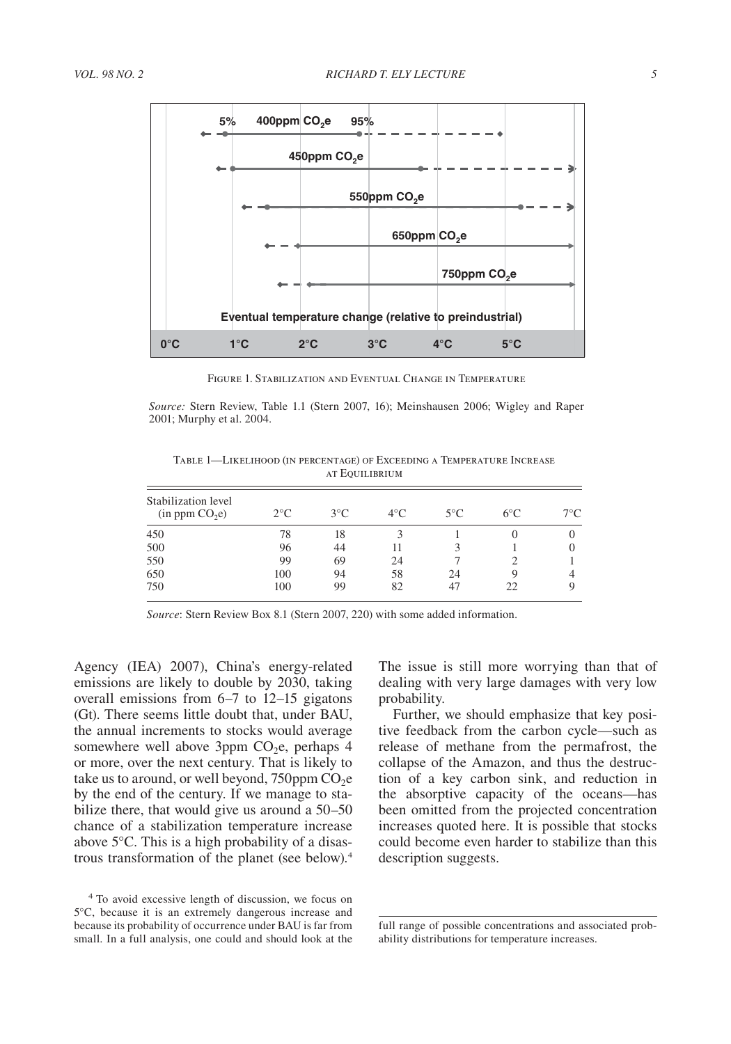Figure 1. Stabilization and Eventual Change in Temperature

*Source:* Stern Review, Table 1.1 (Stern 2007, 16); Meinshausen 2006; Wigley and Raper 2001; Murphy et al. 2004.

Table 1—Likelihood (in percentage) of Exceeding a Temperature Increase at Equilibrium

| Stabilization level (in ppm $CO_2e$) | 2°C | 3°C | 4°C | 5°C | 6°C | 7°C |
|---|---|---|---|---|---|---|
| 450 | 78 | 18 | 3 | 1 | 0 | 0 |
| 500 | 96 | 44 | 11 | 3 | 1 | 0 |
| 550 | 99 | 69 | 24 | 7 | 2 | 1 |
| 650 | 100 | 94 | 58 | 24 | 9 | 4 |
| 750 | 100 | 99 | 82 | 47 | 22 | 9 |

*Source*: Stern Review Box 8.1 (Stern 2007, 220) with some added information.

Agency (IEA) 2007), China's energy-related emissions are likely to double by 2030, taking overall emissions from 6–7 to 12–15 gigatons (Gt). There seems little doubt that, under BAU, the annual increments to stocks would average somewhere well above 3ppm $CO_2e$, perhaps 4 or more, over the next century. That is likely to take us to around, or well beyond, 750ppm $CO_2e$ by the end of the century. If we manage to stabilize there, that would give us around a 50–50 chance of a stabilization temperature increase above 5°C. This is a high probability of a disastrous transformation of the planet (see below).[4] The issue is still more worrying than that of dealing with very large damages with very low probability.

Further, we should emphasize that key positive feedback from the carbon cycle—such as release of methane from the permafrost, the collapse of the Amazon, and thus the destruction of a key carbon sink, and reduction in the absorptive capacity of the oceans—has been omitted from the projected concentration increases quoted here. It is possible that stocks could become even harder to stabilize than this description suggests.

[4] To avoid excessive length of discussion, we focus on 5°C, because it is an extremely dangerous increase and because its probability of occurrence under BAU is far from small. In a full analysis, one could and should look at the full range of possible concentrations and associated probability distributions for temperature increases.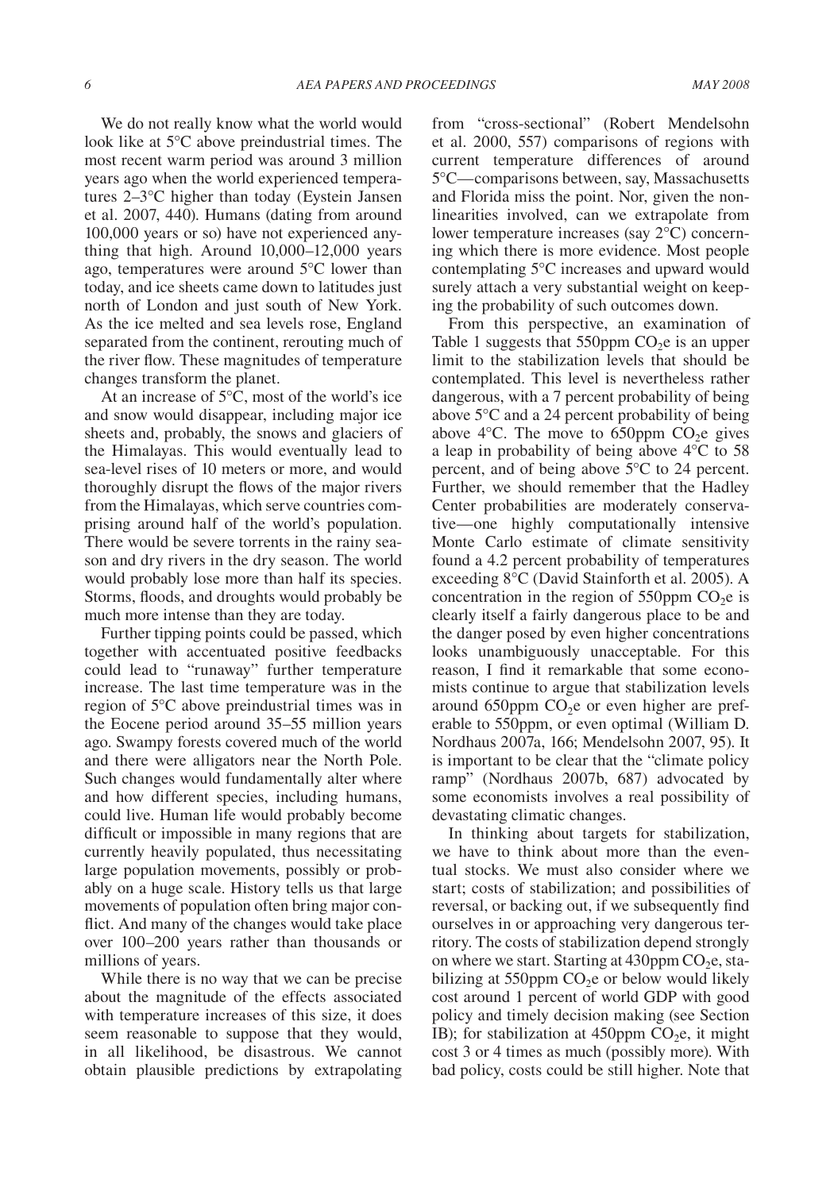We do not really know what the world would look like at 5°C above preindustrial times. The most recent warm period was around 3 million years ago when the world experienced temperatures 2–3°C higher than today (Eystein Jansen et al. 2007, 440). Humans (dating from around 100,000 years or so) have not experienced anything that high. Around 10,000–12,000 years ago, temperatures were around 5°C lower than today, and ice sheets came down to latitudes just north of London and just south of New York. As the ice melted and sea levels rose, England separated from the continent, rerouting much of the river flow. These magnitudes of temperature changes transform the planet.

At an increase of 5°C, most of the world's ice and snow would disappear, including major ice sheets and, probably, the snows and glaciers of the Himalayas. This would eventually lead to sea-level rises of 10 meters or more, and would thoroughly disrupt the flows of the major rivers from the Himalayas, which serve countries comprising around half of the world's population. There would be severe torrents in the rainy season and dry rivers in the dry season. The world would probably lose more than half its species. Storms, floods, and droughts would probably be much more intense than they are today.

Further tipping points could be passed, which together with accentuated positive feedbacks could lead to "runaway" further temperature increase. The last time temperature was in the region of 5°C above preindustrial times was in the Eocene period around 35–55 million years ago. Swampy forests covered much of the world and there were alligators near the North Pole. Such changes would fundamentally alter where and how different species, including humans, could live. Human life would probably become difficult or impossible in many regions that are currently heavily populated, thus necessitating large population movements, possibly or probably on a huge scale. History tells us that large movements of population often bring major conflict. And many of the changes would take place over 100–200 years rather than thousands or millions of years.

While there is no way that we can be precise about the magnitude of the effects associated with temperature increases of this size, it does seem reasonable to suppose that they would, in all likelihood, be disastrous. We cannot obtain plausible predictions by extrapolating from "cross-sectional" (Robert Mendelsohn et al. 2000, 557) comparisons of regions with current temperature differences of around 5°C—comparisons between, say, Massachusetts and Florida miss the point. Nor, given the nonlinearities involved, can we extrapolate from lower temperature increases (say 2°C) concerning which there is more evidence. Most people contemplating 5°C increases and upward would surely attach a very substantial weight on keeping the probability of such outcomes down.

From this perspective, an examination of Table 1 suggests that 550ppm $CO_2$e is an upper limit to the stabilization levels that should be contemplated. This level is nevertheless rather dangerous, with a 7 percent probability of being above 5°C and a 24 percent probability of being above 4°C. The move to 650ppm $CO_2$e gives a leap in probability of being above 4°C to 58 percent, and of being above 5°C to 24 percent. Further, we should remember that the Hadley Center probabilities are moderately conservative—one highly computationally intensive Monte Carlo estimate of climate sensitivity found a 4.2 percent probability of temperatures exceeding 8°C (David Stainforth et al. 2005). A concentration in the region of 550ppm $CO_2$e is clearly itself a fairly dangerous place to be and the danger posed by even higher concentrations looks unambiguously unacceptable. For this reason, I find it remarkable that some economists continue to argue that stabilization levels around 650ppm $CO_2$e or even higher are preferable to 550ppm, or even optimal (William D. Nordhaus 2007a, 166; Mendelsohn 2007, 95). It is important to be clear that the "climate policy ramp" (Nordhaus 2007b, 687) advocated by some economists involves a real possibility of devastating climatic changes.

In thinking about targets for stabilization, we have to think about more than the eventual stocks. We must also consider where we start; costs of stabilization; and possibilities of reversal, or backing out, if we subsequently find ourselves in or approaching very dangerous territory. The costs of stabilization depend strongly on where we start. Starting at 430ppm $CO_2$e, stabilizing at 550ppm $CO_2$e or below would likely cost around 1 percent of world GDP with good policy and timely decision making (see Section IB); for stabilization at 450ppm $CO_2$e, it might cost 3 or 4 times as much (possibly more). With bad policy, costs could be still higher. Note that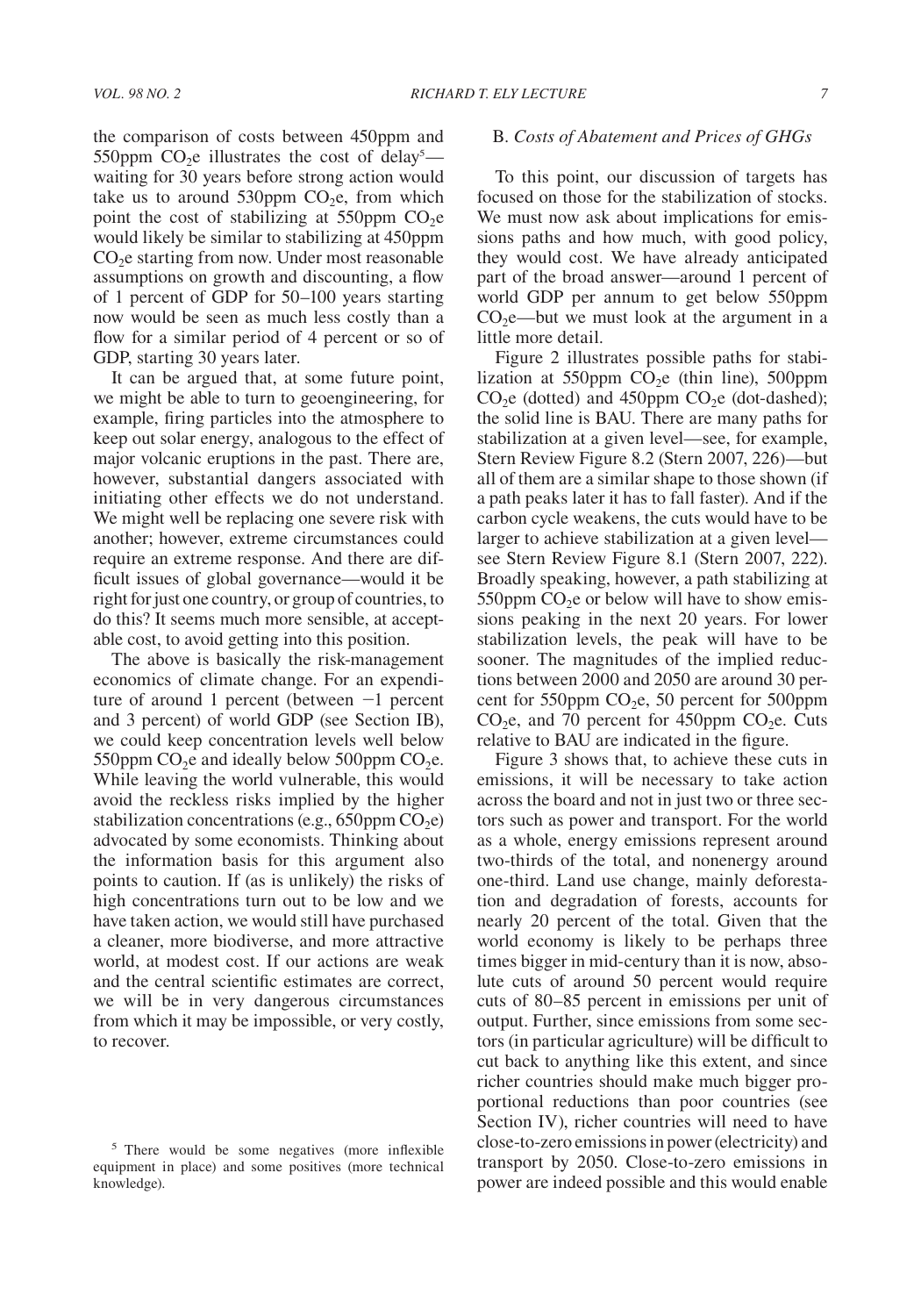the comparison of costs between 450ppm and 550ppm $CO_2$e illustrates the cost of delay[5]—waiting for 30 years before strong action would take us to around 530ppm $CO_2$e, from which point the cost of stabilizing at 550ppm $CO_2$e would likely be similar to stabilizing at 450ppm $CO_2$e starting from now. Under most reasonable assumptions on growth and discounting, a flow of 1 percent of GDP for 50–100 years starting now would be seen as much less costly than a flow for a similar period of 4 percent or so of GDP, starting 30 years later.

It can be argued that, at some future point, we might be able to turn to geoengineering, for example, firing particles into the atmosphere to keep out solar energy, analogous to the effect of major volcanic eruptions in the past. There are, however, substantial dangers associated with initiating other effects we do not understand. We might well be replacing one severe risk with another; however, extreme circumstances could require an extreme response. And there are difficult issues of global governance—would it be right for just one country, or group of countries, to do this? It seems much more sensible, at acceptable cost, to avoid getting into this position.

The above is basically the risk-management economics of climate change. For an expenditure of around 1 percent (between −1 percent and 3 percent) of world GDP (see Section IB), we could keep concentration levels well below 550ppm $CO_2$e and ideally below 500ppm $CO_2$e. While leaving the world vulnerable, this would avoid the reckless risks implied by the higher stabilization concentrations (e.g., 650ppm $CO_2$e) advocated by some economists. Thinking about the information basis for this argument also points to caution. If (as is unlikely) the risks of high concentrations turn out to be low and we have taken action, we would still have purchased a cleaner, more biodiverse, and more attractive world, at modest cost. If our actions are weak and the central scientific estimates are correct, we will be in very dangerous circumstances from which it may be impossible, or very costly, to recover.

[5] There would be some negatives (more inflexible equipment in place) and some positives (more technical knowledge).

### B. *Costs of Abatement and Prices of GHGs*

To this point, our discussion of targets has focused on those for the stabilization of stocks. We must now ask about implications for emissions paths and how much, with good policy, they would cost. We have already anticipated part of the broad answer—around 1 percent of world GDP per annum to get below 550ppm $CO_2$e—but we must look at the argument in a little more detail.

Figure 2 illustrates possible paths for stabilization at 550ppm $CO_2$e (thin line), 500ppm $CO_2$e (dotted) and 450ppm $CO_2$e (dot-dashed); the solid line is BAU. There are many paths for stabilization at a given level—see, for example, Stern Review Figure 8.2 (Stern 2007, 226)—but all of them are a similar shape to those shown (if a path peaks later it has to fall faster). And if the carbon cycle weakens, the cuts would have to be larger to achieve stabilization at a given level—see Stern Review Figure 8.1 (Stern 2007, 222). Broadly speaking, however, a path stabilizing at 550ppm $CO_2$e or below will have to show emissions peaking in the next 20 years. For lower stabilization levels, the peak will have to be sooner. The magnitudes of the implied reductions between 2000 and 2050 are around 30 percent for 550ppm $CO_2$e, 50 percent for 500ppm $CO_2$e, and 70 percent for 450ppm $CO_2$e. Cuts relative to BAU are indicated in the figure.

Figure 3 shows that, to achieve these cuts in emissions, it will be necessary to take action across the board and not in just two or three sectors such as power and transport. For the world as a whole, energy emissions represent around two-thirds of the total, and nonenergy around one-third. Land use change, mainly deforestation and degradation of forests, accounts for nearly 20 percent of the total. Given that the world economy is likely to be perhaps three times bigger in mid-century than it is now, absolute cuts of around 50 percent would require cuts of 80–85 percent in emissions per unit of output. Further, since emissions from some sectors (in particular agriculture) will be difficult to cut back to anything like this extent, and since richer countries should make much bigger proportional reductions than poor countries (see Section IV), richer countries will need to have close-to-zero emissions in power (electricity) and transport by 2050. Close-to-zero emissions in power are indeed possible and this would enable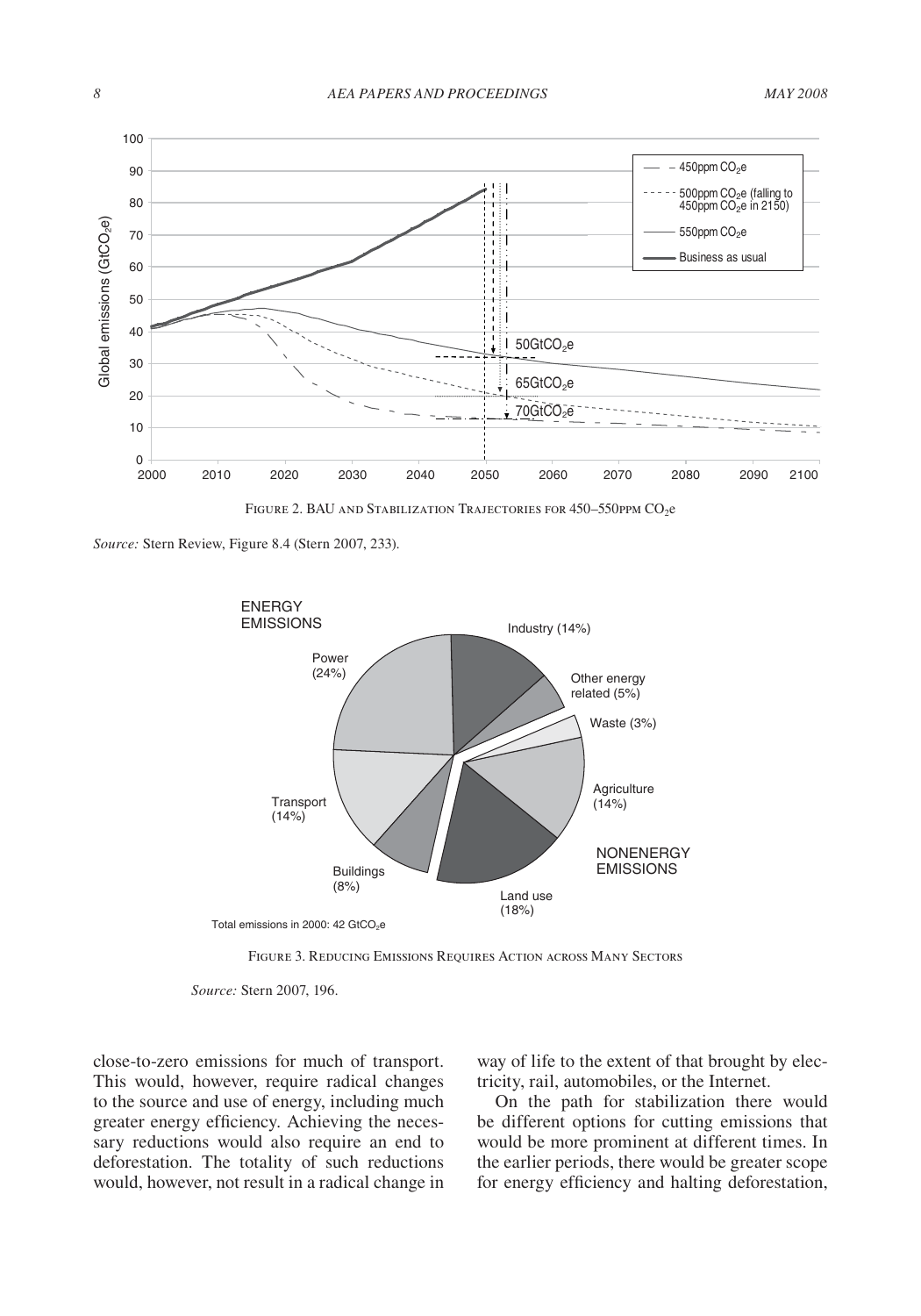FIGURE 2. BAU AND STABILIZATION TRAJECTORIES FOR 450–550PPM $CO_2$e

*Source:* Stern Review, Figure 8.4 (Stern 2007, 233).

FIGURE 3. REDUCING EMISSIONS REQUIRES ACTION ACROSS MANY SECTORS

*Source:* Stern 2007, 196.

close-to-zero emissions for much of transport. This would, however, require radical changes to the source and use of energy, including much greater energy efficiency. Achieving the necessary reductions would also require an end to deforestation. The totality of such reductions would, however, not result in a radical change in way of life to the extent of that brought by electricity, rail, automobiles, or the Internet.

On the path for stabilization there would be different options for cutting emissions that would be more prominent at different times. In the earlier periods, there would be greater scope for energy efficiency and halting deforestation,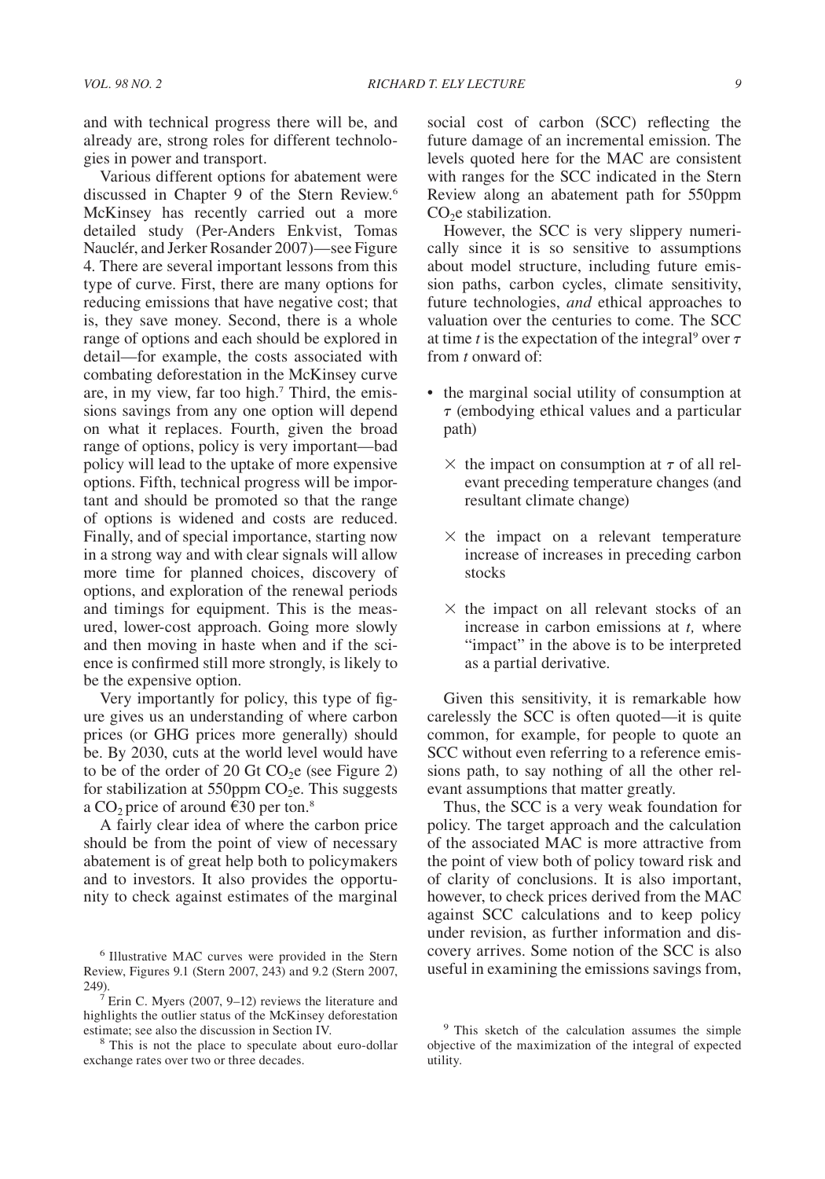and with technical progress there will be, and already are, strong roles for different technologies in power and transport.

Various different options for abatement were discussed in Chapter 9 of the Stern Review.[6] McKinsey has recently carried out a more detailed study (Per-Anders Enkvist, Tomas Nauclér, and Jerker Rosander 2007)—see Figure 4. There are several important lessons from this type of curve. First, there are many options for reducing emissions that have negative cost; that is, they save money. Second, there is a whole range of options and each should be explored in detail—for example, the costs associated with combating deforestation in the McKinsey curve are, in my view, far too high.[7] Third, the emissions savings from any one option will depend on what it replaces. Fourth, given the broad range of options, policy is very important—bad policy will lead to the uptake of more expensive options. Fifth, technical progress will be important and should be promoted so that the range of options is widened and costs are reduced. Finally, and of special importance, starting now in a strong way and with clear signals will allow more time for planned choices, discovery of options, and exploration of the renewal periods and timings for equipment. This is the measured, lower-cost approach. Going more slowly and then moving in haste when and if the science is confirmed still more strongly, is likely to be the expensive option.

Very importantly for policy, this type of figure gives us an understanding of where carbon prices (or GHG prices more generally) should be. By 2030, cuts at the world level would have to be of the order of 20 Gt $CO_2e$ (see Figure 2) for stabilization at 550ppm $CO_2e$. This suggests a $CO_2$ price of around €30 per ton.[8]

A fairly clear idea of where the carbon price should be from the point of view of necessary abatement is of great help both to policymakers and to investors. It also provides the opportunity to check against estimates of the marginal social cost of carbon (SCC) reflecting the future damage of an incremental emission. The levels quoted here for the MAC are consistent with ranges for the SCC indicated in the Stern Review along an abatement path for 550ppm $CO_2e$ stabilization.

However, the SCC is very slippery numerically since it is so sensitive to assumptions about model structure, including future emission paths, carbon cycles, climate sensitivity, future technologies, *and* ethical approaches to valuation over the centuries to come. The SCC at time $t$ is the expectation of the integral[9] over $\tau$ from $t$ onward of:

- the marginal social utility of consumption at $\tau$ (embodying ethical values and a particular path)
  - $\times$ the impact on consumption at $\tau$ of all relevant preceding temperature changes (and resultant climate change)
  - $\times$ the impact on a relevant temperature increase of increases in preceding carbon stocks
  - $\times$ the impact on all relevant stocks of an increase in carbon emissions at $t$, where "impact" in the above is to be interpreted as a partial derivative.

Given this sensitivity, it is remarkable how carelessly the SCC is often quoted—it is quite common, for example, for people to quote an SCC without even referring to a reference emissions path, to say nothing of all the other relevant assumptions that matter greatly.

Thus, the SCC is a very weak foundation for policy. The target approach and the calculation of the associated MAC is more attractive from the point of view both of policy toward risk and of clarity of conclusions. It is also important, however, to check prices derived from the MAC against SCC calculations and to keep policy under revision, as further information and discovery arrives. Some notion of the SCC is also useful in examining the emissions savings from,

[6] Illustrative MAC curves were provided in the Stern Review, Figures 9.1 (Stern 2007, 243) and 9.2 (Stern 2007, 249).

[7] Erin C. Myers (2007, 9–12) reviews the literature and highlights the outlier status of the McKinsey deforestation estimate; see also the discussion in Section IV.

[8] This is not the place to speculate about euro-dollar exchange rates over two or three decades.

[9] This sketch of the calculation assumes the simple objective of the maximization of the integral of expected utility.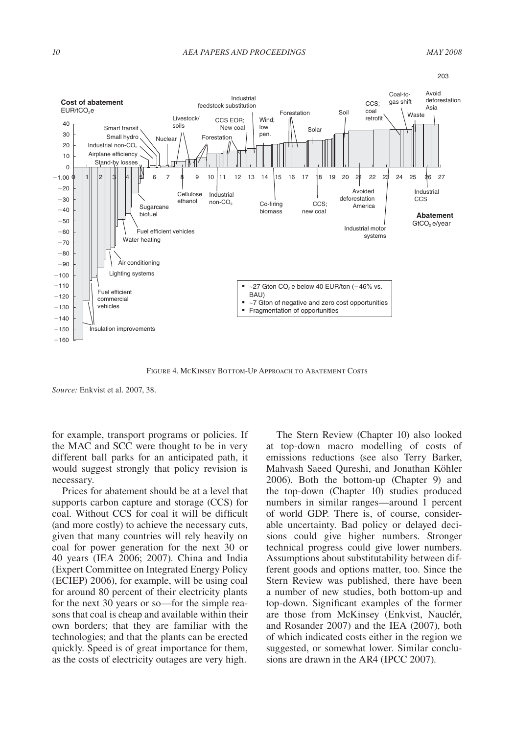FIGURE 4. MCKINSEY BOTTOM-UP APPROACH TO ABATEMENT COSTS

*Source:* Enkvist et al. 2007, 38.

for example, transport programs or policies. If the MAC and SCC were thought to be in very different ball parks for an anticipated path, it would suggest strongly that policy revision is necessary.

Prices for abatement should be at a level that supports carbon capture and storage (CCS) for coal. Without CCS for coal it will be difficult (and more costly) to achieve the necessary cuts, given that many countries will rely heavily on coal for power generation for the next 30 or 40 years (IEA 2006; 2007). China and India (Expert Committee on Integrated Energy Policy (ECIEP) 2006), for example, will be using coal for around 80 percent of their electricity plants for the next 30 years or so—for the simple reasons that coal is cheap and available within their own borders; that they are familiar with the technologies; and that the plants can be erected quickly. Speed is of great importance for them, as the costs of electricity outages are very high.

The Stern Review (Chapter 10) also looked at top-down macro modelling of costs of emissions reductions (see also Terry Barker, Mahvash Saeed Qureshi, and Jonathan Köhler 2006). Both the bottom-up (Chapter 9) and the top-down (Chapter 10) studies produced numbers in similar ranges—around 1 percent of world GDP. There is, of course, considerable uncertainty. Bad policy or delayed decisions could give higher numbers. Stronger technical progress could give lower numbers. Assumptions about substitutability between different goods and options matter, too. Since the Stern Review was published, there have been a number of new studies, both bottom-up and top-down. Significant examples of the former are those from McKinsey (Enkvist, Nauclér, and Rosander 2007) and the IEA (2007), both of which indicated costs either in the region we suggested, or somewhat lower. Similar conclusions are drawn in the AR4 (IPCC 2007).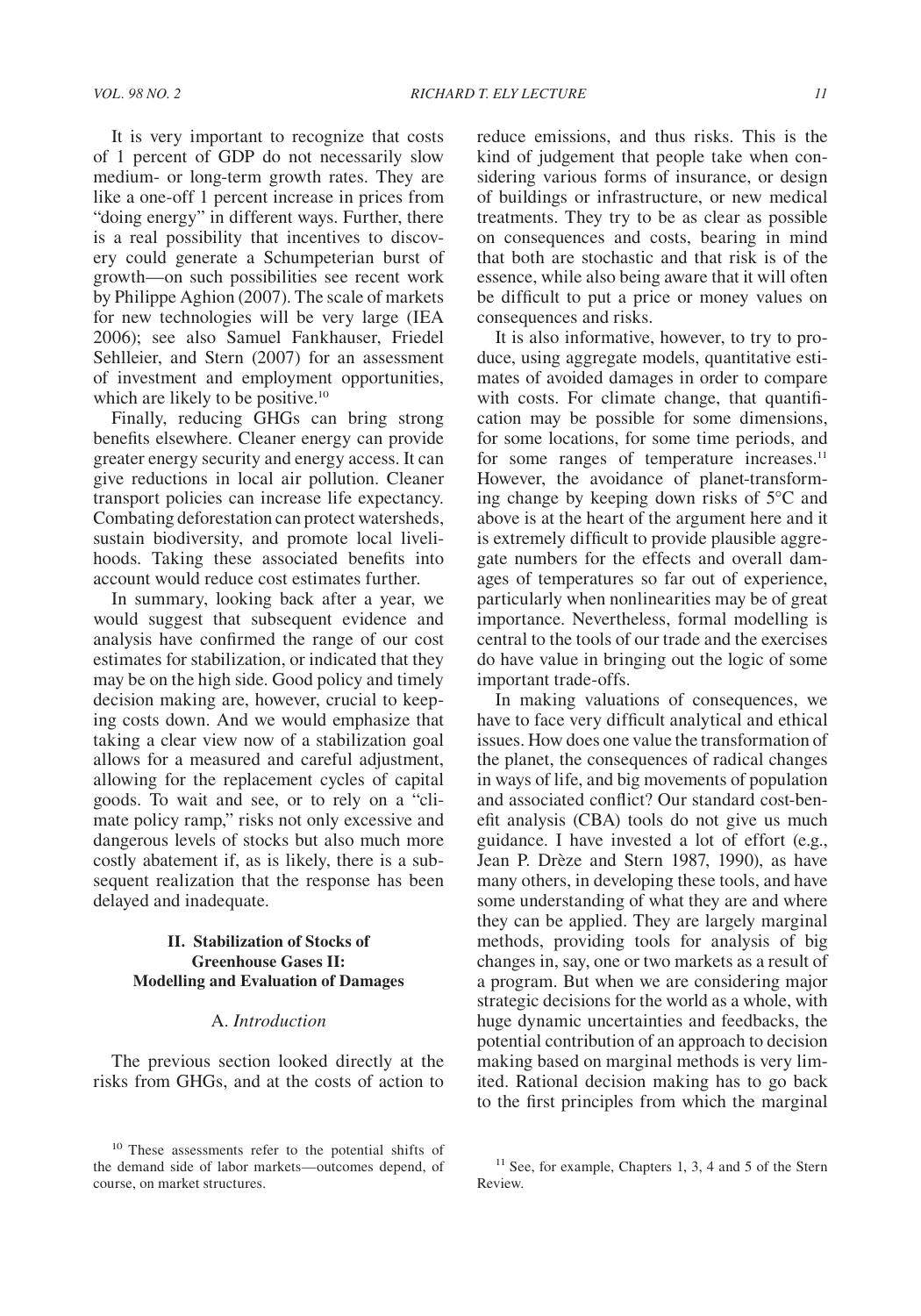It is very important to recognize that costs of 1 percent of GDP do not necessarily slow medium- or long-term growth rates. They are like a one-off 1 percent increase in prices from "doing energy" in different ways. Further, there is a real possibility that incentives to discovery could generate a Schumpeterian burst of growth—on such possibilities see recent work by Philippe Aghion (2007). The scale of markets for new technologies will be very large (IEA 2006); see also Samuel Fankhauser, Friedel Sehlleier, and Stern (2007) for an assessment of investment and employment opportunities, which are likely to be positive.[10]

Finally, reducing GHGs can bring strong benefits elsewhere. Cleaner energy can provide greater energy security and energy access. It can give reductions in local air pollution. Cleaner transport policies can increase life expectancy. Combating deforestation can protect watersheds, sustain biodiversity, and promote local livelihoods. Taking these associated benefits into account would reduce cost estimates further.

In summary, looking back after a year, we would suggest that subsequent evidence and analysis have confirmed the range of our cost estimates for stabilization, or indicated that they may be on the high side. Good policy and timely decision making are, however, crucial to keeping costs down. And we would emphasize that taking a clear view now of a stabilization goal allows for a measured and careful adjustment, allowing for the replacement cycles of capital goods. To wait and see, or to rely on a "climate policy ramp," risks not only excessive and dangerous levels of stocks but also much more costly abatement if, as is likely, there is a subsequent realization that the response has been delayed and inadequate.

## II. Stabilization of Stocks of Greenhouse Gases II: Modelling and Evaluation of Damages

### A. *Introduction*

The previous section looked directly at the risks from GHGs, and at the costs of action to reduce emissions, and thus risks. This is the kind of judgement that people take when considering various forms of insurance, or design of buildings or infrastructure, or new medical treatments. They try to be as clear as possible on consequences and costs, bearing in mind that both are stochastic and that risk is of the essence, while also being aware that it will often be difficult to put a price or money values on consequences and risks.

It is also informative, however, to try to produce, using aggregate models, quantitative estimates of avoided damages in order to compare with costs. For climate change, that quantification may be possible for some dimensions, for some locations, for some time periods, and for some ranges of temperature increases.[11] However, the avoidance of planet-transforming change by keeping down risks of 5°C and above is at the heart of the argument here and it is extremely difficult to provide plausible aggregate numbers for the effects and overall damages of temperatures so far out of experience, particularly when nonlinearities may be of great importance. Nevertheless, formal modelling is central to the tools of our trade and the exercises do have value in bringing out the logic of some important trade-offs.

In making valuations of consequences, we have to face very difficult analytical and ethical issues. How does one value the transformation of the planet, the consequences of radical changes in ways of life, and big movements of population and associated conflict? Our standard cost-benefit analysis (CBA) tools do not give us much guidance. I have invested a lot of effort (e.g., Jean P. Drèze and Stern 1987, 1990), as have many others, in developing these tools, and have some understanding of what they are and where they can be applied. They are largely marginal methods, providing tools for analysis of big changes in, say, one or two markets as a result of a program. But when we are considering major strategic decisions for the world as a whole, with huge dynamic uncertainties and feedbacks, the potential contribution of an approach to decision making based on marginal methods is very limited. Rational decision making has to go back to the first principles from which the marginal

[10] These assessments refer to the potential shifts of the demand side of labor markets—outcomes depend, of course, on market structures.

[11] See, for example, Chapters 1, 3, 4 and 5 of the Stern Review.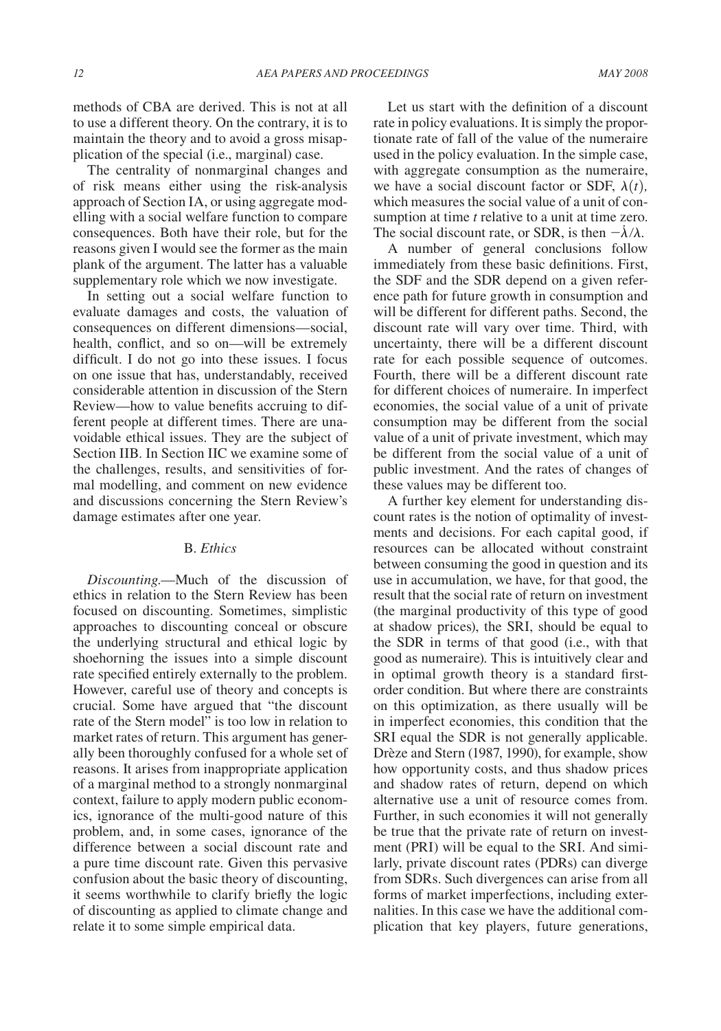methods of CBA are derived. This is not at all to use a different theory. On the contrary, it is to maintain the theory and to avoid a gross misapplication of the special (i.e., marginal) case.

The centrality of nonmarginal changes and of risk means either using the risk-analysis approach of Section IA, or using aggregate modelling with a social welfare function to compare consequences. Both have their role, but for the reasons given I would see the former as the main plank of the argument. The latter has a valuable supplementary role which we now investigate.

In setting out a social welfare function to evaluate damages and costs, the valuation of consequences on different dimensions—social, health, conflict, and so on—will be extremely difficult. I do not go into these issues. I focus on one issue that has, understandably, received considerable attention in discussion of the Stern Review—how to value benefits accruing to different people at different times. There are unavoidable ethical issues. They are the subject of Section IIB. In Section IIC we examine some of the challenges, results, and sensitivities of formal modelling, and comment on new evidence and discussions concerning the Stern Review's damage estimates after one year.

### B. *Ethics*

*Discounting.*—Much of the discussion of ethics in relation to the Stern Review has been focused on discounting. Sometimes, simplistic approaches to discounting conceal or obscure the underlying structural and ethical logic by shoehorning the issues into a simple discount rate specified entirely externally to the problem. However, careful use of theory and concepts is crucial. Some have argued that "the discount rate of the Stern model" is too low in relation to market rates of return. This argument has generally been thoroughly confused for a whole set of reasons. It arises from inappropriate application of a marginal method to a strongly nonmarginal context, failure to apply modern public economics, ignorance of the multi-good nature of this problem, and, in some cases, ignorance of the difference between a social discount rate and a pure time discount rate. Given this pervasive confusion about the basic theory of discounting, it seems worthwhile to clarify briefly the logic of discounting as applied to climate change and relate it to some simple empirical data.

Let us start with the definition of a discount rate in policy evaluations. It is simply the proportionate rate of fall of the value of the numeraire used in the policy evaluation. In the simple case, with aggregate consumption as the numeraire, we have a social discount factor or SDF, $\lambda(t)$, which measures the social value of a unit of consumption at time $t$ relative to a unit at time zero. The social discount rate, or SDR, is then $-\dot{\lambda}/\lambda$.

A number of general conclusions follow immediately from these basic definitions. First, the SDF and the SDR depend on a given reference path for future growth in consumption and will be different for different paths. Second, the discount rate will vary over time. Third, with uncertainty, there will be a different discount rate for each possible sequence of outcomes. Fourth, there will be a different discount rate for different choices of numeraire. In imperfect economies, the social value of a unit of private consumption may be different from the social value of a unit of private investment, which may be different from the social value of a unit of public investment. And the rates of changes of these values may be different too.

A further key element for understanding discount rates is the notion of optimality of investments and decisions. For each capital good, if resources can be allocated without constraint between consuming the good in question and its use in accumulation, we have, for that good, the result that the social rate of return on investment (the marginal productivity of this type of good at shadow prices), the SRI, should be equal to the SDR in terms of that good (i.e., with that good as numeraire). This is intuitively clear and in optimal growth theory is a standard first-order condition. But where there are constraints on this optimization, as there usually will be in imperfect economies, this condition that the SRI equal the SDR is not generally applicable. Drèze and Stern (1987, 1990), for example, show how opportunity costs, and thus shadow prices and shadow rates of return, depend on which alternative use a unit of resource comes from. Further, in such economies it will not generally be true that the private rate of return on investment (PRI) will be equal to the SRI. And similarly, private discount rates (PDRs) can diverge from SDRs. Such divergences can arise from all forms of market imperfections, including externalities. In this case we have the additional complication that key players, future generations,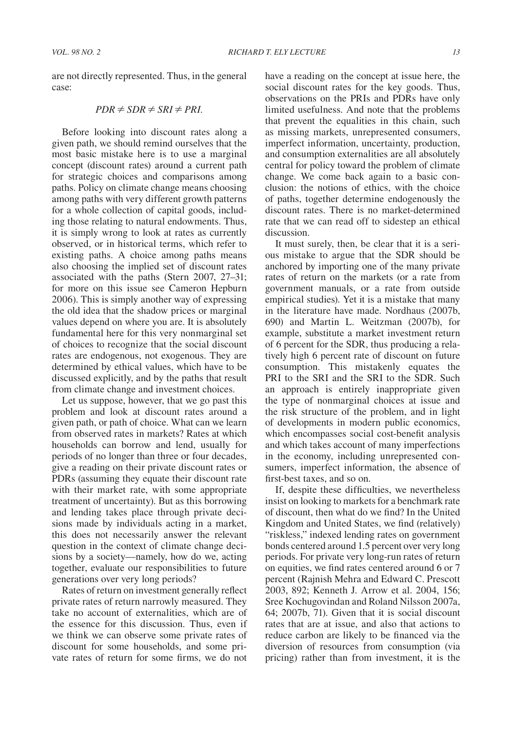are not directly represented. Thus, in the general case:

$$PDR \neq SDR \neq SRI \neq PRI.$$

Before looking into discount rates along a given path, we should remind ourselves that the most basic mistake here is to use a marginal concept (discount rates) around a current path for strategic choices and comparisons among paths. Policy on climate change means choosing among paths with very different growth patterns for a whole collection of capital goods, including those relating to natural endowments. Thus, it is simply wrong to look at rates as currently observed, or in historical terms, which refer to existing paths. A choice among paths means also choosing the implied set of discount rates associated with the paths (Stern 2007, 27–31; for more on this issue see Cameron Hepburn 2006). This is simply another way of expressing the old idea that the shadow prices or marginal values depend on where you are. It is absolutely fundamental here for this very nonmarginal set of choices to recognize that the social discount rates are endogenous, not exogenous. They are determined by ethical values, which have to be discussed explicitly, and by the paths that result from climate change and investment choices.

Let us suppose, however, that we go past this problem and look at discount rates around a given path, or path of choice. What can we learn from observed rates in markets? Rates at which households can borrow and lend, usually for periods of no longer than three or four decades, give a reading on their private discount rates or PDRs (assuming they equate their discount rate with their market rate, with some appropriate treatment of uncertainty). But as this borrowing and lending takes place through private decisions made by individuals acting in a market, this does not necessarily answer the relevant question in the context of climate change decisions by a society—namely, how do we, acting together, evaluate our responsibilities to future generations over very long periods?

Rates of return on investment generally reflect private rates of return narrowly measured. They take no account of externalities, which are of the essence for this discussion. Thus, even if we think we can observe some private rates of discount for some households, and some private rates of return for some firms, we do not have a reading on the concept at issue here, the social discount rates for the key goods. Thus, observations on the PRIs and PDRs have only limited usefulness. And note that the problems that prevent the equalities in this chain, such as missing markets, unrepresented consumers, imperfect information, uncertainty, production, and consumption externalities are all absolutely central for policy toward the problem of climate change. We come back again to a basic conclusion: the notions of ethics, with the choice of paths, together determine endogenously the discount rates. There is no market-determined rate that we can read off to sidestep an ethical discussion.

It must surely, then, be clear that it is a serious mistake to argue that the SDR should be anchored by importing one of the many private rates of return on the markets (or a rate from government manuals, or a rate from outside empirical studies). Yet it is a mistake that many in the literature have made. Nordhaus (2007b, 690) and Martin L. Weitzman (2007b), for example, substitute a market investment return of 6 percent for the SDR, thus producing a relatively high 6 percent rate of discount on future consumption. This mistakenly equates the PRI to the SRI and the SRI to the SDR. Such an approach is entirely inappropriate given the type of nonmarginal choices at issue and the risk structure of the problem, and in light of developments in modern public economics, which encompasses social cost-benefit analysis and which takes account of many imperfections in the economy, including unrepresented consumers, imperfect information, the absence of first-best taxes, and so on.

If, despite these difficulties, we nevertheless insist on looking to markets for a benchmark rate of discount, then what do we find? In the United Kingdom and United States, we find (relatively) "riskless," indexed lending rates on government bonds centered around 1.5 percent over very long periods. For private very long-run rates of return on equities, we find rates centered around 6 or 7 percent (Rajnish Mehra and Edward C. Prescott 2003, 892; Kenneth J. Arrow et al. 2004, 156; Sree Kochugovindan and Roland Nilsson 2007a, 64; 2007b, 71). Given that it is social discount rates that are at issue, and also that actions to reduce carbon are likely to be financed via the diversion of resources from consumption (via pricing) rather than from investment, it is the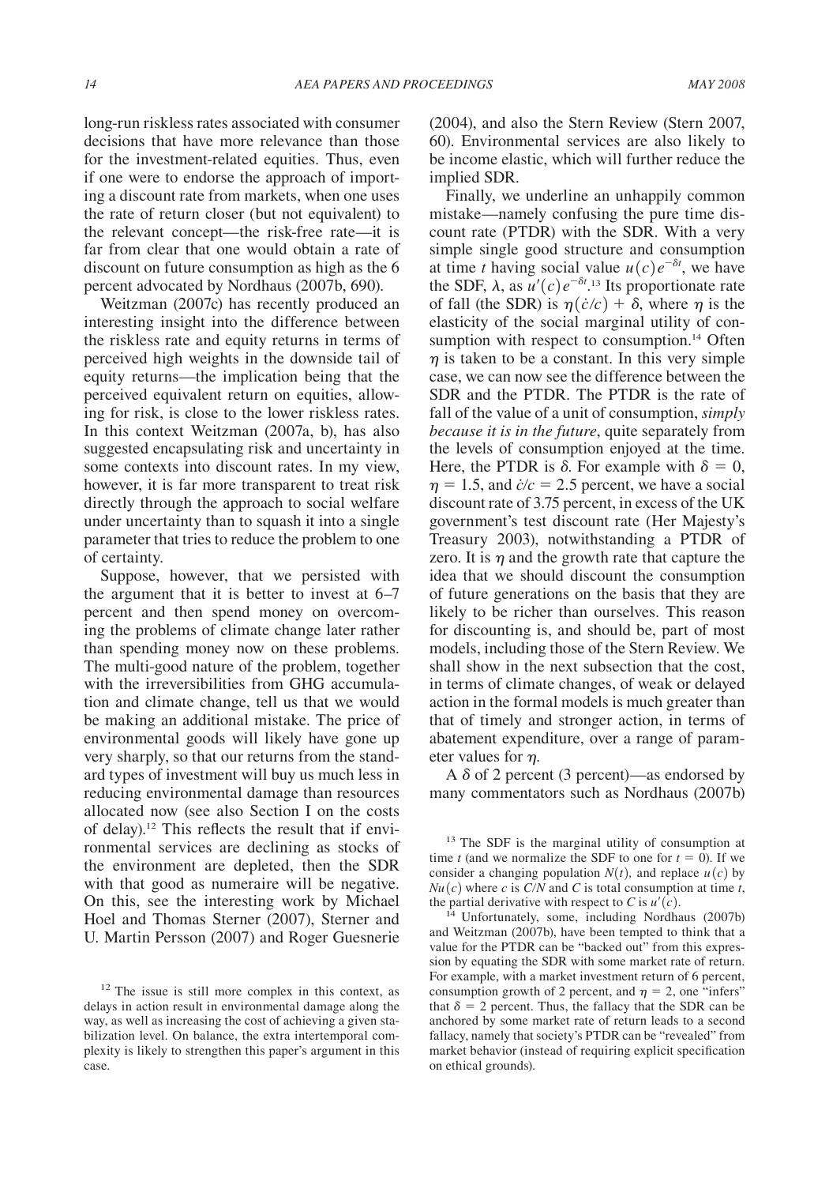long-run riskless rates associated with consumer decisions that have more relevance than those for the investment-related equities. Thus, even if one were to endorse the approach of importing a discount rate from markets, when one uses the rate of return closer (but not equivalent) to the relevant concept—the risk-free rate—it is far from clear that one would obtain a rate of discount on future consumption as high as the 6 percent advocated by Nordhaus (2007b, 690).

Weitzman (2007c) has recently produced an interesting insight into the difference between the riskless rate and equity returns in terms of perceived high weights in the downside tail of equity returns—the implication being that the perceived equivalent return on equities, allowing for risk, is close to the lower riskless rates. In this context Weitzman (2007a, b), has also suggested encapsulating risk and uncertainty in some contexts into discount rates. In my view, however, it is far more transparent to treat risk directly through the approach to social welfare under uncertainty than to squash it into a single parameter that tries to reduce the problem to one of certainty.

Suppose, however, that we persisted with the argument that it is better to invest at 6–7 percent and then spend money on overcoming the problems of climate change later rather than spending money now on these problems. The multi-good nature of the problem, together with the irreversibilities from GHG accumulation and climate change, tell us that we would be making an additional mistake. The price of environmental goods will likely have gone up very sharply, so that our returns from the standard types of investment will buy us much less in reducing environmental damage than resources allocated now (see also Section I on the costs of delay).[12] This reflects the result that if environmental services are declining as stocks of the environment are depleted, then the SDR with that good as numeraire will be negative. On this, see the interesting work by Michael Hoel and Thomas Sterner (2007), Sterner and U. Martin Persson (2007) and Roger Guesnerie (2004), and also the Stern Review (Stern 2007, 60). Environmental services are also likely to be income elastic, which will further reduce the implied SDR.

Finally, we underline an unhappily common mistake—namely confusing the pure time discount rate (PTDR) with the SDR. With a very simple single good structure and consumption at time $t$ having social value $u(c)e^{-\delta t}$, we have the SDF, $\lambda$, as $u'(c)e^{-\delta t}$.[13] Its proportionate rate of fall (the SDR) is $\eta(\dot{c}/c) + \delta$, where $\eta$ is the elasticity of the social marginal utility of consumption with respect to consumption.[14] Often $\eta$ is taken to be a constant. In this very simple case, we can now see the difference between the SDR and the PTDR. The PTDR is the rate of fall of the value of a unit of consumption, *simply because it is in the future*, quite separately from the levels of consumption enjoyed at the time. Here, the PTDR is $\delta$. For example with $\delta = 0$, $\eta = 1.5$, and $\dot{c}/c = 2.5$ percent, we have a social discount rate of 3.75 percent, in excess of the UK government's test discount rate (Her Majesty's Treasury 2003), notwithstanding a PTDR of zero. It is $\eta$ and the growth rate that capture the idea that we should discount the consumption of future generations on the basis that they are likely to be richer than ourselves. This reason for discounting is, and should be, part of most models, including those of the Stern Review. We shall show in the next subsection that the cost, in terms of climate changes, of weak or delayed action in the formal models is much greater than that of timely and stronger action, in terms of abatement expenditure, over a range of parameter values for $\eta$.

A $\delta$ of 2 percent (3 percent)—as endorsed by many commentators such as Nordhaus (2007b)

---

[12] The issue is still more complex in this context, as delays in action result in environmental damage along the way, as well as increasing the cost of achieving a given stabilization level. On balance, the extra intertemporal complexity is likely to strengthen this paper's argument in this case.

[13] The SDF is the marginal utility of consumption at time $t$ (and we normalize the SDF to one for $t = 0$). If we consider a changing population $N(t)$, and replace $u(c)$ by $Nu(c)$ where $c$ is $C/N$ and $C$ is total consumption at time $t$, the partial derivative with respect to $C$ is $u'(c)$.

[14] Unfortunately, some, including Nordhaus (2007b) and Weitzman (2007b), have been tempted to think that a value for the PTDR can be "backed out" from this expression by equating the SDR with some market rate of return. For example, with a market investment return of 6 percent, consumption growth of 2 percent, and $\eta = 2$, one "infers" that $\delta = 2$ percent. Thus, the fallacy that the SDR can be anchored by some market rate of return leads to a second fallacy, namely that society's PTDR can be "revealed" from market behavior (instead of requiring explicit specification on ethical grounds).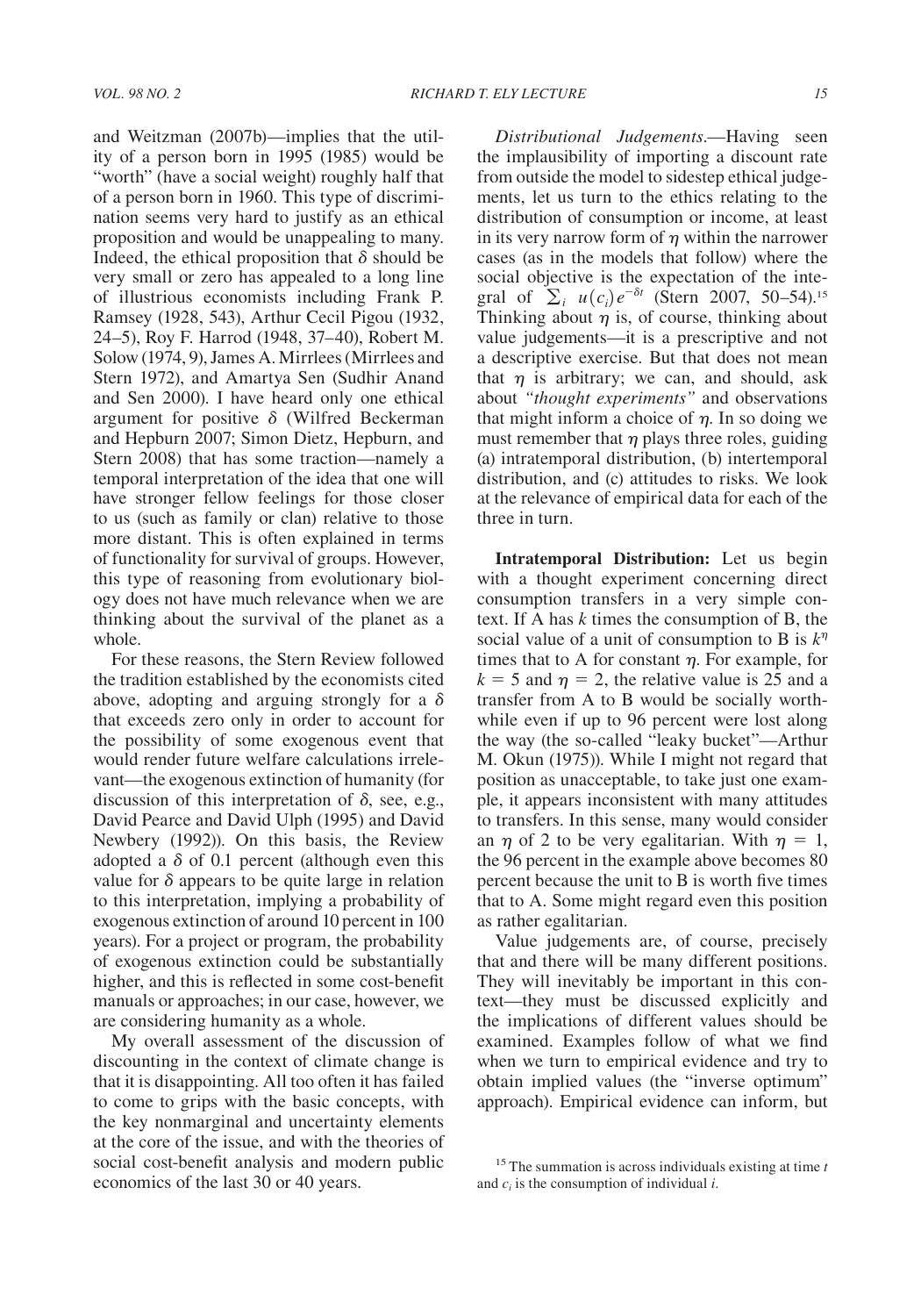and Weitzman (2007b)—implies that the utility of a person born in 1995 (1985) would be "worth" (have a social weight) roughly half that of a person born in 1960. This type of discrimination seems very hard to justify as an ethical proposition and would be unappealing to many. Indeed, the ethical proposition that $\delta$ should be very small or zero has appealed to a long line of illustrious economists including Frank P. Ramsey (1928, 543), Arthur Cecil Pigou (1932, 24–5), Roy F. Harrod (1948, 37–40), Robert M. Solow (1974, 9), James A. Mirrlees (Mirrlees and Stern 1972), and Amartya Sen (Sudhir Anand and Sen 2000). I have heard only one ethical argument for positive $\delta$ (Wilfred Beckerman and Hepburn 2007; Simon Dietz, Hepburn, and Stern 2008) that has some traction—namely a temporal interpretation of the idea that one will have stronger fellow feelings for those closer to us (such as family or clan) relative to those more distant. This is often explained in terms of functionality for survival of groups. However, this type of reasoning from evolutionary biology does not have much relevance when we are thinking about the survival of the planet as a whole.

For these reasons, the Stern Review followed the tradition established by the economists cited above, adopting and arguing strongly for a $\delta$ that exceeds zero only in order to account for the possibility of some exogenous event that would render future welfare calculations irrelevant—the exogenous extinction of humanity (for discussion of this interpretation of $\delta$, see, e.g., David Pearce and David Ulph (1995) and David Newbery (1992)). On this basis, the Review adopted a $\delta$ of 0.1 percent (although even this value for $\delta$ appears to be quite large in relation to this interpretation, implying a probability of exogenous extinction of around 10 percent in 100 years). For a project or program, the probability of exogenous extinction could be substantially higher, and this is reflected in some cost-benefit manuals or approaches; in our case, however, we are considering humanity as a whole.

My overall assessment of the discussion of discounting in the context of climate change is that it is disappointing. All too often it has failed to come to grips with the basic concepts, with the key nonmarginal and uncertainty elements at the core of the issue, and with the theories of social cost-benefit analysis and modern public economics of the last 30 or 40 years.

*Distributional Judgements*.—Having seen the implausibility of importing a discount rate from outside the model to sidestep ethical judgements, let us turn to the ethics relating to the distribution of consumption or income, at least in its very narrow form of $\eta$ within the narrower cases (as in the models that follow) where the social objective is the expectation of the integral of $\sum_i u(c_i)e^{-\delta t}$ (Stern 2007, 50–54).[15] Thinking about $\eta$ is, of course, thinking about value judgements—it is a prescriptive and not a descriptive exercise. But that does not mean that $\eta$ is arbitrary; we can, and should, ask about *"thought experiments"* and observations that might inform a choice of $\eta$. In so doing we must remember that $\eta$ plays three roles, guiding (a) intratemporal distribution, (b) intertemporal distribution, and (c) attitudes to risks. We look at the relevance of empirical data for each of the three in turn.

**Intratemporal Distribution:** Let us begin with a thought experiment concerning direct consumption transfers in a very simple context. If A has $k$ times the consumption of B, the social value of a unit of consumption to B is $k^\eta$ times that to A for constant $\eta$. For example, for $k = 5$ and $\eta = 2$, the relative value is 25 and a transfer from A to B would be socially worthwhile even if up to 96 percent were lost along the way (the so-called "leaky bucket"—Arthur M. Okun (1975)). While I might not regard that position as unacceptable, to take just one example, it appears inconsistent with many attitudes to transfers. In this sense, many would consider an $\eta$ of 2 to be very egalitarian. With $\eta = 1$, the 96 percent in the example above becomes 80 percent because the unit to B is worth five times that to A. Some might regard even this position as rather egalitarian.

Value judgements are, of course, precisely that and there will be many different positions. They will inevitably be important in this context—they must be discussed explicitly and the implications of different values should be examined. Examples follow of what we find when we turn to empirical evidence and try to obtain implied values (the "inverse optimum" approach). Empirical evidence can inform, but

[15] The summation is across individuals existing at time $t$ and $c_i$ is the consumption of individual $i$.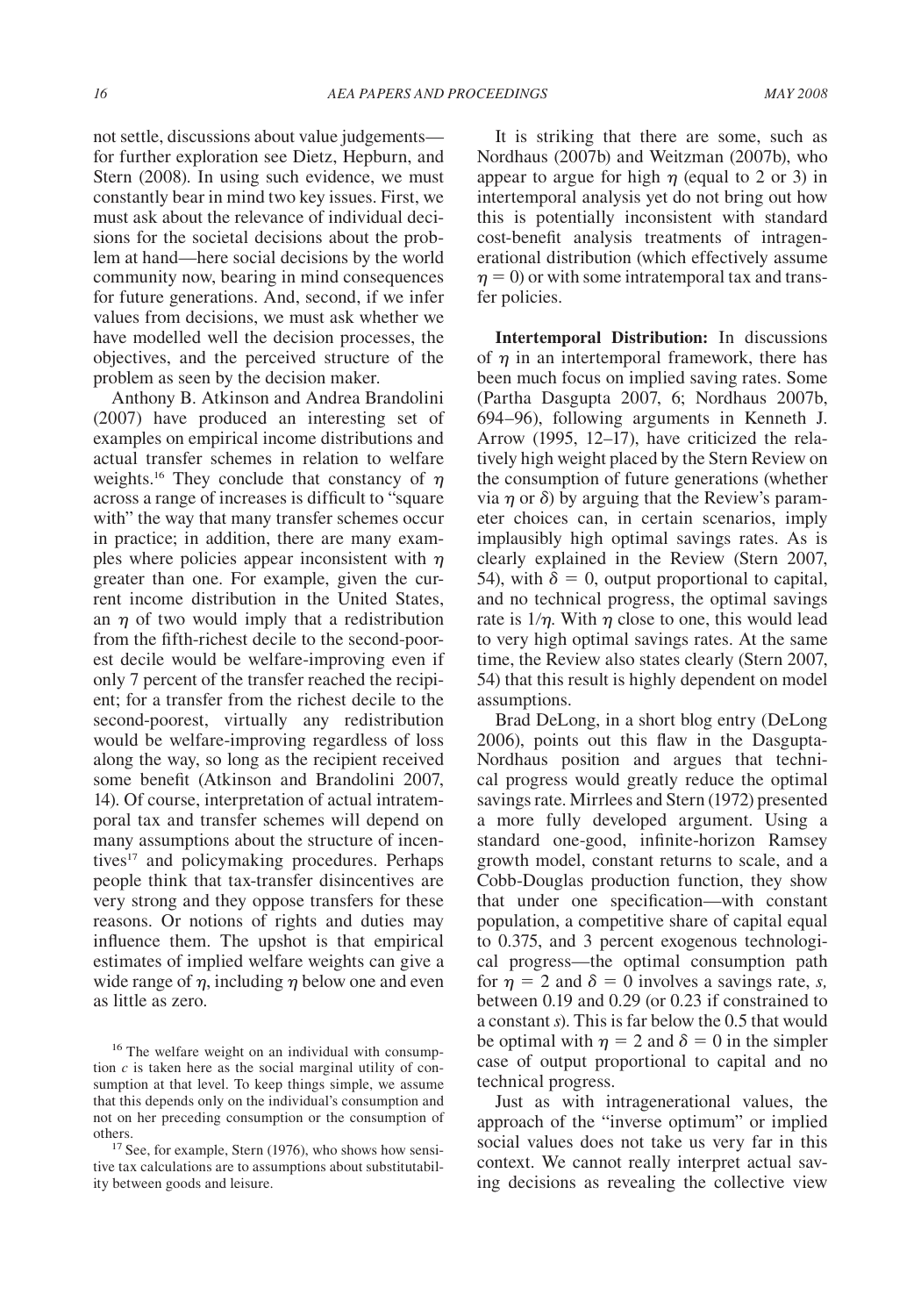not settle, discussions about value judgements—for further exploration see Dietz, Hepburn, and Stern (2008). In using such evidence, we must constantly bear in mind two key issues. First, we must ask about the relevance of individual decisions for the societal decisions about the problem at hand—here social decisions by the world community now, bearing in mind consequences for future generations. And, second, if we infer values from decisions, we must ask whether we have modelled well the decision processes, the objectives, and the perceived structure of the problem as seen by the decision maker.

Anthony B. Atkinson and Andrea Brandolini (2007) have produced an interesting set of examples on empirical income distributions and actual transfer schemes in relation to welfare weights.[16] They conclude that constancy of $\eta$ across a range of increases is difficult to "square with" the way that many transfer schemes occur in practice; in addition, there are many examples where policies appear inconsistent with $\eta$ greater than one. For example, given the current income distribution in the United States, an $\eta$ of two would imply that a redistribution from the fifth-richest decile to the second-poorest decile would be welfare-improving even if only 7 percent of the transfer reached the recipient; for a transfer from the richest decile to the second-poorest, virtually any redistribution would be welfare-improving regardless of loss along the way, so long as the recipient received some benefit (Atkinson and Brandolini 2007, 14). Of course, interpretation of actual intratemporal tax and transfer schemes will depend on many assumptions about the structure of incentives[17] and policymaking procedures. Perhaps people think that tax-transfer disincentives are very strong and they oppose transfers for these reasons. Or notions of rights and duties may influence them. The upshot is that empirical estimates of implied welfare weights can give a wide range of $\eta$, including $\eta$ below one and even as little as zero.

It is striking that there are some, such as Nordhaus (2007b) and Weitzman (2007b), who appear to argue for high $\eta$ (equal to 2 or 3) in intertemporal analysis yet do not bring out how this is potentially inconsistent with standard cost-benefit analysis treatments of intragenerational distribution (which effectively assume $\eta = 0$) or with some intratemporal tax and transfer policies.

**Intertemporal Distribution:** In discussions of $\eta$ in an intertemporal framework, there has been much focus on implied saving rates. Some (Partha Dasgupta 2007, 6; Nordhaus 2007b, 694–96), following arguments in Kenneth J. Arrow (1995, 12–17), have criticized the relatively high weight placed by the Stern Review on the consumption of future generations (whether via $\eta$ or $\delta$) by arguing that the Review's parameter choices can, in certain scenarios, imply implausibly high optimal savings rates. As is clearly explained in the Review (Stern 2007, 54), with $\delta = 0$, output proportional to capital, and no technical progress, the optimal savings rate is $1/\eta$. With $\eta$ close to one, this would lead to very high optimal savings rates. At the same time, the Review also states clearly (Stern 2007, 54) that this result is highly dependent on model assumptions.

Brad DeLong, in a short blog entry (DeLong 2006), points out this flaw in the Dasgupta-Nordhaus position and argues that technical progress would greatly reduce the optimal savings rate. Mirrlees and Stern (1972) presented a more fully developed argument. Using a standard one-good, infinite-horizon Ramsey growth model, constant returns to scale, and a Cobb-Douglas production function, they show that under one specification—with constant population, a competitive share of capital equal to 0.375, and 3 percent exogenous technological progress—the optimal consumption path for $\eta = 2$ and $\delta = 0$ involves a savings rate, $s$, between 0.19 and 0.29 (or 0.23 if constrained to a constant $s$). This is far below the 0.5 that would be optimal with $\eta = 2$ and $\delta = 0$ in the simpler case of output proportional to capital and no technical progress.

Just as with intragenerational values, the approach of the "inverse optimum" or implied social values does not take us very far in this context. We cannot really interpret actual saving decisions as revealing the collective view

[16] The welfare weight on an individual with consumption $c$ is taken here as the social marginal utility of consumption at that level. To keep things simple, we assume that this depends only on the individual's consumption and not on her preceding consumption or the consumption of others.

[17] See, for example, Stern (1976), who shows how sensitive tax calculations are to assumptions about substitutability between goods and leisure.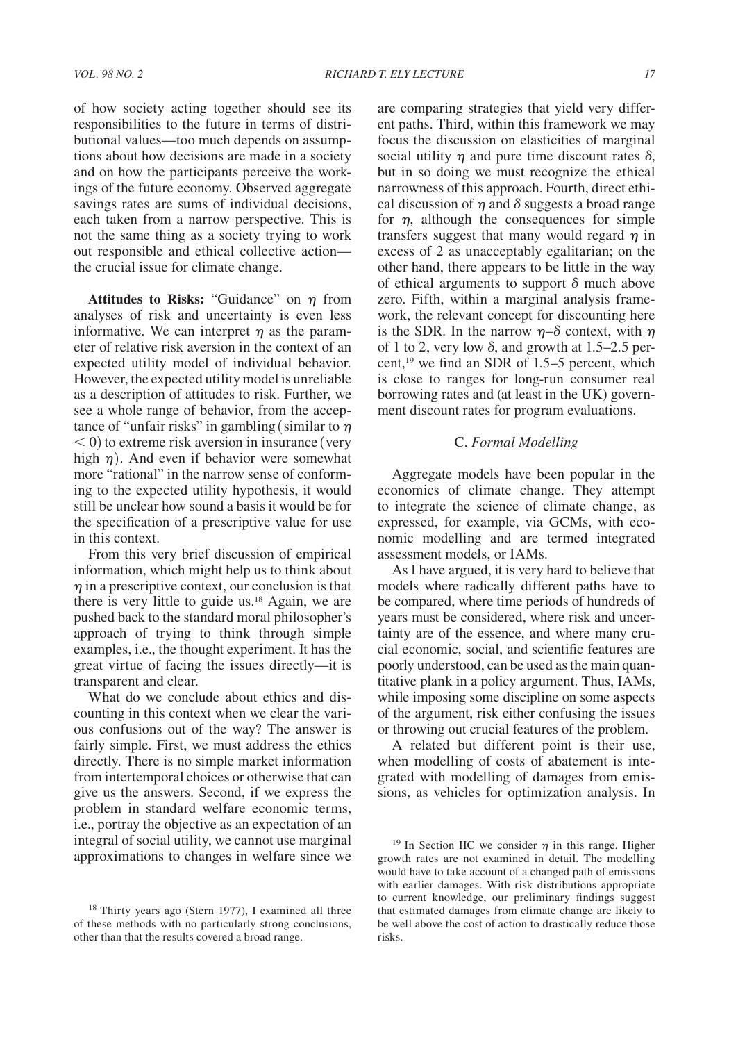of how society acting together should see its responsibilities to the future in terms of distributional values—too much depends on assumptions about how decisions are made in a society and on how the participants perceive the workings of the future economy. Observed aggregate savings rates are sums of individual decisions, each taken from a narrow perspective. This is not the same thing as a society trying to work out responsible and ethical collective action—the crucial issue for climate change.

**Attitudes to Risks:** "Guidance" on $\eta$ from analyses of risk and uncertainty is even less informative. We can interpret $\eta$ as the parameter of relative risk aversion in the context of an expected utility model of individual behavior. However, the expected utility model is unreliable as a description of attitudes to risk. Further, we see a whole range of behavior, from the acceptance of "unfair risks" in gambling (similar to $\eta < 0$) to extreme risk aversion in insurance (very high $\eta$). And even if behavior were somewhat more "rational" in the narrow sense of conforming to the expected utility hypothesis, it would still be unclear how sound a basis it would be for the specification of a prescriptive value for use in this context.

From this very brief discussion of empirical information, which might help us to think about $\eta$ in a prescriptive context, our conclusion is that there is very little to guide us.[18] Again, we are pushed back to the standard moral philosopher's approach of trying to think through simple examples, i.e., the thought experiment. It has the great virtue of facing the issues directly—it is transparent and clear.

What do we conclude about ethics and discounting in this context when we clear the various confusions out of the way? The answer is fairly simple. First, we must address the ethics directly. There is no simple market information from intertemporal choices or otherwise that can give us the answers. Second, if we express the problem in standard welfare economic terms, i.e., portray the objective as an expectation of an integral of social utility, we cannot use marginal approximations to changes in welfare since we are comparing strategies that yield very different paths. Third, within this framework we may focus the discussion on elasticities of marginal social utility $\eta$ and pure time discount rates $\delta$, but in so doing we must recognize the ethical narrowness of this approach. Fourth, direct ethical discussion of $\eta$ and $\delta$ suggests a broad range for $\eta$, although the consequences for simple transfers suggest that many would regard $\eta$ in excess of 2 as unacceptably egalitarian; on the other hand, there appears to be little in the way of ethical arguments to support $\delta$ much above zero. Fifth, within a marginal analysis framework, the relevant concept for discounting here is the SDR. In the narrow $\eta$–$\delta$ context, with $\eta$ of 1 to 2, very low $\delta$, and growth at 1.5–2.5 percent,[19] we find an SDR of 1.5–5 percent, which is close to ranges for long-run consumer real borrowing rates and (at least in the UK) government discount rates for program evaluations.

### C. *Formal Modelling*

Aggregate models have been popular in the economics of climate change. They attempt to integrate the science of climate change, as expressed, for example, via GCMs, with economic modelling and are termed integrated assessment models, or IAMs.

As I have argued, it is very hard to believe that models where radically different paths have to be compared, where time periods of hundreds of years must be considered, where risk and uncertainty are of the essence, and where many crucial economic, social, and scientific features are poorly understood, can be used as the main quantitative plank in a policy argument. Thus, IAMs, while imposing some discipline on some aspects of the argument, risk either confusing the issues or throwing out crucial features of the problem.

A related but different point is their use, when modelling of costs of abatement is integrated with modelling of damages from emissions, as vehicles for optimization analysis. In

[18] Thirty years ago (Stern 1977), I examined all three of these methods with no particularly strong conclusions, other than that the results covered a broad range.

[19] In Section IIC we consider $\eta$ in this range. Higher growth rates are not examined in detail. The modelling would have to take account of a changed path of emissions with earlier damages. With risk distributions appropriate to current knowledge, our preliminary findings suggest that estimated damages from climate change are likely to be well above the cost of action to drastically reduce those risks.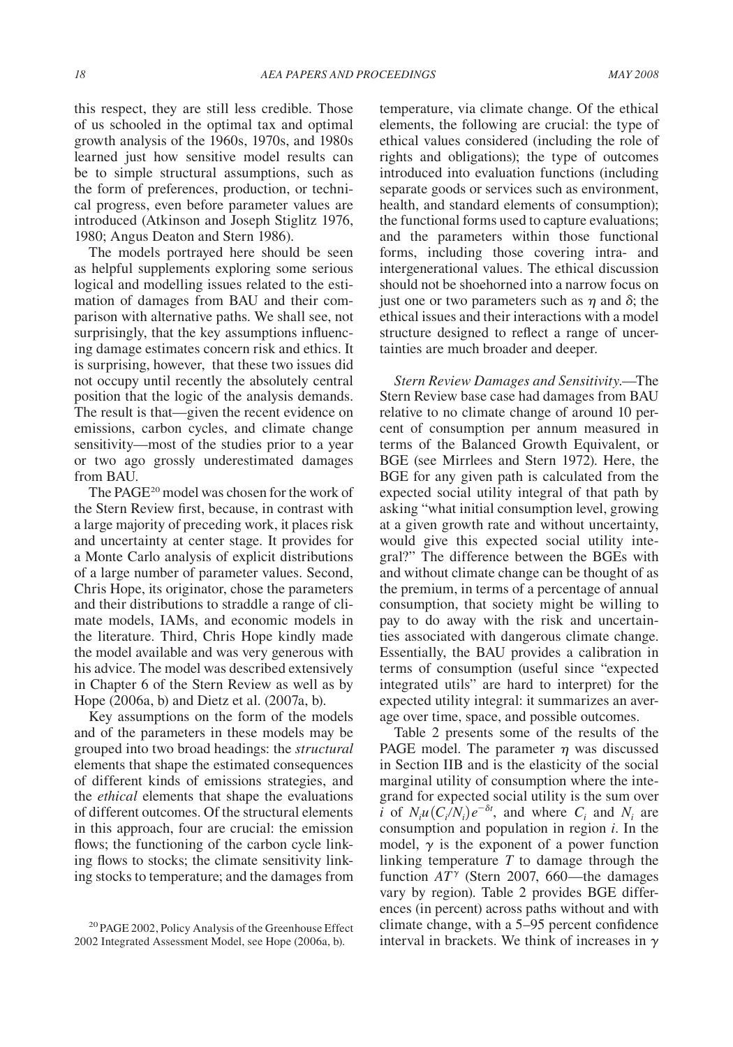this respect, they are still less credible. Those of us schooled in the optimal tax and optimal growth analysis of the 1960s, 1970s, and 1980s learned just how sensitive model results can be to simple structural assumptions, such as the form of preferences, production, or technical progress, even before parameter values are introduced (Atkinson and Joseph Stiglitz 1976, 1980; Angus Deaton and Stern 1986).

The models portrayed here should be seen as helpful supplements exploring some serious logical and modelling issues related to the estimation of damages from BAU and their comparison with alternative paths. We shall see, not surprisingly, that the key assumptions influencing damage estimates concern risk and ethics. It is surprising, however, that these two issues did not occupy until recently the absolutely central position that the logic of the analysis demands. The result is that—given the recent evidence on emissions, carbon cycles, and climate change sensitivity—most of the studies prior to a year or two ago grossly underestimated damages from BAU.

The PAGE[20] model was chosen for the work of the Stern Review first, because, in contrast with a large majority of preceding work, it places risk and uncertainty at center stage. It provides for a Monte Carlo analysis of explicit distributions of a large number of parameter values. Second, Chris Hope, its originator, chose the parameters and their distributions to straddle a range of climate models, IAMs, and economic models in the literature. Third, Chris Hope kindly made the model available and was very generous with his advice. The model was described extensively in Chapter 6 of the Stern Review as well as by Hope (2006a, b) and Dietz et al. (2007a, b).

Key assumptions on the form of the models and of the parameters in these models may be grouped into two broad headings: the *structural* elements that shape the estimated consequences of different kinds of emissions strategies, and the *ethical* elements that shape the evaluations of different outcomes. Of the structural elements in this approach, four are crucial: the emission flows; the functioning of the carbon cycle linking flows to stocks; the climate sensitivity linking stocks to temperature; and the damages from temperature, via climate change. Of the ethical elements, the following are crucial: the type of ethical values considered (including the role of rights and obligations); the type of outcomes introduced into evaluation functions (including separate goods or services such as environment, health, and standard elements of consumption); the functional forms used to capture evaluations; and the parameters within those functional forms, including those covering intra- and intergenerational values. The ethical discussion should not be shoehorned into a narrow focus on just one or two parameters such as $\eta$ and $\delta$; the ethical issues and their interactions with a model structure designed to reflect a range of uncertainties are much broader and deeper.

*Stern Review Damages and Sensitivity.*—The Stern Review base case had damages from BAU relative to no climate change of around 10 percent of consumption per annum measured in terms of the Balanced Growth Equivalent, or BGE (see Mirrlees and Stern 1972). Here, the BGE for any given path is calculated from the expected social utility integral of that path by asking "what initial consumption level, growing at a given growth rate and without uncertainty, would give this expected social utility integral?" The difference between the BGEs with and without climate change can be thought of as the premium, in terms of a percentage of annual consumption, that society might be willing to pay to do away with the risk and uncertainties associated with dangerous climate change. Essentially, the BAU provides a calibration in terms of consumption (useful since "expected integrated utils" are hard to interpret) for the expected utility integral: it summarizes an average over time, space, and possible outcomes.

Table 2 presents some of the results of the PAGE model. The parameter $\eta$ was discussed in Section IIB and is the elasticity of the social marginal utility of consumption where the integrand for expected social utility is the sum over $i$ of $N_i u(C_i/N_i)e^{-\delta t}$, and where $C_i$ and $N_i$ are consumption and population in region $i$. In the model, $\gamma$ is the exponent of a power function linking temperature $T$ to damage through the function $AT^{\gamma}$ (Stern 2007, 660—the damages vary by region). Table 2 provides BGE differences (in percent) across paths without and with climate change, with a 5–95 percent confidence interval in brackets. We think of increases in $\gamma$

[20] PAGE 2002, Policy Analysis of the Greenhouse Effect 2002 Integrated Assessment Model, see Hope (2006a, b).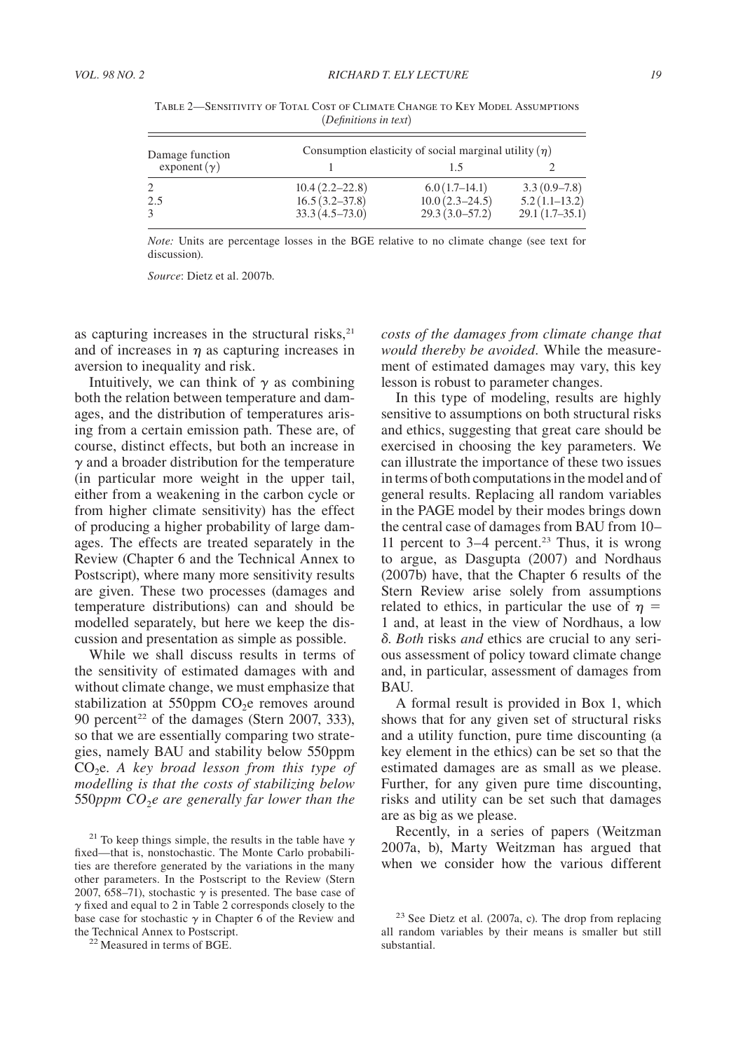Table 2—Sensitivity of Total Cost of Climate Change to Key Model Assumptions
(*Definitions in text*)

| Damage function exponent ($\gamma$) | Consumption elasticity of social marginal utility ($\eta$) | | |
|---|---|---|---|
| | 1 | 1.5 | 2 |
| 2 | 10.4 (2.2–22.8) | 6.0 (1.7–14.1) | 3.3 (0.9–7.8) |
| 2.5 | 16.5 (3.2–37.8) | 10.0 (2.3–24.5) | 5.2 (1.1–13.2) |
| 3 | 33.3 (4.5–73.0) | 29.3 (3.0–57.2) | 29.1 (1.7–35.1) |

*Note:* Units are percentage losses in the BGE relative to no climate change (see text for discussion).

*Source*: Dietz et al. 2007b.

as capturing increases in the structural risks,[21] and of increases in $\eta$ as capturing increases in aversion to inequality and risk.

Intuitively, we can think of $\gamma$ as combining both the relation between temperature and damages, and the distribution of temperatures arising from a certain emission path. These are, of course, distinct effects, but both an increase in $\gamma$ and a broader distribution for the temperature (in particular more weight in the upper tail, either from a weakening in the carbon cycle or from higher climate sensitivity) has the effect of producing a higher probability of large damages. The effects are treated separately in the Review (Chapter 6 and the Technical Annex to Postscript), where many more sensitivity results are given. These two processes (damages and temperature distributions) can and should be modelled separately, but here we keep the discussion and presentation as simple as possible.

While we shall discuss results in terms of the sensitivity of estimated damages with and without climate change, we must emphasize that stabilization at 550ppm $CO_2$e removes around 90 percent[22] of the damages (Stern 2007, 333), so that we are essentially comparing two strategies, namely BAU and stability below 550ppm $CO_2$e. *A key broad lesson from this type of modelling is that the costs of stabilizing below* 550*ppm* $CO_2$*e are generally far lower than the costs of the damages from climate change that would thereby be avoided*. While the measurement of estimated damages may vary, this key lesson is robust to parameter changes.

In this type of modeling, results are highly sensitive to assumptions on both structural risks and ethics, suggesting that great care should be exercised in choosing the key parameters. We can illustrate the importance of these two issues in terms of both computations in the model and of general results. Replacing all random variables in the PAGE model by their modes brings down the central case of damages from BAU from 10–11 percent to 3–4 percent.[23] Thus, it is wrong to argue, as Dasgupta (2007) and Nordhaus (2007b) have, that the Chapter 6 results of the Stern Review arise solely from assumptions related to ethics, in particular the use of $\eta$ = 1 and, at least in the view of Nordhaus, a low $\delta$. *Both* risks *and* ethics are crucial to any serious assessment of policy toward climate change and, in particular, assessment of damages from BAU.

A formal result is provided in Box 1, which shows that for any given set of structural risks and a utility function, pure time discounting (a key element in the ethics) can be set so that the estimated damages are as small as we please. Further, for any given pure time discounting, risks and utility can be set such that damages are as big as we please.

Recently, in a series of papers (Weitzman 2007a, b), Marty Weitzman has argued that when we consider how the various different

[21] To keep things simple, the results in the table have $\gamma$ fixed—that is, nonstochastic. The Monte Carlo probabilities are therefore generated by the variations in the many other parameters. In the Postscript to the Review (Stern 2007, 658–71), stochastic $\gamma$ is presented. The base case of $\gamma$ fixed and equal to 2 in Table 2 corresponds closely to the base case for stochastic $\gamma$ in Chapter 6 of the Review and the Technical Annex to Postscript.

[22] Measured in terms of BGE.

[23] See Dietz et al. (2007a, c). The drop from replacing all random variables by their means is smaller but still substantial.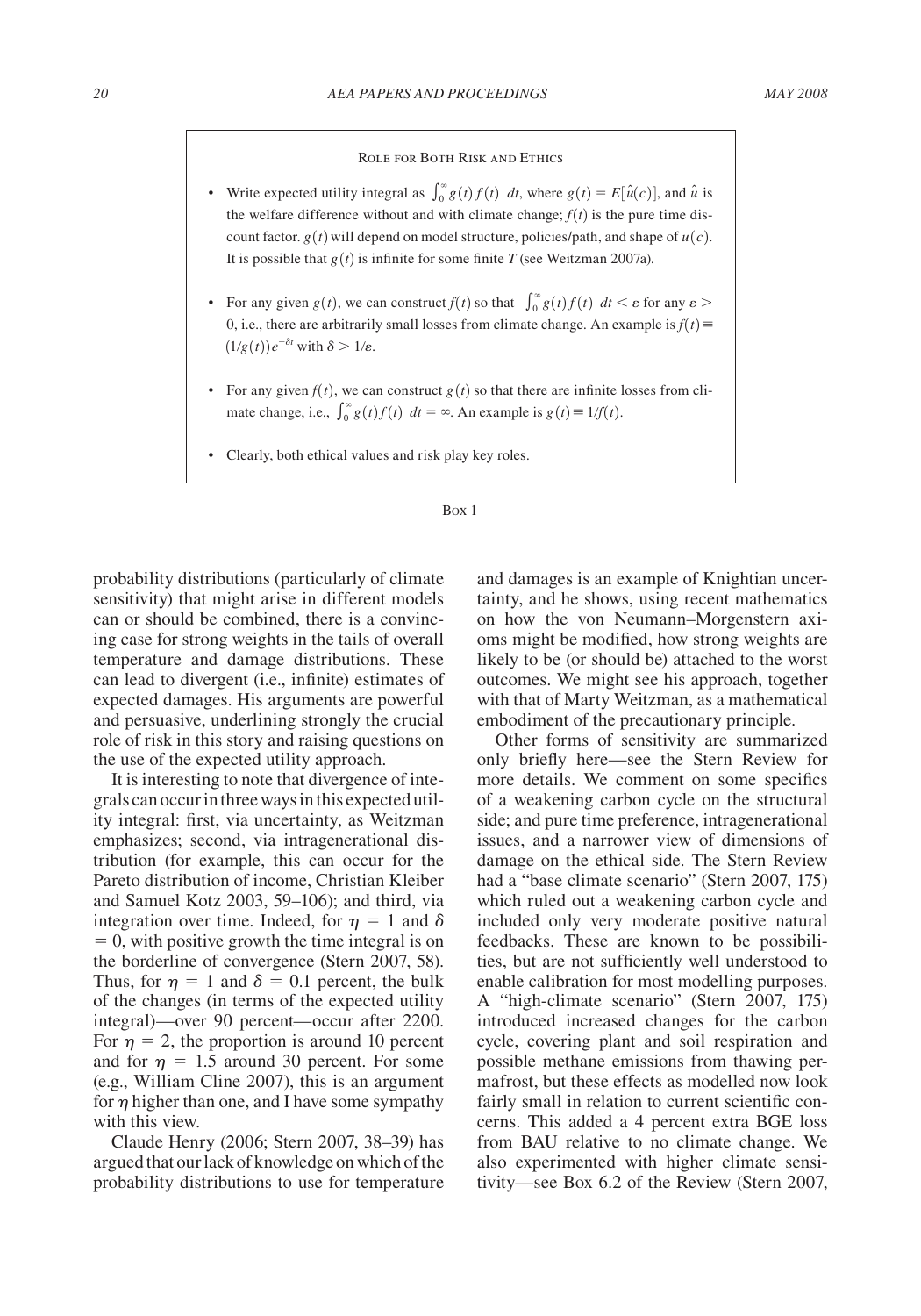### Role for Both Risk and Ethics

- Write expected utility integral as $\int_0^\infty g(t)f(t)\ dt$, where $g(t) = E[\hat{u}(c)]$, and $\hat{u}$ is the welfare difference without and with climate change; $f(t)$ is the pure time discount factor. $g(t)$ will depend on model structure, policies/path, and shape of $u(c)$. It is possible that $g(t)$ is infinite for some finite $T$ (see Weitzman 2007a).
- For any given $g(t)$, we can construct $f(t)$ so that $\int_0^\infty g(t)f(t)\ dt < \varepsilon$ for any $\varepsilon > 0$, i.e., there are arbitrarily small losses from climate change. An example is $f(t) \equiv (1/g(t))e^{-\delta t}$ with $\delta > 1/\varepsilon$.
- For any given $f(t)$, we can construct $g(t)$ so that there are infinite losses from climate change, i.e., $\int_0^\infty g(t)f(t)\ dt = \infty$. An example is $g(t) \equiv 1/f(t)$.
- Clearly, both ethical values and risk play key roles.

Box 1

probability distributions (particularly of climate sensitivity) that might arise in different models can or should be combined, there is a convincing case for strong weights in the tails of overall temperature and damage distributions. These can lead to divergent (i.e., infinite) estimates of expected damages. His arguments are powerful and persuasive, underlining strongly the crucial role of risk in this story and raising questions on the use of the expected utility approach.

It is interesting to note that divergence of integrals can occur in three ways in this expected utility integral: first, via uncertainty, as Weitzman emphasizes; second, via intragenerational distribution (for example, this can occur for the Pareto distribution of income, Christian Kleiber and Samuel Kotz 2003, 59–106); and third, via integration over time. Indeed, for $\eta = 1$ and $\delta = 0$, with positive growth the time integral is on the borderline of convergence (Stern 2007, 58). Thus, for $\eta = 1$ and $\delta = 0.1$ percent, the bulk of the changes (in terms of the expected utility integral)—over 90 percent—occur after 2200. For $\eta = 2$, the proportion is around 10 percent and for $\eta = 1.5$ around 30 percent. For some (e.g., William Cline 2007), this is an argument for $\eta$ higher than one, and I have some sympathy with this view.

Claude Henry (2006; Stern 2007, 38–39) has argued that our lack of knowledge on which of the probability distributions to use for temperature and damages is an example of Knightian uncertainty, and he shows, using recent mathematics on how the von Neumann–Morgenstern axioms might be modified, how strong weights are likely to be (or should be) attached to the worst outcomes. We might see his approach, together with that of Marty Weitzman, as a mathematical embodiment of the precautionary principle.

Other forms of sensitivity are summarized only briefly here—see the Stern Review for more details. We comment on some specifics of a weakening carbon cycle on the structural side; and pure time preference, intragenerational issues, and a narrower view of dimensions of damage on the ethical side. The Stern Review had a "base climate scenario" (Stern 2007, 175) which ruled out a weakening carbon cycle and included only very moderate positive natural feedbacks. These are known to be possibilities, but are not sufficiently well understood to enable calibration for most modelling purposes. A "high-climate scenario" (Stern 2007, 175) introduced increased changes for the carbon cycle, covering plant and soil respiration and possible methane emissions from thawing permafrost, but these effects as modelled now look fairly small in relation to current scientific concerns. This added a 4 percent extra BGE loss from BAU relative to no climate change. We also experimented with higher climate sensitivity—see Box 6.2 of the Review (Stern 2007,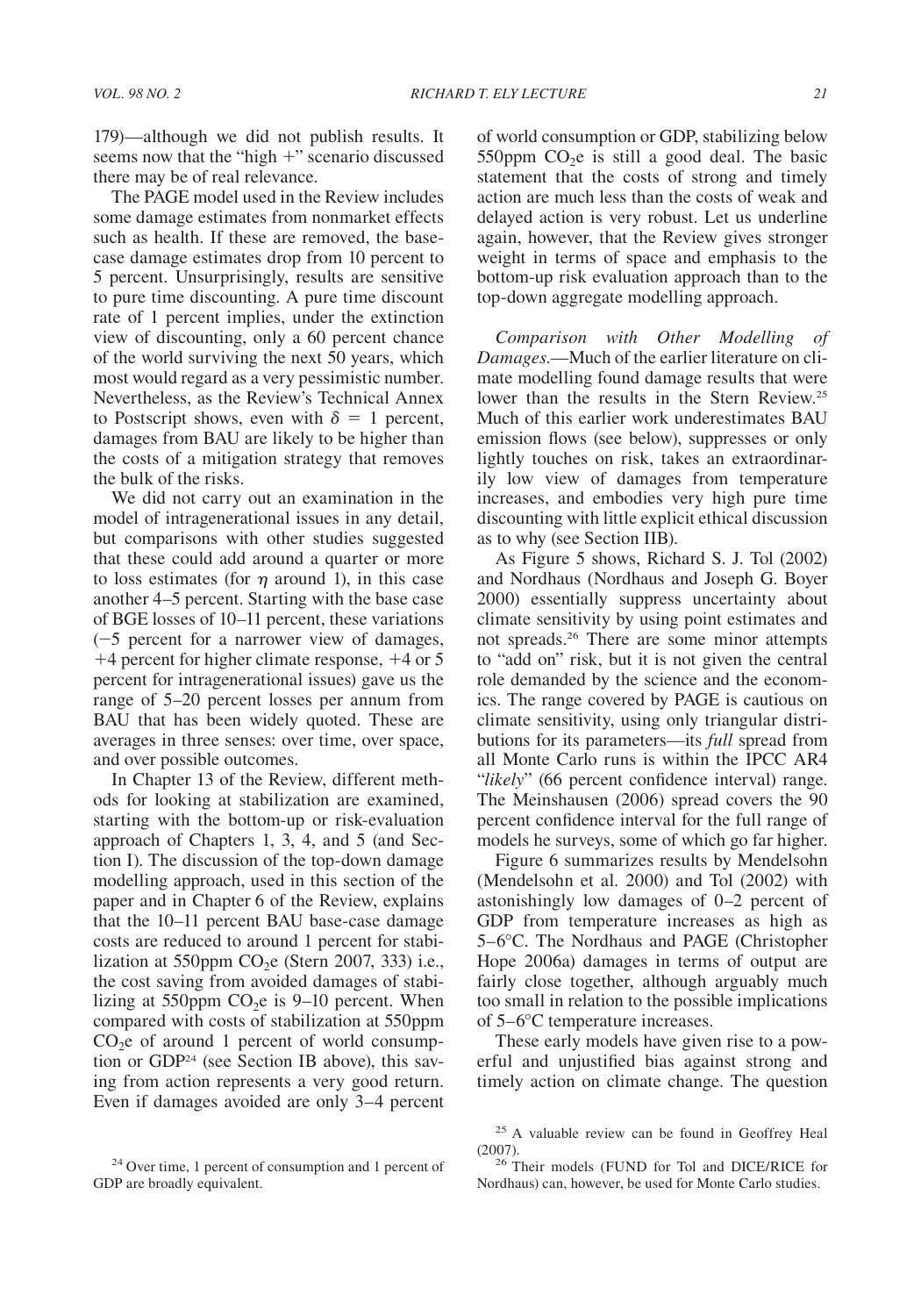179)—although we did not publish results. It seems now that the "high +" scenario discussed there may be of real relevance.

The PAGE model used in the Review includes some damage estimates from nonmarket effects such as health. If these are removed, the base-case damage estimates drop from 10 percent to 5 percent. Unsurprisingly, results are sensitive to pure time discounting. A pure time discount rate of 1 percent implies, under the extinction view of discounting, only a 60 percent chance of the world surviving the next 50 years, which most would regard as a very pessimistic number. Nevertheless, as the Review's Technical Annex to Postscript shows, even with $\delta = 1$ percent, damages from BAU are likely to be higher than the costs of a mitigation strategy that removes the bulk of the risks.

We did not carry out an examination in the model of intragenerational issues in any detail, but comparisons with other studies suggested that these could add around a quarter or more to loss estimates (for $\eta$ around 1), in this case another 4–5 percent. Starting with the base case of BGE losses of 10–11 percent, these variations (−5 percent for a narrower view of damages, +4 percent for higher climate response, +4 or 5 percent for intragenerational issues) gave us the range of 5–20 percent losses per annum from BAU that has been widely quoted. These are averages in three senses: over time, over space, and over possible outcomes.

In Chapter 13 of the Review, different methods for looking at stabilization are examined, starting with the bottom-up or risk-evaluation approach of Chapters 1, 3, 4, and 5 (and Section I). The discussion of the top-down damage modelling approach, used in this section of the paper and in Chapter 6 of the Review, explains that the 10–11 percent BAU base-case damage costs are reduced to around 1 percent for stabilization at 550ppm $CO_2$e (Stern 2007, 333) i.e., the cost saving from avoided damages of stabilizing at 550ppm $CO_2$e is 9–10 percent. When compared with costs of stabilization at 550ppm $CO_2$e of around 1 percent of world consumption or GDP[24] (see Section IB above), this saving from action represents a very good return. Even if damages avoided are only 3–4 percent of world consumption or GDP, stabilizing below 550ppm $CO_2$e is still a good deal. The basic statement that the costs of strong and timely action are much less than the costs of weak and delayed action is very robust. Let us underline again, however, that the Review gives stronger weight in terms of space and emphasis to the bottom-up risk evaluation approach than to the top-down aggregate modelling approach.

*Comparison with Other Modelling of Damages.*—Much of the earlier literature on climate modelling found damage results that were lower than the results in the Stern Review.[25] Much of this earlier work underestimates BAU emission flows (see below), suppresses or only lightly touches on risk, takes an extraordinarily low view of damages from temperature increases, and embodies very high pure time discounting with little explicit ethical discussion as to why (see Section IIB).

As Figure 5 shows, Richard S. J. Tol (2002) and Nordhaus (Nordhaus and Joseph G. Boyer 2000) essentially suppress uncertainty about climate sensitivity by using point estimates and not spreads.[26] There are some minor attempts to "add on" risk, but it is not given the central role demanded by the science and the economics. The range covered by PAGE is cautious on climate sensitivity, using only triangular distributions for its parameters—its *full* spread from all Monte Carlo runs is within the IPCC AR4 "*likely*" (66 percent confidence interval) range. The Meinshausen (2006) spread covers the 90 percent confidence interval for the full range of models he surveys, some of which go far higher.

Figure 6 summarizes results by Mendelsohn (Mendelsohn et al. 2000) and Tol (2002) with astonishingly low damages of 0–2 percent of GDP from temperature increases as high as 5–6°C. The Nordhaus and PAGE (Christopher Hope 2006a) damages in terms of output are fairly close together, although arguably much too small in relation to the possible implications of 5–6°C temperature increases.

These early models have given rise to a powerful and unjustified bias against strong and timely action on climate change. The question

[24] Over time, 1 percent of consumption and 1 percent of GDP are broadly equivalent.

[25] A valuable review can be found in Geoffrey Heal (2007).

[26] Their models (FUND for Tol and DICE/RICE for Nordhaus) can, however, be used for Monte Carlo studies.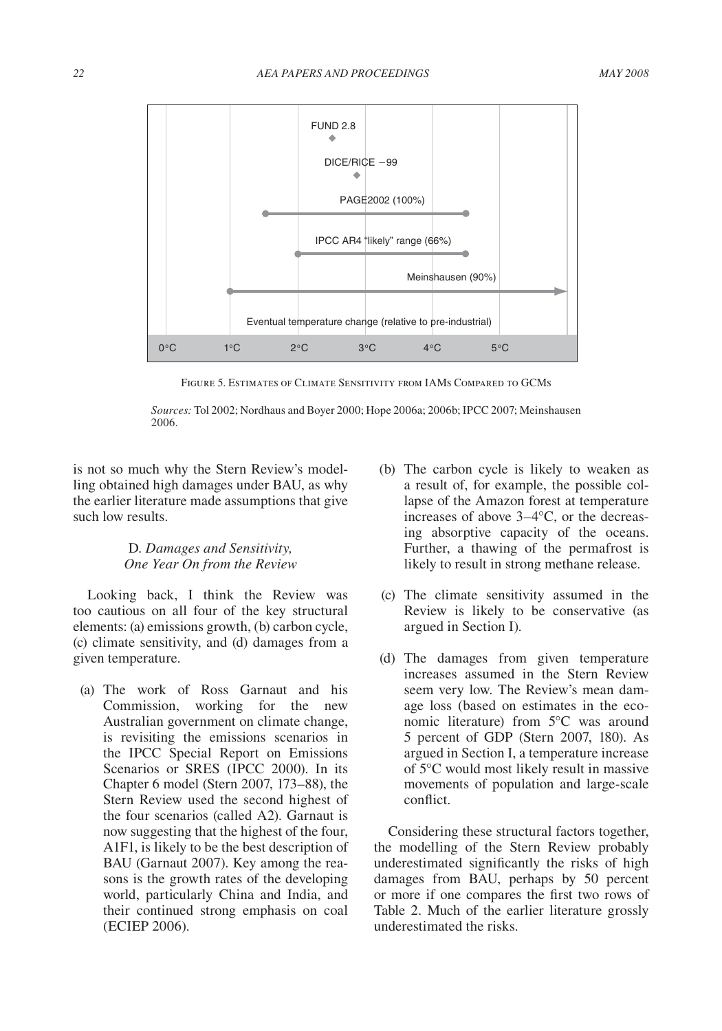Figure 5. Estimates of Climate Sensitivity from IAMs Compared to GCMs

*Sources:* Tol 2002; Nordhaus and Boyer 2000; Hope 2006a; 2006b; IPCC 2007; Meinshausen 2006.

is not so much why the Stern Review's modelling obtained high damages under BAU, as why the earlier literature made assumptions that give such low results.

### D. *Damages and Sensitivity, One Year On from the Review*

Looking back, I think the Review was too cautious on all four of the key structural elements: (a) emissions growth, (b) carbon cycle, (c) climate sensitivity, and (d) damages from a given temperature.

(a) The work of Ross Garnaut and his Commission, working for the new Australian government on climate change, is revisiting the emissions scenarios in the IPCC Special Report on Emissions Scenarios or SRES (IPCC 2000). In its Chapter 6 model (Stern 2007, 173–88), the Stern Review used the second highest of the four scenarios (called A2). Garnaut is now suggesting that the highest of the four, A1F1, is likely to be the best description of BAU (Garnaut 2007). Key among the reasons is the growth rates of the developing world, particularly China and India, and their continued strong emphasis on coal (ECIEP 2006).

(b) The carbon cycle is likely to weaken as a result of, for example, the possible collapse of the Amazon forest at temperature increases of above 3–4°C, or the decreasing absorptive capacity of the oceans. Further, a thawing of the permafrost is likely to result in strong methane release.

(c) The climate sensitivity assumed in the Review is likely to be conservative (as argued in Section I).

(d) The damages from given temperature increases assumed in the Stern Review seem very low. The Review's mean damage loss (based on estimates in the economic literature) from 5°C was around 5 percent of GDP (Stern 2007, 180). As argued in Section I, a temperature increase of 5°C would most likely result in massive movements of population and large-scale conflict.

Considering these structural factors together, the modelling of the Stern Review probably underestimated significantly the risks of high damages from BAU, perhaps by 50 percent or more if one compares the first two rows of Table 2. Much of the earlier literature grossly underestimated the risks.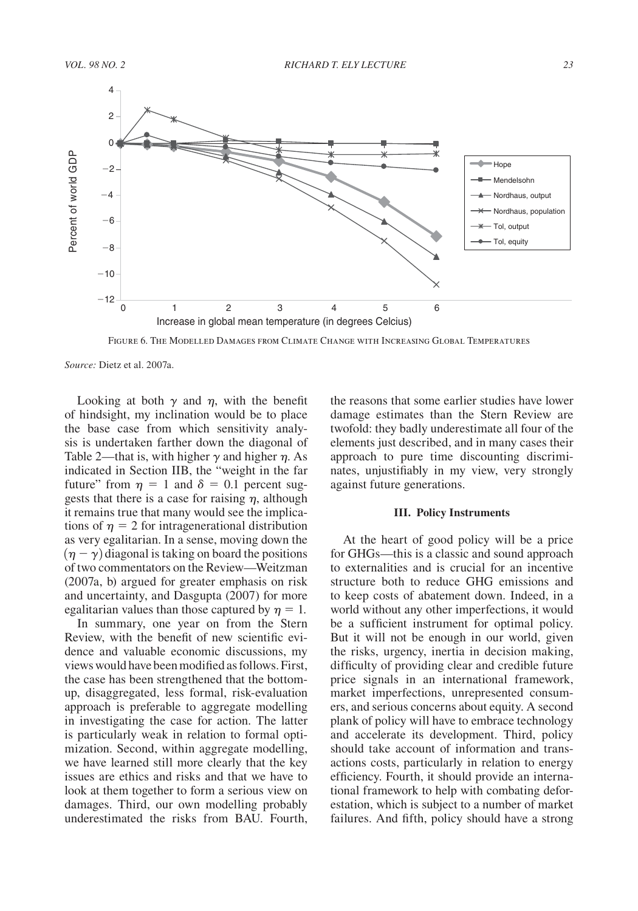Percent of world GDP

4
2
0
−2
−4
−6
−8
−10
−12

0 1 2 3 4 5 6

Increase in global mean temperature (in degrees Celcius)

Hope
Mendelsohn
Nordhaus, output
Nordhaus, population
Tol, output
Tol, equity

Figure 6. The Modelled Damages from Climate Change with Increasing Global Temperatures

*Source:* Dietz et al. 2007a.

Looking at both $\gamma$ and $\eta$, with the benefit of hindsight, my inclination would be to place the base case from which sensitivity analysis is undertaken farther down the diagonal of Table 2—that is, with higher $\gamma$ and higher $\eta$. As indicated in Section IIB, the "weight in the far future" from $\eta = 1$ and $\delta = 0.1$ percent suggests that there is a case for raising $\eta$, although it remains true that many would see the implications of $\eta = 2$ for intragenerational distribution as very egalitarian. In a sense, moving down the $(\eta - \gamma)$ diagonal is taking on board the positions of two commentators on the Review—Weitzman (2007a, b) argued for greater emphasis on risk and uncertainty, and Dasgupta (2007) for more egalitarian values than those captured by $\eta = 1$.

In summary, one year on from the Stern Review, with the benefit of new scientific evidence and valuable economic discussions, my views would have been modified as follows. First, the case has been strengthened that the bottom-up, disaggregated, less formal, risk-evaluation approach is preferable to aggregate modelling in investigating the case for action. The latter is particularly weak in relation to formal optimization. Second, within aggregate modelling, we have learned still more clearly that the key issues are ethics and risks and that we have to look at them together to form a serious view on damages. Third, our own modelling probably underestimated the risks from BAU. Fourth, the reasons that some earlier studies have lower damage estimates than the Stern Review are twofold: they badly underestimate all four of the elements just described, and in many cases their approach to pure time discounting discriminates, unjustifiably in my view, very strongly against future generations.

### III. Policy Instruments

At the heart of good policy will be a price for GHGs—this is a classic and sound approach to externalities and is crucial for an incentive structure both to reduce GHG emissions and to keep costs of abatement down. Indeed, in a world without any other imperfections, it would be a sufficient instrument for optimal policy. But it will not be enough in our world, given the risks, urgency, inertia in decision making, difficulty of providing clear and credible future price signals in an international framework, market imperfections, unrepresented consumers, and serious concerns about equity. A second plank of policy will have to embrace technology and accelerate its development. Third, policy should take account of information and transactions costs, particularly in relation to energy efficiency. Fourth, it should provide an international framework to help with combating deforestation, which is subject to a number of market failures. And fifth, policy should have a strong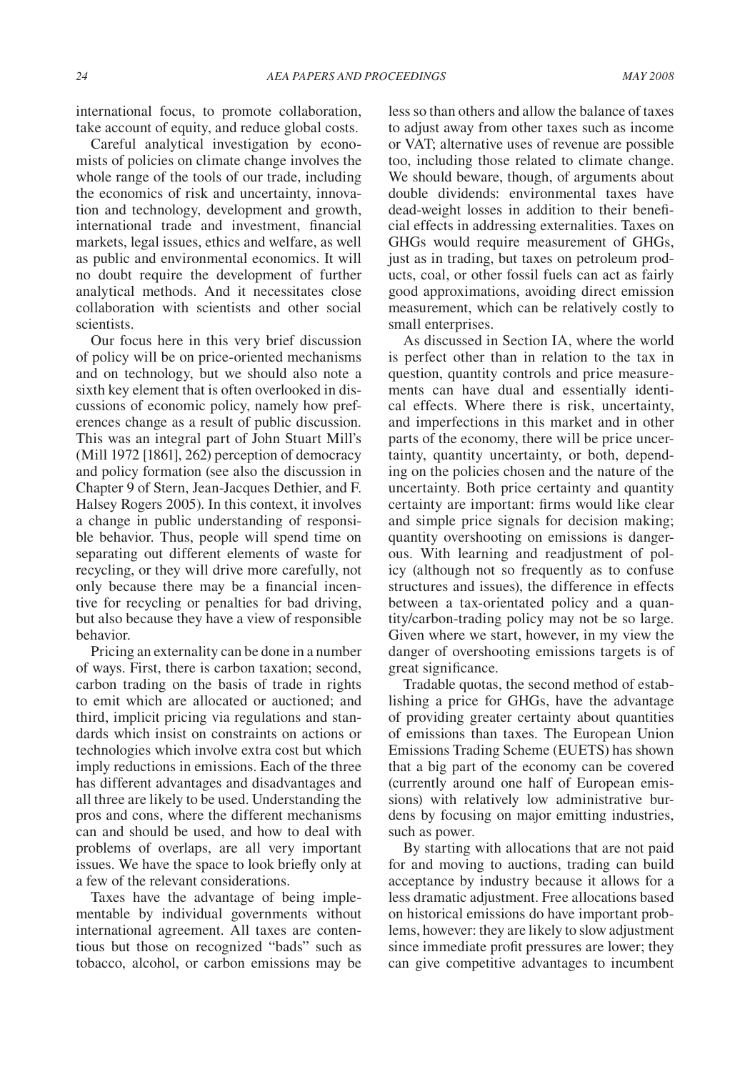international focus, to promote collaboration, take account of equity, and reduce global costs.

Careful analytical investigation by economists of policies on climate change involves the whole range of the tools of our trade, including the economics of risk and uncertainty, innovation and technology, development and growth, international trade and investment, financial markets, legal issues, ethics and welfare, as well as public and environmental economics. It will no doubt require the development of further analytical methods. And it necessitates close collaboration with scientists and other social scientists.

Our focus here in this very brief discussion of policy will be on price-oriented mechanisms and on technology, but we should also note a sixth key element that is often overlooked in discussions of economic policy, namely how preferences change as a result of public discussion. This was an integral part of John Stuart Mill's (Mill 1972 [1861], 262) perception of democracy and policy formation (see also the discussion in Chapter 9 of Stern, Jean-Jacques Dethier, and F. Halsey Rogers 2005). In this context, it involves a change in public understanding of responsible behavior. Thus, people will spend time on separating out different elements of waste for recycling, or they will drive more carefully, not only because there may be a financial incentive for recycling or penalties for bad driving, but also because they have a view of responsible behavior.

Pricing an externality can be done in a number of ways. First, there is carbon taxation; second, carbon trading on the basis of trade in rights to emit which are allocated or auctioned; and third, implicit pricing via regulations and standards which insist on constraints on actions or technologies which involve extra cost but which imply reductions in emissions. Each of the three has different advantages and disadvantages and all three are likely to be used. Understanding the pros and cons, where the different mechanisms can and should be used, and how to deal with problems of overlaps, are all very important issues. We have the space to look briefly only at a few of the relevant considerations.

Taxes have the advantage of being implementable by individual governments without international agreement. All taxes are contentious but those on recognized "bads" such as tobacco, alcohol, or carbon emissions may be less so than others and allow the balance of taxes to adjust away from other taxes such as income or VAT; alternative uses of revenue are possible too, including those related to climate change. We should beware, though, of arguments about double dividends: environmental taxes have dead-weight losses in addition to their beneficial effects in addressing externalities. Taxes on GHGs would require measurement of GHGs, just as in trading, but taxes on petroleum products, coal, or other fossil fuels can act as fairly good approximations, avoiding direct emission measurement, which can be relatively costly to small enterprises.

As discussed in Section IA, where the world is perfect other than in relation to the tax in question, quantity controls and price measurements can have dual and essentially identical effects. Where there is risk, uncertainty, and imperfections in this market and in other parts of the economy, there will be price uncertainty, quantity uncertainty, or both, depending on the policies chosen and the nature of the uncertainty. Both price certainty and quantity certainty are important: firms would like clear and simple price signals for decision making; quantity overshooting on emissions is dangerous. With learning and readjustment of policy (although not so frequently as to confuse structures and issues), the difference in effects between a tax-orientated policy and a quantity/carbon-trading policy may not be so large. Given where we start, however, in my view the danger of overshooting emissions targets is of great significance.

Tradable quotas, the second method of establishing a price for GHGs, have the advantage of providing greater certainty about quantities of emissions than taxes. The European Union Emissions Trading Scheme (EUETS) has shown that a big part of the economy can be covered (currently around one half of European emissions) with relatively low administrative burdens by focusing on major emitting industries, such as power.

By starting with allocations that are not paid for and moving to auctions, trading can build acceptance by industry because it allows for a less dramatic adjustment. Free allocations based on historical emissions do have important problems, however: they are likely to slow adjustment since immediate profit pressures are lower; they can give competitive advantages to incumbent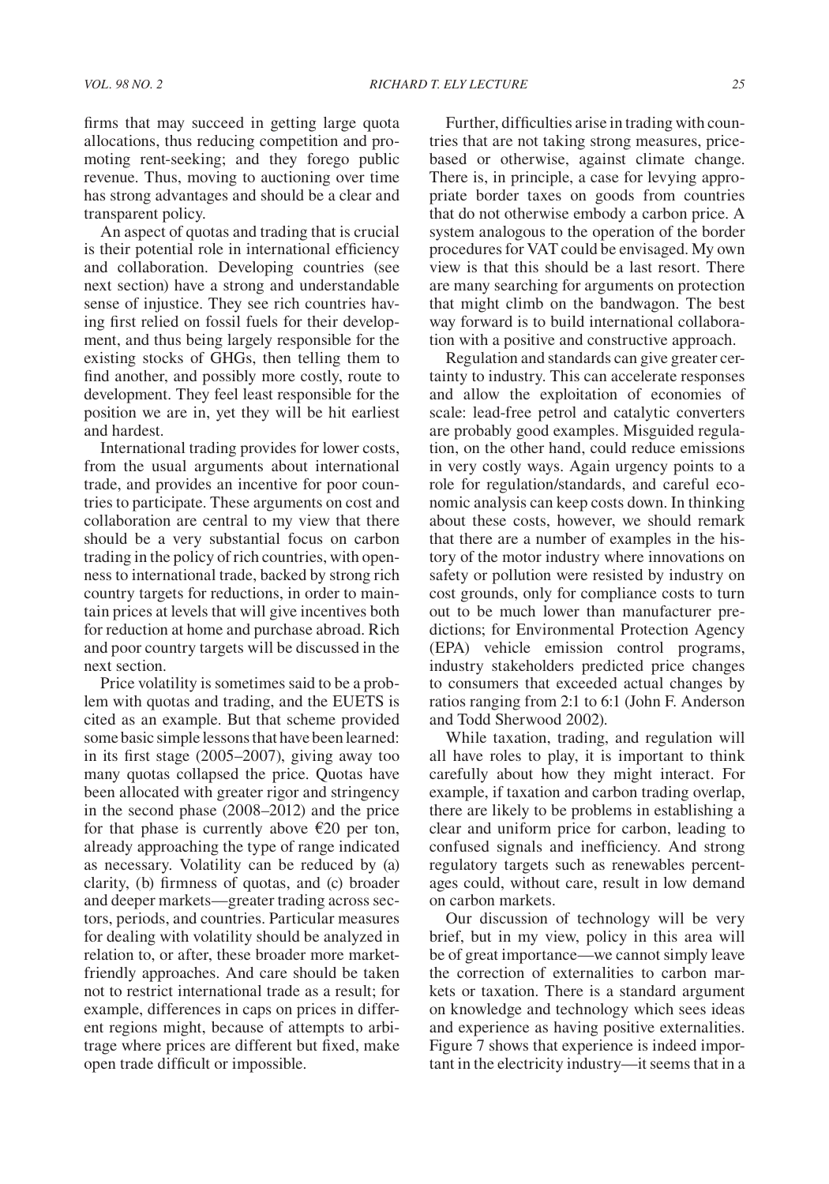firms that may succeed in getting large quota allocations, thus reducing competition and promoting rent-seeking; and they forego public revenue. Thus, moving to auctioning over time has strong advantages and should be a clear and transparent policy.

An aspect of quotas and trading that is crucial is their potential role in international efficiency and collaboration. Developing countries (see next section) have a strong and understandable sense of injustice. They see rich countries having first relied on fossil fuels for their development, and thus being largely responsible for the existing stocks of GHGs, then telling them to find another, and possibly more costly, route to development. They feel least responsible for the position we are in, yet they will be hit earliest and hardest.

International trading provides for lower costs, from the usual arguments about international trade, and provides an incentive for poor countries to participate. These arguments on cost and collaboration are central to my view that there should be a very substantial focus on carbon trading in the policy of rich countries, with openness to international trade, backed by strong rich country targets for reductions, in order to maintain prices at levels that will give incentives both for reduction at home and purchase abroad. Rich and poor country targets will be discussed in the next section.

Price volatility is sometimes said to be a problem with quotas and trading, and the EUETS is cited as an example. But that scheme provided some basic simple lessons that have been learned: in its first stage (2005–2007), giving away too many quotas collapsed the price. Quotas have been allocated with greater rigor and stringency in the second phase (2008–2012) and the price for that phase is currently above €20 per ton, already approaching the type of range indicated as necessary. Volatility can be reduced by (a) clarity, (b) firmness of quotas, and (c) broader and deeper markets—greater trading across sectors, periods, and countries. Particular measures for dealing with volatility should be analyzed in relation to, or after, these broader more market-friendly approaches. And care should be taken not to restrict international trade as a result; for example, differences in caps on prices in different regions might, because of attempts to arbitrage where prices are different but fixed, make open trade difficult or impossible.

Further, difficulties arise in trading with countries that are not taking strong measures, price-based or otherwise, against climate change. There is, in principle, a case for levying appropriate border taxes on goods from countries that do not otherwise embody a carbon price. A system analogous to the operation of the border procedures for VAT could be envisaged. My own view is that this should be a last resort. There are many searching for arguments on protection that might climb on the bandwagon. The best way forward is to build international collaboration with a positive and constructive approach.

Regulation and standards can give greater certainty to industry. This can accelerate responses and allow the exploitation of economies of scale: lead-free petrol and catalytic converters are probably good examples. Misguided regulation, on the other hand, could reduce emissions in very costly ways. Again urgency points to a role for regulation/standards, and careful economic analysis can keep costs down. In thinking about these costs, however, we should remark that there are a number of examples in the history of the motor industry where innovations on safety or pollution were resisted by industry on cost grounds, only for compliance costs to turn out to be much lower than manufacturer predictions; for Environmental Protection Agency (EPA) vehicle emission control programs, industry stakeholders predicted price changes to consumers that exceeded actual changes by ratios ranging from 2:1 to 6:1 (John F. Anderson and Todd Sherwood 2002).

While taxation, trading, and regulation will all have roles to play, it is important to think carefully about how they might interact. For example, if taxation and carbon trading overlap, there are likely to be problems in establishing a clear and uniform price for carbon, leading to confused signals and inefficiency. And strong regulatory targets such as renewables percentages could, without care, result in low demand on carbon markets.

Our discussion of technology will be very brief, but in my view, policy in this area will be of great importance—we cannot simply leave the correction of externalities to carbon markets or taxation. There is a standard argument on knowledge and technology which sees ideas and experience as having positive externalities. Figure 7 shows that experience is indeed important in the electricity industry—it seems that in a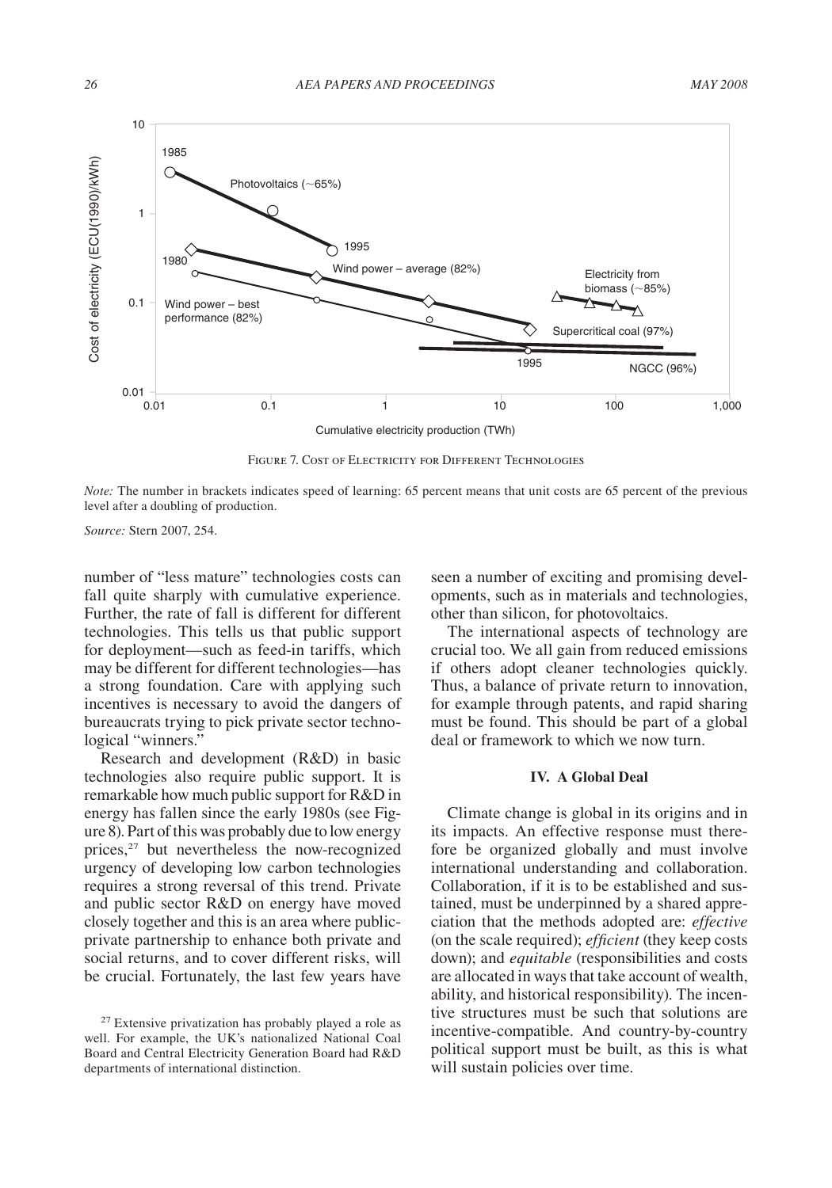Cost of electricity (ECU(1990)/kWh)

10
1
0.1
0.01

0.01
0.1
1
10
100
1,000

Cumulative electricity production (TWh)

1985
Photovoltaics (~65%)
1995
1980
Wind power – average (82%)
Wind power – best performance (82%)
Electricity from biomass (~85%)
Supercritical coal (97%)
1995
NGCC (96%)

Figure 7. Cost of Electricity for Different Technologies

*Note:* The number in brackets indicates speed of learning: 65 percent means that unit costs are 65 percent of the previous level after a doubling of production.

*Source:* Stern 2007, 254.

number of "less mature" technologies costs can fall quite sharply with cumulative experience. Further, the rate of fall is different for different technologies. This tells us that public support for deployment—such as feed-in tariffs, which may be different for different technologies—has a strong foundation. Care with applying such incentives is necessary to avoid the dangers of bureaucrats trying to pick private sector technological "winners."

Research and development (R&D) in basic technologies also require public support. It is remarkable how much public support for R&D in energy has fallen since the early 1980s (see Figure 8). Part of this was probably due to low energy prices,[27] but nevertheless the now-recognized urgency of developing low carbon technologies requires a strong reversal of this trend. Private and public sector R&D on energy have moved closely together and this is an area where public-private partnership to enhance both private and social returns, and to cover different risks, will be crucial. Fortunately, the last few years have seen a number of exciting and promising developments, such as in materials and technologies, other than silicon, for photovoltaics.

The international aspects of technology are crucial too. We all gain from reduced emissions if others adopt cleaner technologies quickly. Thus, a balance of private return to innovation, for example through patents, and rapid sharing must be found. This should be part of a global deal or framework to which we now turn.

## IV. A Global Deal

Climate change is global in its origins and in its impacts. An effective response must therefore be organized globally and must involve international understanding and collaboration. Collaboration, if it is to be established and sustained, must be underpinned by a shared appreciation that the methods adopted are: *effective* (on the scale required); *efficient* (they keep costs down); and *equitable* (responsibilities and costs are allocated in ways that take account of wealth, ability, and historical responsibility). The incentive structures must be such that solutions are incentive-compatible. And country-by-country political support must be built, as this is what will sustain policies over time.

[27] Extensive privatization has probably played a role as well. For example, the UK's nationalized National Coal Board and Central Electricity Generation Board had R&D departments of international distinction.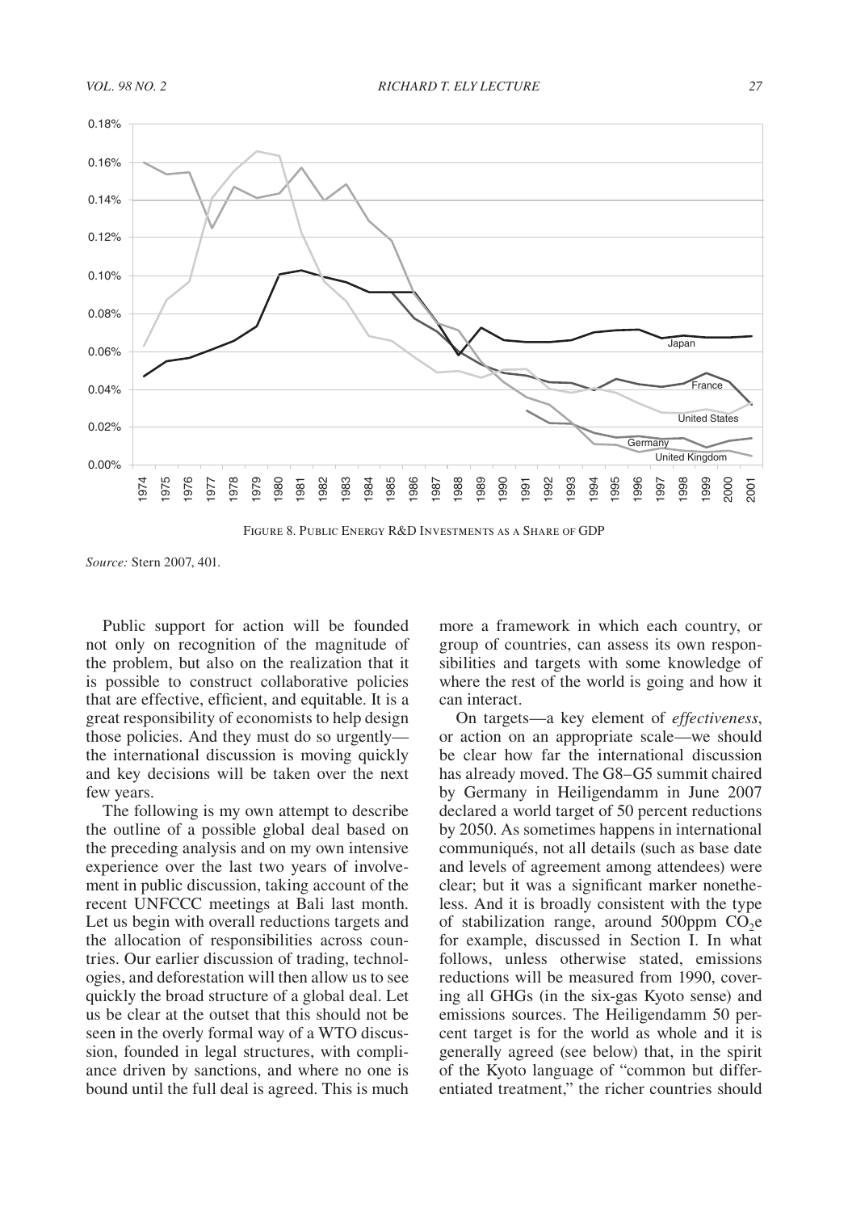0.18%
0.16%
0.14%
0.12%
0.10%
0.08%
0.06%
0.04%
0.02%
0.00%

1974 1975 1976 1977 1978 1979 1980 1981 1982 1983 1984 1985 1986 1987 1988 1989 1990 1991 1992 1993 1994 1995 1996 1997 1998 1999 2000 2001

Japan
France
United States
Germany
United Kingdom

Figure 8. Public Energy R&D Investments as a Share of GDP

*Source:* Stern 2007, 401.

Public support for action will be founded not only on recognition of the magnitude of the problem, but also on the realization that it is possible to construct collaborative policies that are effective, efficient, and equitable. It is a great responsibility of economists to help design those policies. And they must do so urgently—the international discussion is moving quickly and key decisions will be taken over the next few years.

The following is my own attempt to describe the outline of a possible global deal based on the preceding analysis and on my own intensive experience over the last two years of involvement in public discussion, taking account of the recent UNFCCC meetings at Bali last month. Let us begin with overall reductions targets and the allocation of responsibilities across countries. Our earlier discussion of trading, technologies, and deforestation will then allow us to see quickly the broad structure of a global deal. Let us be clear at the outset that this should not be seen in the overly formal way of a WTO discussion, founded in legal structures, with compliance driven by sanctions, and where no one is bound until the full deal is agreed. This is much more a framework in which each country, or group of countries, can assess its own responsibilities and targets with some knowledge of where the rest of the world is going and how it can interact.

On targets—a key element of *effectiveness*, or action on an appropriate scale—we should be clear how far the international discussion has already moved. The G8–G5 summit chaired by Germany in Heiligendamm in June 2007 declared a world target of 50 percent reductions by 2050. As sometimes happens in international communiqués, not all details (such as base date and levels of agreement among attendees) were clear; but it was a significant marker nonetheless. And it is broadly consistent with the type of stabilization range, around 500ppm $CO_2e$ for example, discussed in Section I. In what follows, unless otherwise stated, emissions reductions will be measured from 1990, covering all GHGs (in the six-gas Kyoto sense) and emissions sources. The Heiligendamm 50 percent target is for the world as whole and it is generally agreed (see below) that, in the spirit of the Kyoto language of "common but differentiated treatment," the richer countries should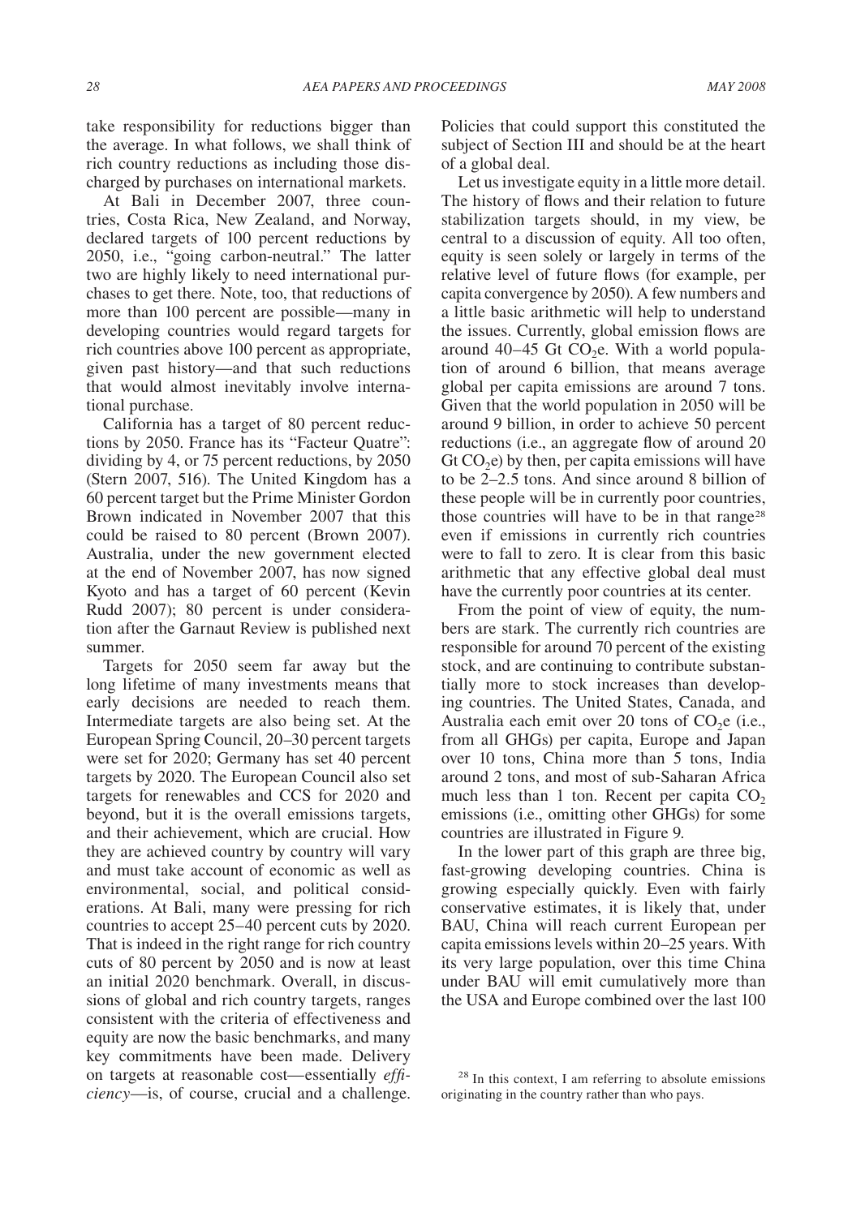take responsibility for reductions bigger than the average. In what follows, we shall think of rich country reductions as including those discharged by purchases on international markets.

At Bali in December 2007, three countries, Costa Rica, New Zealand, and Norway, declared targets of 100 percent reductions by 2050, i.e., "going carbon-neutral." The latter two are highly likely to need international purchases to get there. Note, too, that reductions of more than 100 percent are possible—many in developing countries would regard targets for rich countries above 100 percent as appropriate, given past history—and that such reductions that would almost inevitably involve international purchase.

California has a target of 80 percent reductions by 2050. France has its "Facteur Quatre": dividing by 4, or 75 percent reductions, by 2050 (Stern 2007, 516). The United Kingdom has a 60 percent target but the Prime Minister Gordon Brown indicated in November 2007 that this could be raised to 80 percent (Brown 2007). Australia, under the new government elected at the end of November 2007, has now signed Kyoto and has a target of 60 percent (Kevin Rudd 2007); 80 percent is under consideration after the Garnaut Review is published next summer.

Targets for 2050 seem far away but the long lifetime of many investments means that early decisions are needed to reach them. Intermediate targets are also being set. At the European Spring Council, 20–30 percent targets were set for 2020; Germany has set 40 percent targets by 2020. The European Council also set targets for renewables and CCS for 2020 and beyond, but it is the overall emissions targets, and their achievement, which are crucial. How they are achieved country by country will vary and must take account of economic as well as environmental, social, and political considerations. At Bali, many were pressing for rich countries to accept 25–40 percent cuts by 2020. That is indeed in the right range for rich country cuts of 80 percent by 2050 and is now at least an initial 2020 benchmark. Overall, in discussions of global and rich country targets, ranges consistent with the criteria of effectiveness and equity are now the basic benchmarks, and many key commitments have been made. Delivery on targets at reasonable cost—essentially *efficiency*—is, of course, crucial and a challenge. Policies that could support this constituted the subject of Section III and should be at the heart of a global deal.

Let us investigate equity in a little more detail. The history of flows and their relation to future stabilization targets should, in my view, be central to a discussion of equity. All too often, equity is seen solely or largely in terms of the relative level of future flows (for example, per capita convergence by 2050). A few numbers and a little basic arithmetic will help to understand the issues. Currently, global emission flows are around 40–45 Gt $CO_2$e. With a world population of around 6 billion, that means average global per capita emissions are around 7 tons. Given that the world population in 2050 will be around 9 billion, in order to achieve 50 percent reductions (i.e., an aggregate flow of around 20 Gt $CO_2$e) by then, per capita emissions will have to be 2–2.5 tons. And since around 8 billion of these people will be in currently poor countries, those countries will have to be in that range[28] even if emissions in currently rich countries were to fall to zero. It is clear from this basic arithmetic that any effective global deal must have the currently poor countries at its center.

From the point of view of equity, the numbers are stark. The currently rich countries are responsible for around 70 percent of the existing stock, and are continuing to contribute substantially more to stock increases than developing countries. The United States, Canada, and Australia each emit over 20 tons of $CO_2$e (i.e., from all GHGs) per capita, Europe and Japan over 10 tons, China more than 5 tons, India around 2 tons, and most of sub-Saharan Africa much less than 1 ton. Recent per capita $CO_2$ emissions (i.e., omitting other GHGs) for some countries are illustrated in Figure 9.

In the lower part of this graph are three big, fast-growing developing countries. China is growing especially quickly. Even with fairly conservative estimates, it is likely that, under BAU, China will reach current European per capita emissions levels within 20–25 years. With its very large population, over this time China under BAU will emit cumulatively more than the USA and Europe combined over the last 100

[28] In this context, I am referring to absolute emissions originating in the country rather than who pays.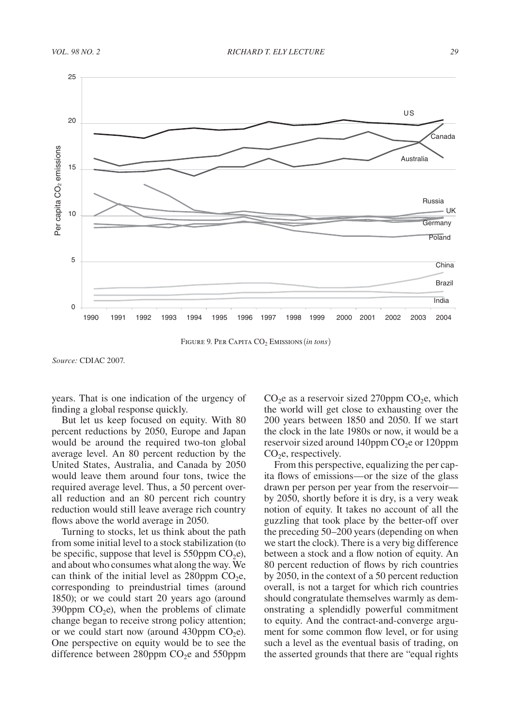FIGURE 9. PER CAPITA $CO_2$ EMISSIONS (*in tons*)

*Source:* CDIAC 2007.

years. That is one indication of the urgency of finding a global response quickly.

But let us keep focused on equity. With 80 percent reductions by 2050, Europe and Japan would be around the required two-ton global average level. An 80 percent reduction by the United States, Australia, and Canada by 2050 would leave them around four tons, twice the required average level. Thus, a 50 percent overall reduction and an 80 percent rich country reduction would still leave average rich country flows above the world average in 2050.

Turning to stocks, let us think about the path from some initial level to a stock stabilization (to be specific, suppose that level is 550ppm $CO_2e$), and about who consumes what along the way. We can think of the initial level as 280ppm $CO_2e$, corresponding to preindustrial times (around 1850); or we could start 20 years ago (around 390ppm $CO_2e$), when the problems of climate change began to receive strong policy attention; or we could start now (around 430ppm $CO_2e$). One perspective on equity would be to see the difference between 280ppm $CO_2e$ and 550ppm $CO_2e$ as a reservoir sized 270ppm $CO_2e$, which the world will get close to exhausting over the 200 years between 1850 and 2050. If we start the clock in the late 1980s or now, it would be a reservoir sized around 140ppm $CO_2e$ or 120ppm $CO_2e$, respectively.

From this perspective, equalizing the per capita flows of emissions—or the size of the glass drawn per person per year from the reservoir—by 2050, shortly before it is dry, is a very weak notion of equity. It takes no account of all the guzzling that took place by the better-off over the preceding 50–200 years (depending on when we start the clock). There is a very big difference between a stock and a flow notion of equity. An 80 percent reduction of flows by rich countries by 2050, in the context of a 50 percent reduction overall, is not a target for which rich countries should congratulate themselves warmly as demonstrating a splendidly powerful commitment to equity. And the contract-and-converge argument for some common flow level, or for using such a level as the eventual basis of trading, on the asserted grounds that there are "equal rights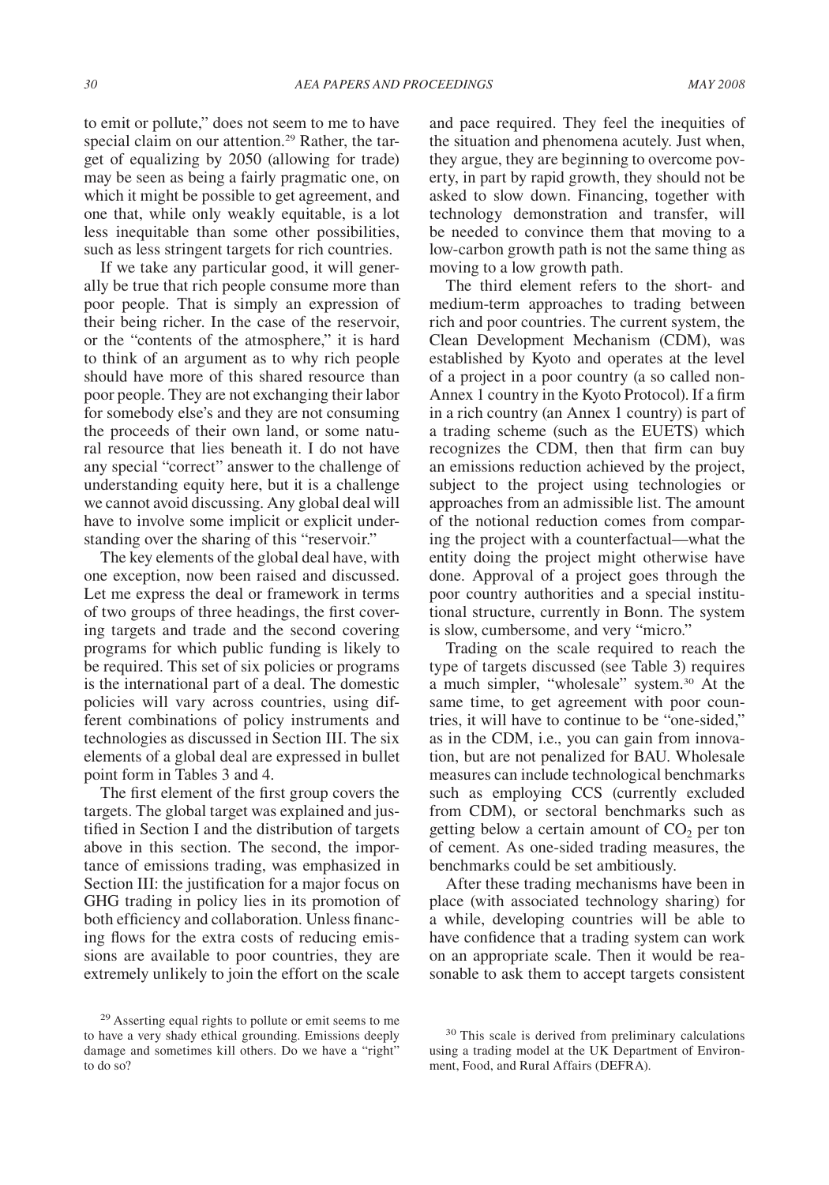to emit or pollute," does not seem to me to have special claim on our attention.[29] Rather, the target of equalizing by 2050 (allowing for trade) may be seen as being a fairly pragmatic one, on which it might be possible to get agreement, and one that, while only weakly equitable, is a lot less inequitable than some other possibilities, such as less stringent targets for rich countries.

If we take any particular good, it will generally be true that rich people consume more than poor people. That is simply an expression of their being richer. In the case of the reservoir, or the "contents of the atmosphere," it is hard to think of an argument as to why rich people should have more of this shared resource than poor people. They are not exchanging their labor for somebody else's and they are not consuming the proceeds of their own land, or some natural resource that lies beneath it. I do not have any special "correct" answer to the challenge of understanding equity here, but it is a challenge we cannot avoid discussing. Any global deal will have to involve some implicit or explicit understanding over the sharing of this "reservoir."

The key elements of the global deal have, with one exception, now been raised and discussed. Let me express the deal or framework in terms of two groups of three headings, the first covering targets and trade and the second covering programs for which public funding is likely to be required. This set of six policies or programs is the international part of a deal. The domestic policies will vary across countries, using different combinations of policy instruments and technologies as discussed in Section III. The six elements of a global deal are expressed in bullet point form in Tables 3 and 4.

The first element of the first group covers the targets. The global target was explained and justified in Section I and the distribution of targets above in this section. The second, the importance of emissions trading, was emphasized in Section III: the justification for a major focus on GHG trading in policy lies in its promotion of both efficiency and collaboration. Unless financing flows for the extra costs of reducing emissions are available to poor countries, they are extremely unlikely to join the effort on the scale and pace required. They feel the inequities of the situation and phenomena acutely. Just when, they argue, they are beginning to overcome poverty, in part by rapid growth, they should not be asked to slow down. Financing, together with technology demonstration and transfer, will be needed to convince them that moving to a low-carbon growth path is not the same thing as moving to a low growth path.

The third element refers to the short- and medium-term approaches to trading between rich and poor countries. The current system, the Clean Development Mechanism (CDM), was established by Kyoto and operates at the level of a project in a poor country (a so called non-Annex 1 country in the Kyoto Protocol). If a firm in a rich country (an Annex 1 country) is part of a trading scheme (such as the EUETS) which recognizes the CDM, then that firm can buy an emissions reduction achieved by the project, subject to the project using technologies or approaches from an admissible list. The amount of the notional reduction comes from comparing the project with a counterfactual—what the entity doing the project might otherwise have done. Approval of a project goes through the poor country authorities and a special institutional structure, currently in Bonn. The system is slow, cumbersome, and very "micro."

Trading on the scale required to reach the type of targets discussed (see Table 3) requires a much simpler, "wholesale" system.[30] At the same time, to get agreement with poor countries, it will have to continue to be "one-sided," as in the CDM, i.e., you can gain from innovation, but are not penalized for BAU. Wholesale measures can include technological benchmarks such as employing CCS (currently excluded from CDM), or sectoral benchmarks such as getting below a certain amount of $CO_2$ per ton of cement. As one-sided trading measures, the benchmarks could be set ambitiously.

After these trading mechanisms have been in place (with associated technology sharing) for a while, developing countries will be able to have confidence that a trading system can work on an appropriate scale. Then it would be reasonable to ask them to accept targets consistent

[29] Asserting equal rights to pollute or emit seems to me to have a very shady ethical grounding. Emissions deeply damage and sometimes kill others. Do we have a "right" to do so?

[30] This scale is derived from preliminary calculations using a trading model at the UK Department of Environment, Food, and Rural Affairs (DEFRA).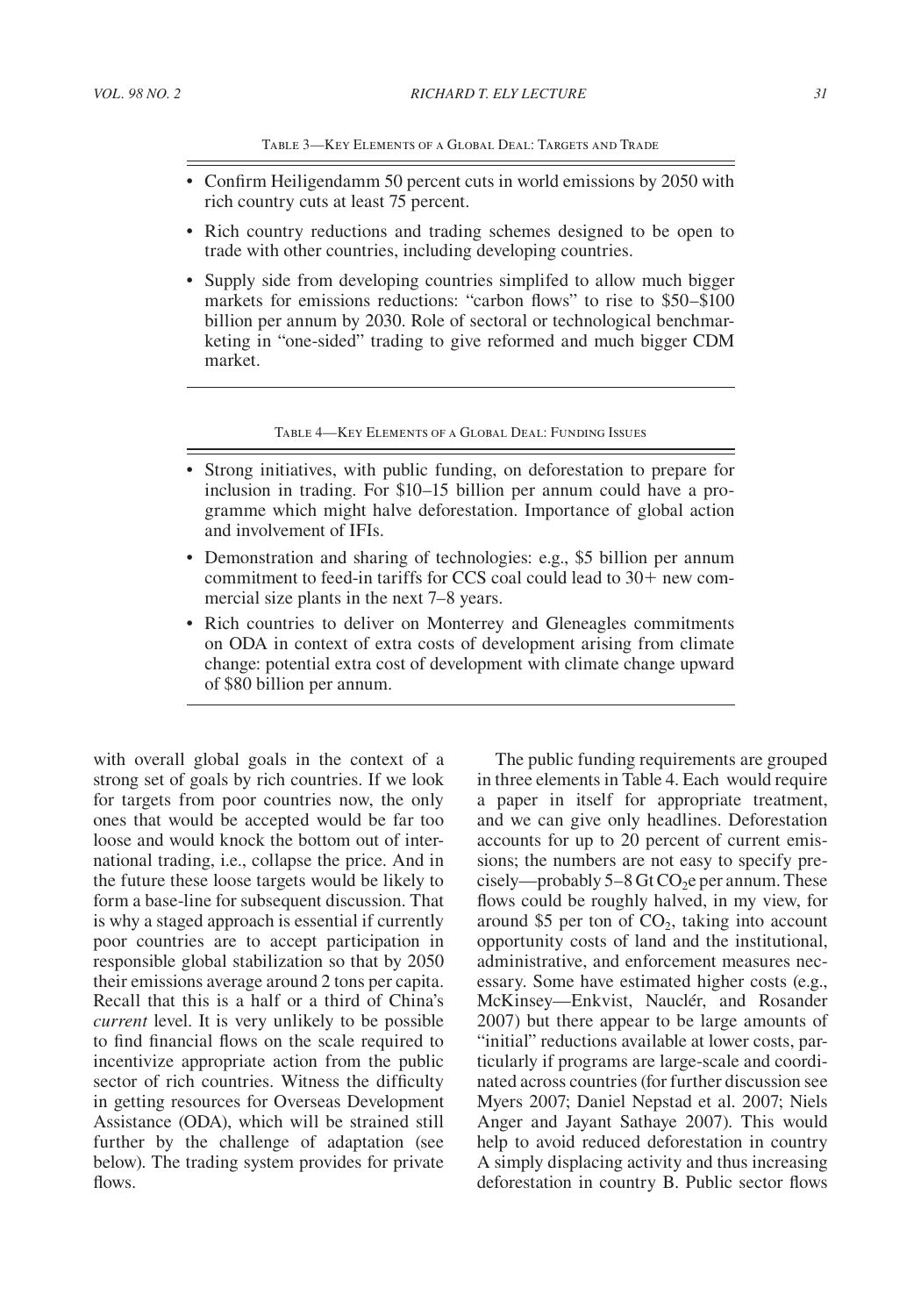Table 3—Key Elements of a Global Deal: Targets and Trade

- Confirm Heiligendamm 50 percent cuts in world emissions by 2050 with rich country cuts at least 75 percent.
- Rich country reductions and trading schemes designed to be open to trade with other countries, including developing countries.
- Supply side from developing countries simplifed to allow much bigger markets for emissions reductions: "carbon flows" to rise to $50–$100 billion per annum by 2030. Role of sectoral or technological benchmarketing in "one-sided" trading to give reformed and much bigger CDM market.

Table 4—Key Elements of a Global Deal: Funding Issues

- Strong initiatives, with public funding, on deforestation to prepare for inclusion in trading. For $10–15 billion per annum could have a programme which might halve deforestation. Importance of global action and involvement of IFIs.
- Demonstration and sharing of technologies: e.g., $5 billion per annum commitment to feed-in tariffs for CCS coal could lead to 30+ new commercial size plants in the next 7–8 years.
- Rich countries to deliver on Monterrey and Gleneagles commitments on ODA in context of extra costs of development arising from climate change: potential extra cost of development with climate change upward of $80 billion per annum.

with overall global goals in the context of a strong set of goals by rich countries. If we look for targets from poor countries now, the only ones that would be accepted would be far too loose and would knock the bottom out of international trading, i.e., collapse the price. And in the future these loose targets would be likely to form a base-line for subsequent discussion. That is why a staged approach is essential if currently poor countries are to accept participation in responsible global stabilization so that by 2050 their emissions average around 2 tons per capita. Recall that this is a half or a third of China's *current* level. It is very unlikely to be possible to find financial flows on the scale required to incentivize appropriate action from the public sector of rich countries. Witness the difficulty in getting resources for Overseas Development Assistance (ODA), which will be strained still further by the challenge of adaptation (see below). The trading system provides for private flows.

The public funding requirements are grouped in three elements in Table 4. Each would require a paper in itself for appropriate treatment, and we can give only headlines. Deforestation accounts for up to 20 percent of current emissions; the numbers are not easy to specify precisely—probably 5–8 Gt $CO_2$e per annum. These flows could be roughly halved, in my view, for around $5 per ton of $CO_2$, taking into account opportunity costs of land and the institutional, administrative, and enforcement measures necessary. Some have estimated higher costs (e.g., McKinsey—Enkvist, Nauclér, and Rosander 2007) but there appear to be large amounts of "initial" reductions available at lower costs, particularly if programs are large-scale and coordinated across countries (for further discussion see Myers 2007; Daniel Nepstad et al. 2007; Niels Anger and Jayant Sathaye 2007). This would help to avoid reduced deforestation in country A simply displacing activity and thus increasing deforestation in country B. Public sector flows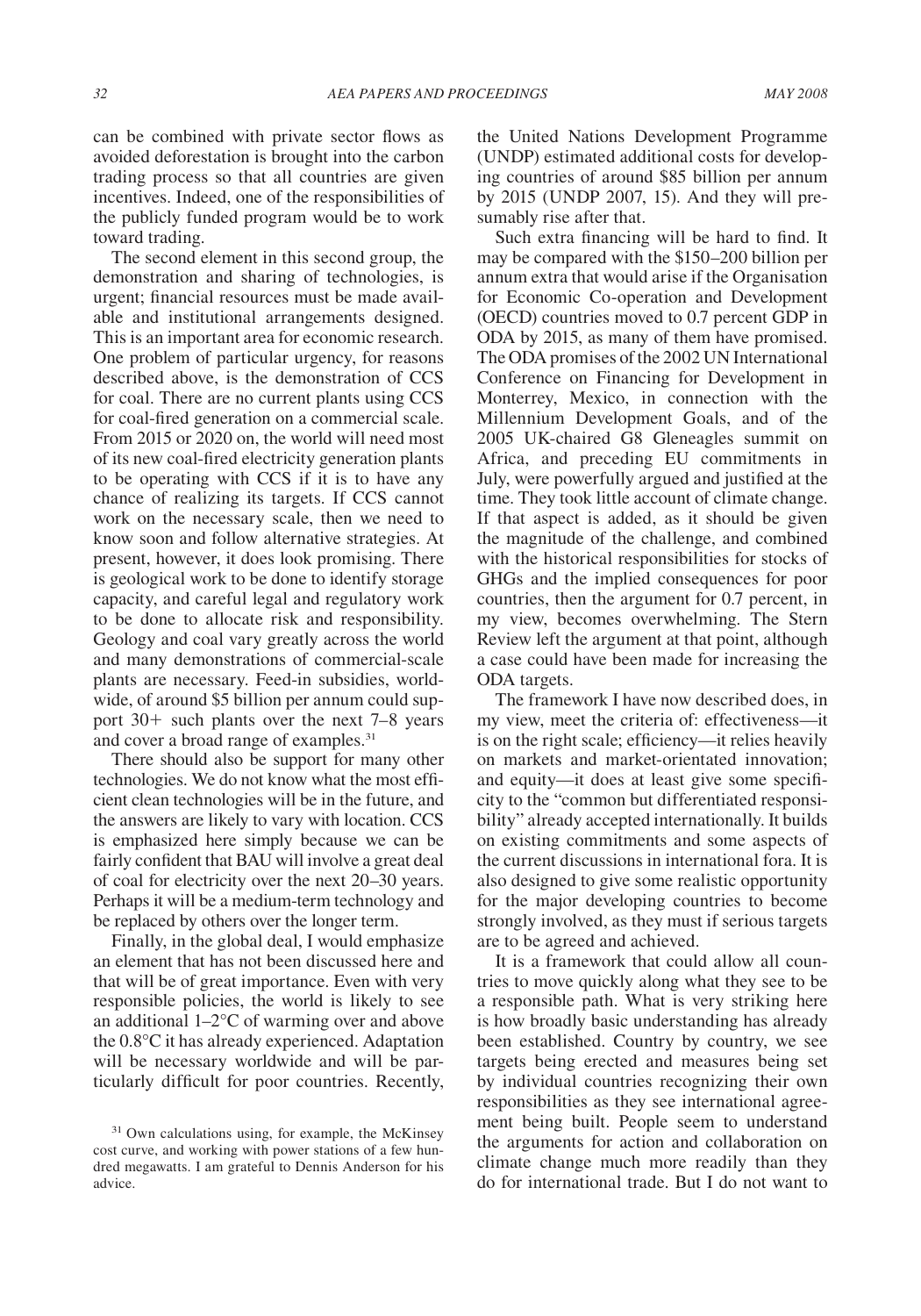can be combined with private sector flows as avoided deforestation is brought into the carbon trading process so that all countries are given incentives. Indeed, one of the responsibilities of the publicly funded program would be to work toward trading.

The second element in this second group, the demonstration and sharing of technologies, is urgent; financial resources must be made available and institutional arrangements designed. This is an important area for economic research. One problem of particular urgency, for reasons described above, is the demonstration of CCS for coal. There are no current plants using CCS for coal-fired generation on a commercial scale. From 2015 or 2020 on, the world will need most of its new coal-fired electricity generation plants to be operating with CCS if it is to have any chance of realizing its targets. If CCS cannot work on the necessary scale, then we need to know soon and follow alternative strategies. At present, however, it does look promising. There is geological work to be done to identify storage capacity, and careful legal and regulatory work to be done to allocate risk and responsibility. Geology and coal vary greatly across the world and many demonstrations of commercial-scale plants are necessary. Feed-in subsidies, worldwide, of around \$5 billion per annum could support 30+ such plants over the next 7–8 years and cover a broad range of examples.[31]

There should also be support for many other technologies. We do not know what the most efficient clean technologies will be in the future, and the answers are likely to vary with location. CCS is emphasized here simply because we can be fairly confident that BAU will involve a great deal of coal for electricity over the next 20–30 years. Perhaps it will be a medium-term technology and be replaced by others over the longer term.

Finally, in the global deal, I would emphasize an element that has not been discussed here and that will be of great importance. Even with very responsible policies, the world is likely to see an additional 1–2°C of warming over and above the 0.8°C it has already experienced. Adaptation will be necessary worldwide and will be particularly difficult for poor countries. Recently, the United Nations Development Programme (UNDP) estimated additional costs for developing countries of around \$85 billion per annum by 2015 (UNDP 2007, 15). And they will presumably rise after that.

Such extra financing will be hard to find. It may be compared with the \$150–200 billion per annum extra that would arise if the Organisation for Economic Co-operation and Development (OECD) countries moved to 0.7 percent GDP in ODA by 2015, as many of them have promised. The ODA promises of the 2002 UN International Conference on Financing for Development in Monterrey, Mexico, in connection with the Millennium Development Goals, and of the 2005 UK-chaired G8 Gleneagles summit on Africa, and preceding EU commitments in July, were powerfully argued and justified at the time. They took little account of climate change. If that aspect is added, as it should be given the magnitude of the challenge, and combined with the historical responsibilities for stocks of GHGs and the implied consequences for poor countries, then the argument for 0.7 percent, in my view, becomes overwhelming. The Stern Review left the argument at that point, although a case could have been made for increasing the ODA targets.

The framework I have now described does, in my view, meet the criteria of: effectiveness—it is on the right scale; efficiency—it relies heavily on markets and market-orientated innovation; and equity—it does at least give some specificity to the "common but differentiated responsibility" already accepted internationally. It builds on existing commitments and some aspects of the current discussions in international fora. It is also designed to give some realistic opportunity for the major developing countries to become strongly involved, as they must if serious targets are to be agreed and achieved.

It is a framework that could allow all countries to move quickly along what they see to be a responsible path. What is very striking here is how broadly basic understanding has already been established. Country by country, we see targets being erected and measures being set by individual countries recognizing their own responsibilities as they see international agreement being built. People seem to understand the arguments for action and collaboration on climate change much more readily than they do for international trade. But I do not want to

[31] Own calculations using, for example, the McKinsey cost curve, and working with power stations of a few hundred megawatts. I am grateful to Dennis Anderson for his advice.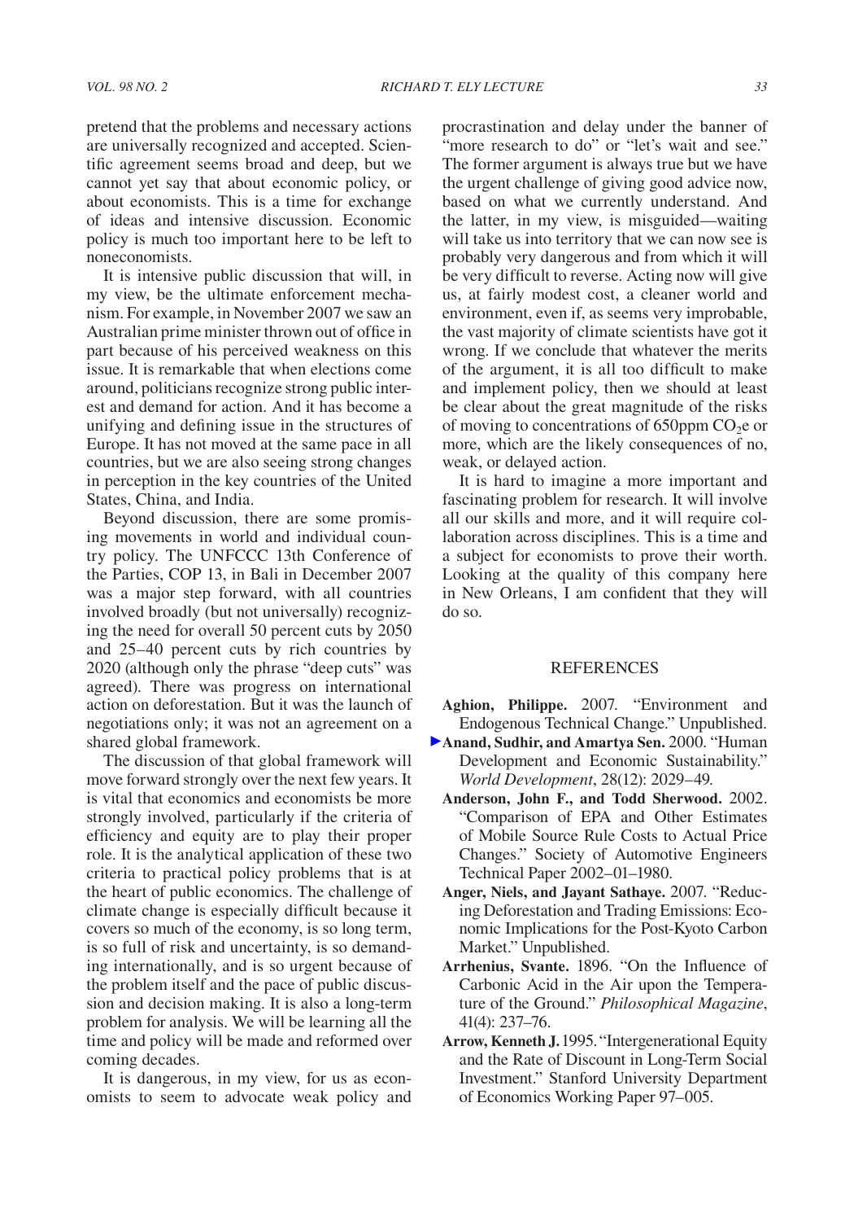pretend that the problems and necessary actions are universally recognized and accepted. Scientific agreement seems broad and deep, but we cannot yet say that about economic policy, or about economists. This is a time for exchange of ideas and intensive discussion. Economic policy is much too important here to be left to noneconomists.

It is intensive public discussion that will, in my view, be the ultimate enforcement mechanism. For example, in November 2007 we saw an Australian prime minister thrown out of office in part because of his perceived weakness on this issue. It is remarkable that when elections come around, politicians recognize strong public interest and demand for action. And it has become a unifying and defining issue in the structures of Europe. It has not moved at the same pace in all countries, but we are also seeing strong changes in perception in the key countries of the United States, China, and India.

Beyond discussion, there are some promising movements in world and individual country policy. The UNFCCC 13th Conference of the Parties, COP 13, in Bali in December 2007 was a major step forward, with all countries involved broadly (but not universally) recognizing the need for overall 50 percent cuts by 2050 and 25–40 percent cuts by rich countries by 2020 (although only the phrase "deep cuts" was agreed). There was progress on international action on deforestation. But it was the launch of negotiations only; it was not an agreement on a shared global framework.

The discussion of that global framework will move forward strongly over the next few years. It is vital that economics and economists be more strongly involved, particularly if the criteria of efficiency and equity are to play their proper role. It is the analytical application of these two criteria to practical policy problems that is at the heart of public economics. The challenge of climate change is especially difficult because it covers so much of the economy, is so long term, is so full of risk and uncertainty, is so demanding internationally, and is so urgent because of the problem itself and the pace of public discussion and decision making. It is also a long-term problem for analysis. We will be learning all the time and policy will be made and reformed over coming decades.

It is dangerous, in my view, for us as economists to seem to advocate weak policy and procrastination and delay under the banner of "more research to do" or "let's wait and see." The former argument is always true but we have the urgent challenge of giving good advice now, based on what we currently understand. And the latter, in my view, is misguided—waiting will take us into territory that we can now see is probably very dangerous and from which it will be very difficult to reverse. Acting now will give us, at fairly modest cost, a cleaner world and environment, even if, as seems very improbable, the vast majority of climate scientists have got it wrong. If we conclude that whatever the merits of the argument, it is all too difficult to make and implement policy, then we should at least be clear about the great magnitude of the risks of moving to concentrations of 650ppm $CO_2$e or more, which are the likely consequences of no, weak, or delayed action.

It is hard to imagine a more important and fascinating problem for research. It will involve all our skills and more, and it will require collaboration across disciplines. This is a time and a subject for economists to prove their worth. Looking at the quality of this company here in New Orleans, I am confident that they will do so.

## REFERENCES

**Aghion, Philippe.** 2007. "Environment and Endogenous Technical Change." Unpublished.

**Anand, Sudhir, and Amartya Sen.** 2000. "Human Development and Economic Sustainability." *World Development*, 28(12): 2029–49.

**Anderson, John F., and Todd Sherwood.** 2002. "Comparison of EPA and Other Estimates of Mobile Source Rule Costs to Actual Price Changes." Society of Automotive Engineers Technical Paper 2002–01–1980.

**Anger, Niels, and Jayant Sathaye.** 2007. "Reducing Deforestation and Trading Emissions: Economic Implications for the Post-Kyoto Carbon Market." Unpublished.

**Arrhenius, Svante.** 1896. "On the Influence of Carbonic Acid in the Air upon the Temperature of the Ground." *Philosophical Magazine*, 41(4): 237–76.

**Arrow, Kenneth J.** 1995. "Intergenerational Equity and the Rate of Discount in Long-Term Social Investment." Stanford University Department of Economics Working Paper 97–005.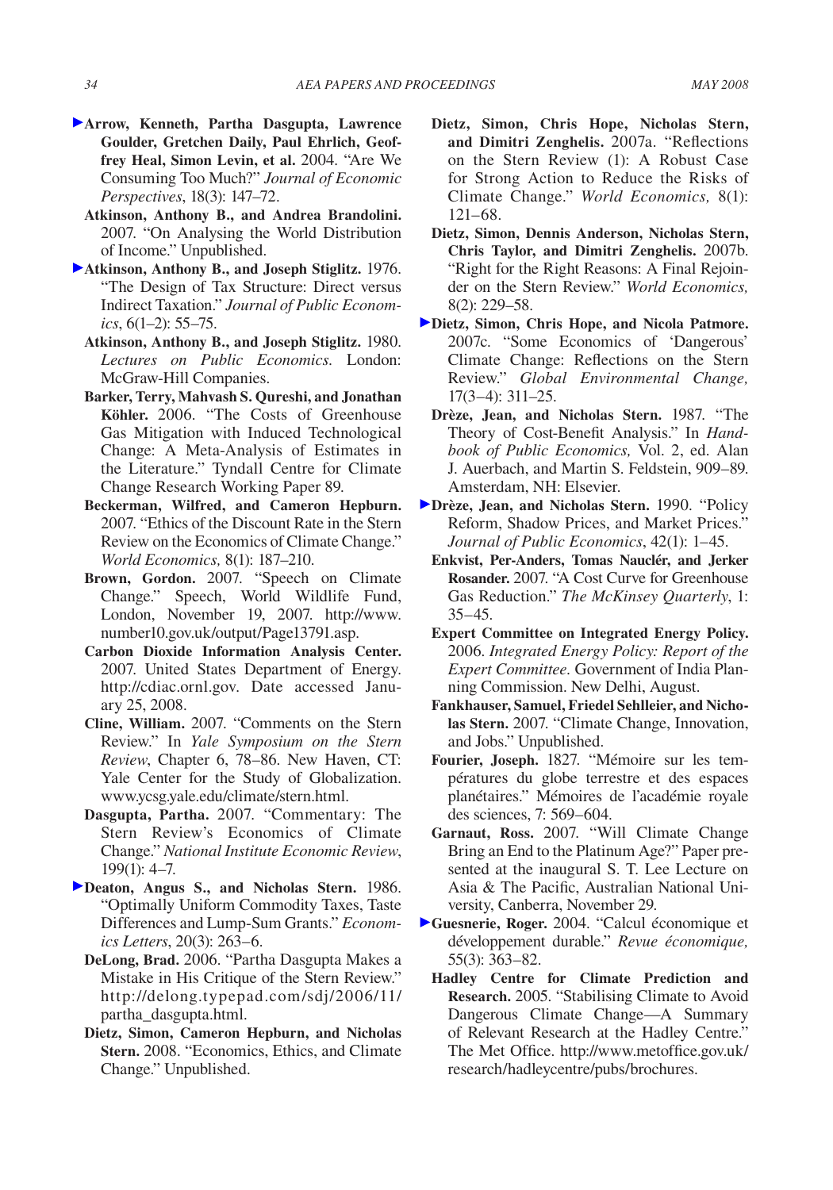**Arrow, Kenneth, Partha Dasgupta, Lawrence Goulder, Gretchen Daily, Paul Ehrlich, Geoffrey Heal, Simon Levin, et al.** 2004. "Are We Consuming Too Much?" *Journal of Economic Perspectives*, 18(3): 147–72.

**Atkinson, Anthony B., and Andrea Brandolini.** 2007. "On Analysing the World Distribution of Income." Unpublished.

**Atkinson, Anthony B., and Joseph Stiglitz.** 1976. "The Design of Tax Structure: Direct versus Indirect Taxation." *Journal of Public Economics*, 6(1–2): 55–75.

**Atkinson, Anthony B., and Joseph Stiglitz.** 1980. *Lectures on Public Economics.* London: McGraw-Hill Companies.

**Barker, Terry, Mahvash S. Qureshi, and Jonathan Köhler.** 2006. "The Costs of Greenhouse Gas Mitigation with Induced Technological Change: A Meta-Analysis of Estimates in the Literature." Tyndall Centre for Climate Change Research Working Paper 89.

**Beckerman, Wilfred, and Cameron Hepburn.** 2007. "Ethics of the Discount Rate in the Stern Review on the Economics of Climate Change." *World Economics,* 8(1): 187–210.

**Brown, Gordon.** 2007. "Speech on Climate Change." Speech, World Wildlife Fund, London, November 19, 2007. http://www.number10.gov.uk/output/Page13791.asp.

**Carbon Dioxide Information Analysis Center.** 2007. United States Department of Energy. http://cdiac.ornl.gov. Date accessed January 25, 2008.

**Cline, William.** 2007. "Comments on the Stern Review." In *Yale Symposium on the Stern Review*, Chapter 6, 78–86. New Haven, CT: Yale Center for the Study of Globalization. www.ycsg.yale.edu/climate/stern.html.

**Dasgupta, Partha.** 2007. "Commentary: The Stern Review's Economics of Climate Change." *National Institute Economic Review*, 199(1): 4–7.

**Deaton, Angus S., and Nicholas Stern.** 1986. "Optimally Uniform Commodity Taxes, Taste Differences and Lump-Sum Grants." *Economics Letters*, 20(3): 263–6.

**DeLong, Brad.** 2006. "Partha Dasgupta Makes a Mistake in His Critique of the Stern Review." http://delong.typepad.com/sdj/2006/11/partha_dasgupta.html.

**Dietz, Simon, Cameron Hepburn, and Nicholas Stern.** 2008. "Economics, Ethics, and Climate Change." Unpublished.

**Dietz, Simon, Chris Hope, Nicholas Stern, and Dimitri Zenghelis.** 2007a. "Reflections on the Stern Review (1): A Robust Case for Strong Action to Reduce the Risks of Climate Change." *World Economics,* 8(1): 121–68.

**Dietz, Simon, Dennis Anderson, Nicholas Stern, Chris Taylor, and Dimitri Zenghelis.** 2007b. "Right for the Right Reasons: A Final Rejoinder on the Stern Review." *World Economics,* 8(2): 229–58.

**Dietz, Simon, Chris Hope, and Nicola Patmore.** 2007c. "Some Economics of 'Dangerous' Climate Change: Reflections on the Stern Review." *Global Environmental Change,* 17(3–4): 311–25.

**Drèze, Jean, and Nicholas Stern.** 1987. "The Theory of Cost-Benefit Analysis." In *Handbook of Public Economics,* Vol. 2, ed. Alan J. Auerbach, and Martin S. Feldstein, 909–89. Amsterdam, NH: Elsevier.

**Drèze, Jean, and Nicholas Stern.** 1990. "Policy Reform, Shadow Prices, and Market Prices." *Journal of Public Economics*, 42(1): 1–45.

**Enkvist, Per-Anders, Tomas Nauclér, and Jerker Rosander.** 2007. "A Cost Curve for Greenhouse Gas Reduction." *The McKinsey Quarterly*, 1: 35–45.

**Expert Committee on Integrated Energy Policy.** 2006. *Integrated Energy Policy: Report of the Expert Committee.* Government of India Planning Commission. New Delhi, August.

**Fankhauser, Samuel, Friedel Sehlleier, and Nicholas Stern.** 2007. "Climate Change, Innovation, and Jobs." Unpublished.

**Fourier, Joseph.** 1827. "Mémoire sur les températures du globe terrestre et des espaces planétaires." Mémoires de l'académie royale des sciences, 7: 569–604.

**Garnaut, Ross.** 2007. "Will Climate Change Bring an End to the Platinum Age?" Paper presented at the inaugural S. T. Lee Lecture on Asia & The Pacific, Australian National University, Canberra, November 29.

**Guesnerie, Roger.** 2004. "Calcul économique et développement durable." *Revue économique,* 55(3): 363–82.

**Hadley Centre for Climate Prediction and Research.** 2005. "Stabilising Climate to Avoid Dangerous Climate Change—A Summary of Relevant Research at the Hadley Centre." The Met Office. http://www.metoffice.gov.uk/research/hadleycentre/pubs/brochures.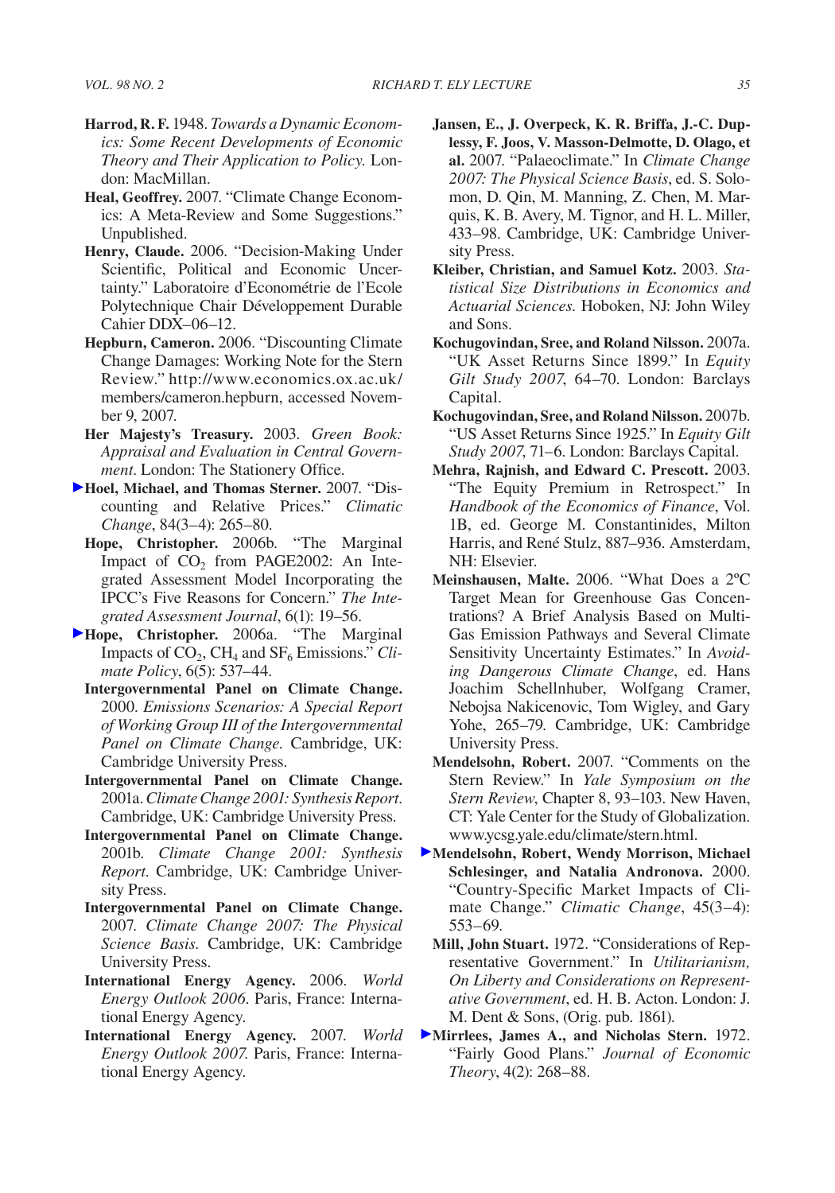**Harrod, R. F.** 1948. *Towards a Dynamic Economics: Some Recent Developments of Economic Theory and Their Application to Policy.* London: MacMillan.

**Heal, Geoffrey.** 2007. "Climate Change Economics: A Meta-Review and Some Suggestions." Unpublished.

**Henry, Claude.** 2006. "Decision-Making Under Scientific, Political and Economic Uncertainty." Laboratoire d'Econométrie de l'Ecole Polytechnique Chair Développement Durable Cahier DDX–06–12.

**Hepburn, Cameron.** 2006. "Discounting Climate Change Damages: Working Note for the Stern Review." http://www.economics.ox.ac.uk/members/cameron.hepburn, accessed November 9, 2007.

**Her Majesty's Treasury.** 2003. *Green Book: Appraisal and Evaluation in Central Government.* London: The Stationery Office.

**Hoel, Michael, and Thomas Sterner.** 2007. "Discounting and Relative Prices." *Climatic Change*, 84(3–4): 265–80.

**Hope, Christopher.** 2006b. "The Marginal Impact of $CO_2$ from PAGE2002: An Integrated Assessment Model Incorporating the IPCC's Five Reasons for Concern." *The Integrated Assessment Journal*, 6(1): 19–56.

**Hope, Christopher.** 2006a. "The Marginal Impacts of $CO_2$, $CH_4$ and $SF_6$ Emissions." *Climate Policy*, 6(5): 537–44.

**Intergovernmental Panel on Climate Change.** 2000. *Emissions Scenarios: A Special Report of Working Group III of the Intergovernmental Panel on Climate Change.* Cambridge, UK: Cambridge University Press.

**Intergovernmental Panel on Climate Change.** 2001a. *Climate Change 2001: Synthesis Report.* Cambridge, UK: Cambridge University Press.

**Intergovernmental Panel on Climate Change.** 2001b. *Climate Change 2001: Synthesis Report.* Cambridge, UK: Cambridge University Press.

**Intergovernmental Panel on Climate Change.** 2007. *Climate Change 2007: The Physical Science Basis.* Cambridge, UK: Cambridge University Press.

**International Energy Agency.** 2006. *World Energy Outlook 2006.* Paris, France: International Energy Agency.

**International Energy Agency.** 2007. *World Energy Outlook 2007.* Paris, France: International Energy Agency.

**Jansen, E., J. Overpeck, K. R. Briffa, J.-C. Duplessy, F. Joos, V. Masson-Delmotte, D. Olago, et al.** 2007. "Palaeoclimate." In *Climate Change 2007: The Physical Science Basis*, ed. S. Solomon, D. Qin, M. Manning, Z. Chen, M. Marquis, K. B. Avery, M. Tignor, and H. L. Miller, 433–98. Cambridge, UK: Cambridge University Press.

**Kleiber, Christian, and Samuel Kotz.** 2003. *Statistical Size Distributions in Economics and Actuarial Sciences.* Hoboken, NJ: John Wiley and Sons.

**Kochugovindan, Sree, and Roland Nilsson.** 2007a. "UK Asset Returns Since 1899." In *Equity Gilt Study 2007*, 64–70. London: Barclays Capital.

**Kochugovindan, Sree, and Roland Nilsson.** 2007b. "US Asset Returns Since 1925." In *Equity Gilt Study 2007*, 71–6. London: Barclays Capital.

**Mehra, Rajnish, and Edward C. Prescott.** 2003. "The Equity Premium in Retrospect." In *Handbook of the Economics of Finance*, Vol. 1B, ed. George M. Constantinides, Milton Harris, and René Stulz, 887–936. Amsterdam, NH: Elsevier.

**Meinshausen, Malte.** 2006. "What Does a 2ºC Target Mean for Greenhouse Gas Concentrations? A Brief Analysis Based on Multi-Gas Emission Pathways and Several Climate Sensitivity Uncertainty Estimates." In *Avoiding Dangerous Climate Change*, ed. Hans Joachim Schellnhuber, Wolfgang Cramer, Nebojsa Nakicenovic, Tom Wigley, and Gary Yohe, 265–79. Cambridge, UK: Cambridge University Press.

**Mendelsohn, Robert.** 2007. "Comments on the Stern Review." In *Yale Symposium on the Stern Review*, Chapter 8, 93–103. New Haven, CT: Yale Center for the Study of Globalization. www.ycsg.yale.edu/climate/stern.html.

**Mendelsohn, Robert, Wendy Morrison, Michael Schlesinger, and Natalia Andronova.** 2000. "Country-Specific Market Impacts of Climate Change." *Climatic Change*, 45(3–4): 553–69.

**Mill, John Stuart.** 1972. "Considerations of Representative Government." In *Utilitarianism, On Liberty and Considerations on Representative Government*, ed. H. B. Acton. London: J. M. Dent & Sons, (Orig. pub. 1861).

**Mirrlees, James A., and Nicholas Stern.** 1972. "Fairly Good Plans." *Journal of Economic Theory*, 4(2): 268–88.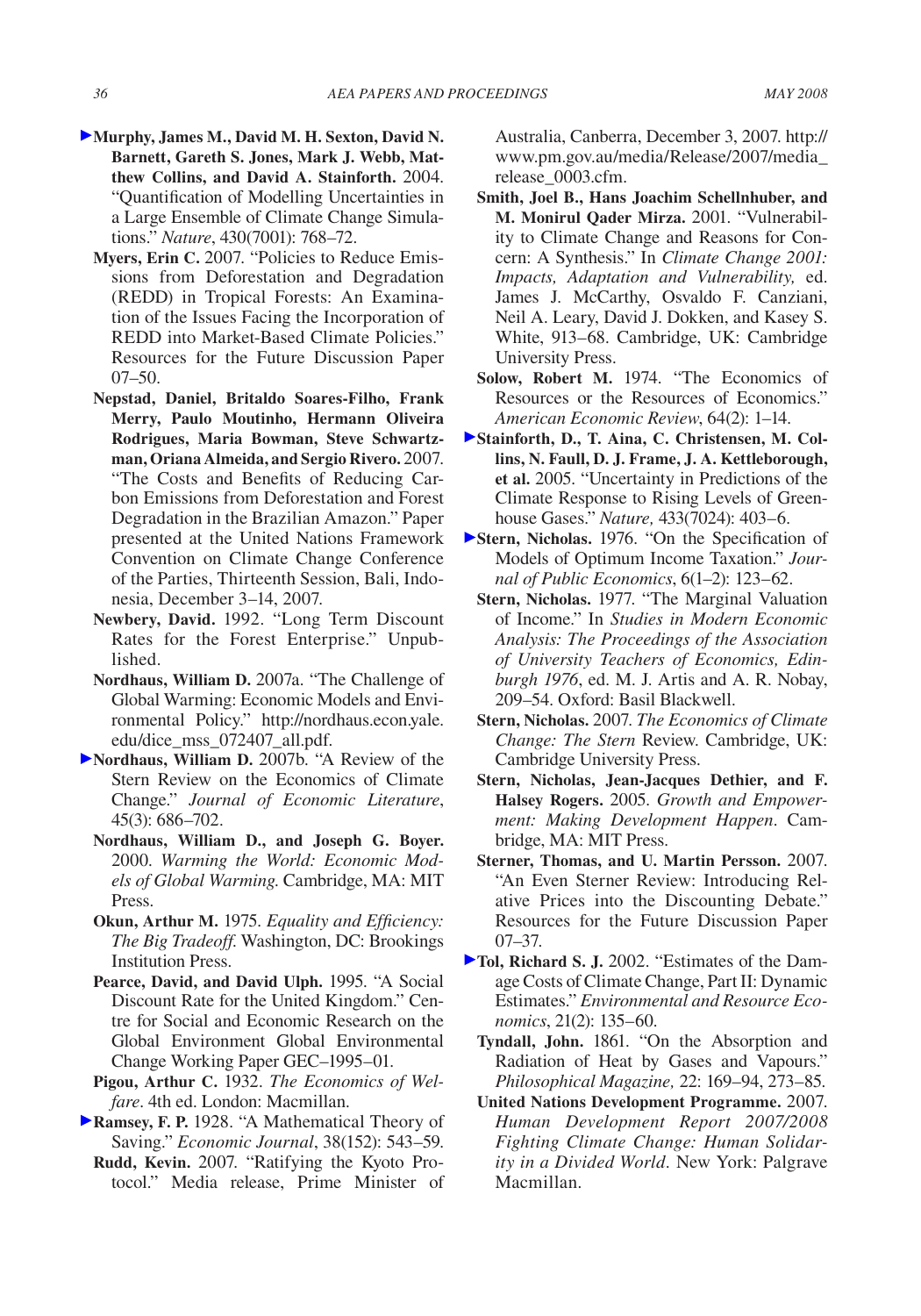**Murphy, James M., David M. H. Sexton, David N. Barnett, Gareth S. Jones, Mark J. Webb, Matthew Collins, and David A. Stainforth.** 2004. "Quantification of Modelling Uncertainties in a Large Ensemble of Climate Change Simulations." *Nature*, 430(7001): 768–72.

**Myers, Erin C.** 2007. "Policies to Reduce Emissions from Deforestation and Degradation (REDD) in Tropical Forests: An Examination of the Issues Facing the Incorporation of REDD into Market-Based Climate Policies." Resources for the Future Discussion Paper 07–50.

**Nepstad, Daniel, Britaldo Soares-Filho, Frank Merry, Paulo Moutinho, Hermann Oliveira Rodrigues, Maria Bowman, Steve Schwartzman, Oriana Almeida, and Sergio Rivero.** 2007. "The Costs and Benefits of Reducing Carbon Emissions from Deforestation and Forest Degradation in the Brazilian Amazon." Paper presented at the United Nations Framework Convention on Climate Change Conference of the Parties, Thirteenth Session, Bali, Indonesia, December 3–14, 2007.

**Newbery, David.** 1992. "Long Term Discount Rates for the Forest Enterprise." Unpublished.

**Nordhaus, William D.** 2007a. "The Challenge of Global Warming: Economic Models and Environmental Policy." http://nordhaus.econ.yale.edu/dice_mss_072407_all.pdf.

**Nordhaus, William D.** 2007b. "A Review of the Stern Review on the Economics of Climate Change." *Journal of Economic Literature*, 45(3): 686–702.

**Nordhaus, William D., and Joseph G. Boyer.** 2000. *Warming the World: Economic Models of Global Warming.* Cambridge, MA: MIT Press.

**Okun, Arthur M.** 1975. *Equality and Efficiency: The Big Tradeoff.* Washington, DC: Brookings Institution Press.

**Pearce, David, and David Ulph.** 1995. "A Social Discount Rate for the United Kingdom." Centre for Social and Economic Research on the Global Environment Global Environmental Change Working Paper GEC–1995–01.

**Pigou, Arthur C.** 1932. *The Economics of Welfare*. 4th ed. London: Macmillan.

**Ramsey, F. P.** 1928. "A Mathematical Theory of Saving." *Economic Journal*, 38(152): 543–59.

**Rudd, Kevin.** 2007. "Ratifying the Kyoto Protocol." Media release, Prime Minister of Australia, Canberra, December 3, 2007. http://www.pm.gov.au/media/Release/2007/media_release_0003.cfm.

**Smith, Joel B., Hans Joachim Schellnhuber, and M. Monirul Qader Mirza.** 2001. "Vulnerability to Climate Change and Reasons for Concern: A Synthesis." In *Climate Change 2001: Impacts, Adaptation and Vulnerability,* ed. James J. McCarthy, Osvaldo F. Canziani, Neil A. Leary, David J. Dokken, and Kasey S. White, 913–68. Cambridge, UK: Cambridge University Press.

**Solow, Robert M.** 1974. "The Economics of Resources or the Resources of Economics." *American Economic Review*, 64(2): 1–14.

**Stainforth, D., T. Aina, C. Christensen, M. Collins, N. Faull, D. J. Frame, J. A. Kettleborough, et al.** 2005. "Uncertainty in Predictions of the Climate Response to Rising Levels of Greenhouse Gases." *Nature,* 433(7024): 403–6.

**Stern, Nicholas.** 1976. "On the Specification of Models of Optimum Income Taxation." *Journal of Public Economics*, 6(1–2): 123–62.

**Stern, Nicholas.** 1977. "The Marginal Valuation of Income." In *Studies in Modern Economic Analysis: The Proceedings of the Association of University Teachers of Economics, Edinburgh 1976*, ed. M. J. Artis and A. R. Nobay, 209–54. Oxford: Basil Blackwell.

**Stern, Nicholas.** 2007. *The Economics of Climate Change: The Stern* Review. Cambridge, UK: Cambridge University Press.

**Stern, Nicholas, Jean-Jacques Dethier, and F. Halsey Rogers.** 2005. *Growth and Empowerment: Making Development Happen*. Cambridge, MA: MIT Press.

**Sterner, Thomas, and U. Martin Persson.** 2007. "An Even Sterner Review: Introducing Relative Prices into the Discounting Debate." Resources for the Future Discussion Paper 07–37.

**Tol, Richard S. J.** 2002. "Estimates of the Damage Costs of Climate Change, Part II: Dynamic Estimates." *Environmental and Resource Economics*, 21(2): 135–60.

**Tyndall, John.** 1861. "On the Absorption and Radiation of Heat by Gases and Vapours." *Philosophical Magazine,* 22: 169–94, 273–85.

**United Nations Development Programme.** 2007. *Human Development Report 2007/2008 Fighting Climate Change: Human Solidarity in a Divided World*. New York: Palgrave Macmillan.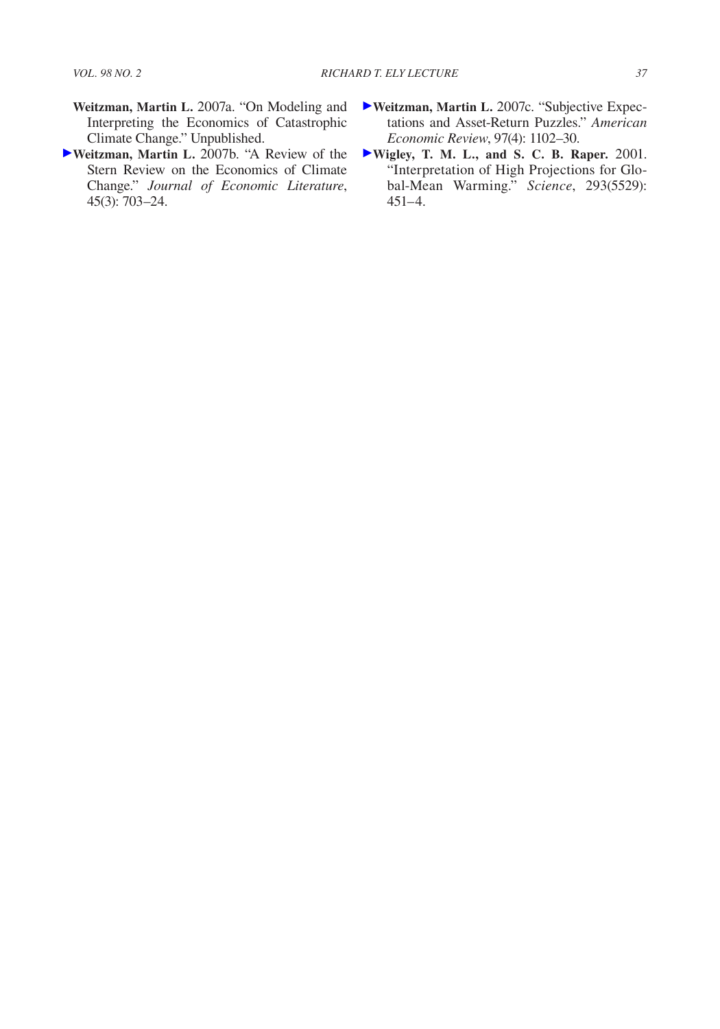**Weitzman, Martin L.** 2007a. "On Modeling and Interpreting the Economics of Catastrophic Climate Change." Unpublished.

**Weitzman, Martin L.** 2007b. "A Review of the Stern Review on the Economics of Climate Change." *Journal of Economic Literature*, 45(3): 703–24.

**Weitzman, Martin L.** 2007c. "Subjective Expectations and Asset-Return Puzzles." *American Economic Review*, 97(4): 1102–30.

**Wigley, T. M. L., and S. C. B. Raper.** 2001. "Interpretation of High Projections for Global-Mean Warming." *Science*, 293(5529): 451–4.